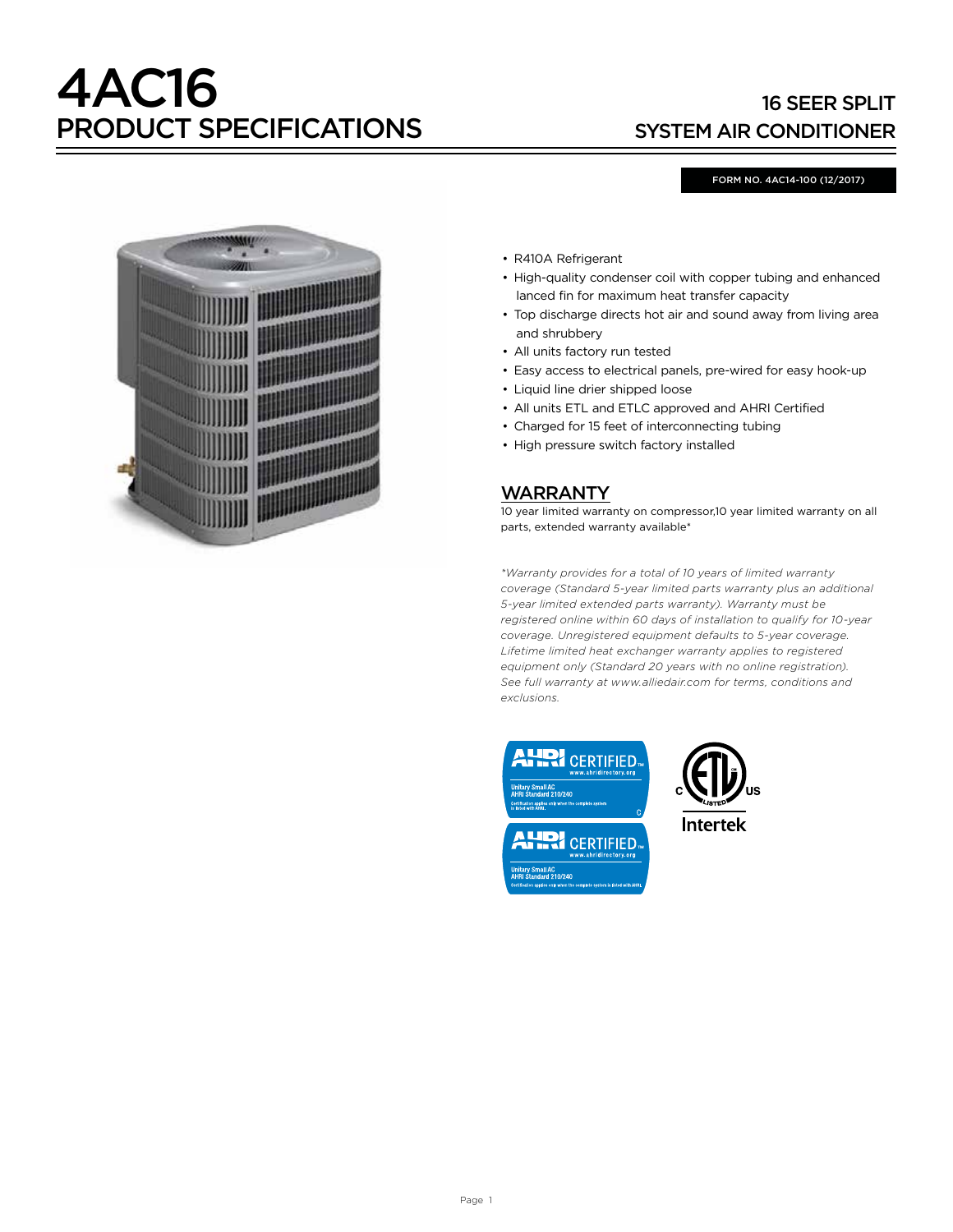# 4AC16

# PRODUCT SPECIFICATIONS

## 16 SEER SPLIT SYSTEM AIR CONDITIONER

FORM NO. 4AC14-100 (12/2017)

- R410A Refrigerant
- High-quality condenser coil with copper tubing and enhanced lanced fin for maximum heat transfer capacity
- Top discharge directs hot air and sound away from living area and shrubbery
- All units factory run tested
- Easy access to electrical panels, pre-wired for easy hook-up
- Liquid line drier shipped loose
- All units ETL and ETLC approved and AHRI Certified
- Charged for 15 feet of interconnecting tubing
- High pressure switch factory installed

## WARRANTY

10 year limited warranty on compressor,10 year limited warranty on all parts, extended warranty available*

*\*Warranty provides for a total of 10 years of limited warranty coverage (Standard 5-year limited parts warranty plus an additional 5-year limited extended parts warranty). Warranty must be registered online within 60 days of installation to qualify for 10-year coverage. Unregistered equipment defaults to 5-year coverage. Lifetime limited heat exchanger warranty applies to registered equipment only (Standard 20 years with no online registration). See full warranty at www.alliedair.com for terms, conditions and exclusions.*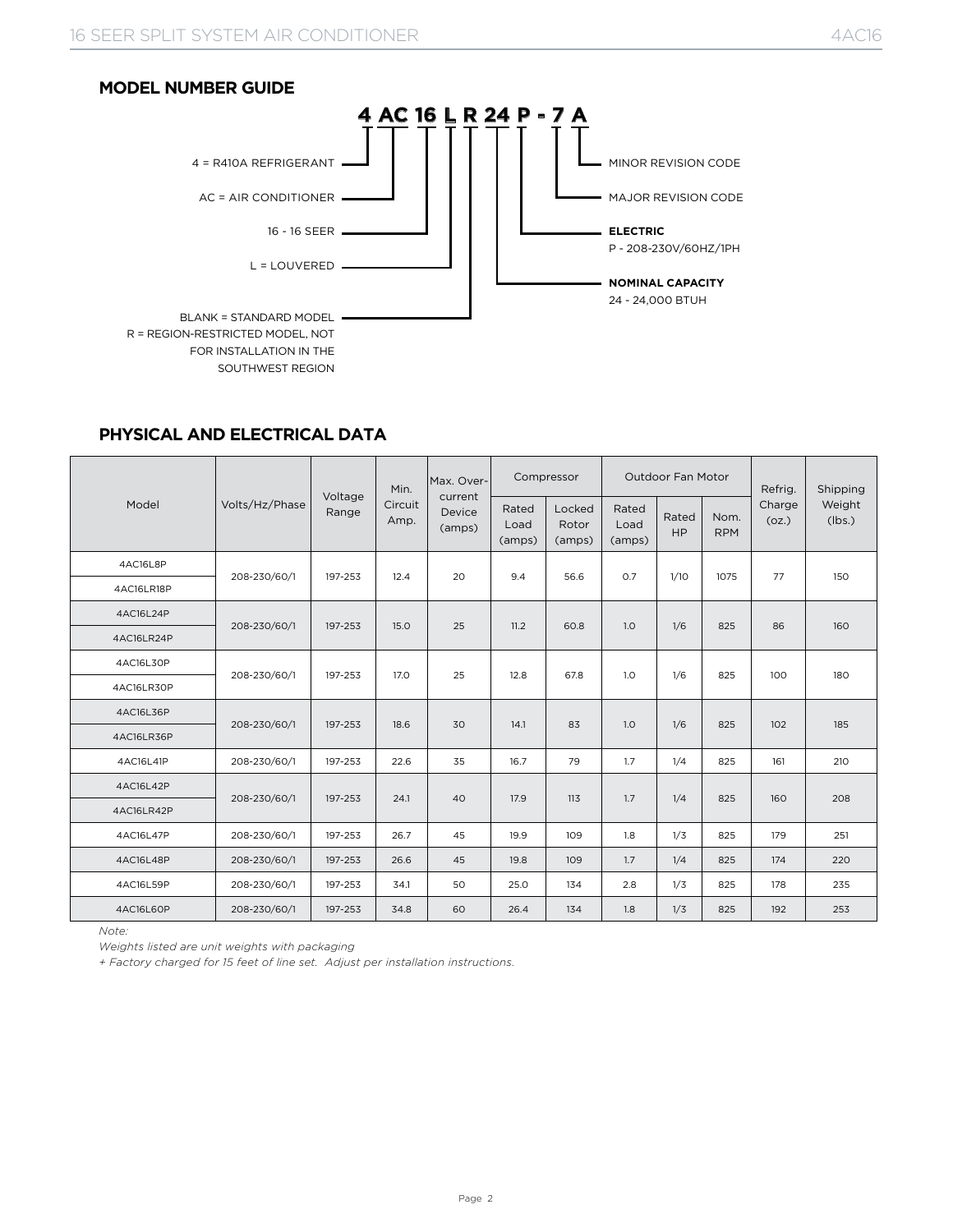## MODEL NUMBER GUIDE

**4 AC 16 L R 24 P - 7 A**

- 4 = R410A REFRIGERANT
- AC = AIR CONDITIONER
- 16 - 16 SEER
- L = LOUVERED
- BLANK = STANDARD MODEL
  R = REGION-RESTRICTED MODEL, NOT FOR INSTALLATION IN THE SOUTHWEST REGION
- **NOMINAL CAPACITY**
  24 - 24,000 BTUH
- **ELECTRIC**
  P - 208-230V/60HZ/1PH
- MAJOR REVISION CODE
- MINOR REVISION CODE

## PHYSICAL AND ELECTRICAL DATA

| Model | Volts/Hz/Phase | Voltage Range | Min. Circuit Amp. | Max. Over-current Device (amps) | Compressor | | Outdoor Fan Motor | | | Refrig. Charge (oz.) | Shipping Weight (lbs.) |
|---|---|---|---|---|---|---|---|---|---|---|---|
| | | | | | Rated Load (amps) | Locked Rotor (amps) | Rated Load (amps) | Rated HP | Nom. RPM | | |
| 4AC16L8P<br>4AC16LR18P | 208-230/60/1 | 197-253 | 12.4 | 20 | 9.4 | 56.6 | 0.7 | 1/10 | 1075 | 77 | 150 |
| 4AC16L24P<br>4AC16LR24P | 208-230/60/1 | 197-253 | 15.0 | 25 | 11.2 | 60.8 | 1.0 | 1/6 | 825 | 86 | 160 |
| 4AC16L30P<br>4AC16LR30P | 208-230/60/1 | 197-253 | 17.0 | 25 | 12.8 | 67.8 | 1.0 | 1/6 | 825 | 100 | 180 |
| 4AC16L36P<br>4AC16LR36P | 208-230/60/1 | 197-253 | 18.6 | 30 | 14.1 | 83 | 1.0 | 1/6 | 825 | 102 | 185 |
| 4AC16L41P | 208-230/60/1 | 197-253 | 22.6 | 35 | 16.7 | 79 | 1.7 | 1/4 | 825 | 161 | 210 |
| 4AC16L42P<br>4AC16LR42P | 208-230/60/1 | 197-253 | 24.1 | 40 | 17.9 | 113 | 1.7 | 1/4 | 825 | 160 | 208 |
| 4AC16L47P | 208-230/60/1 | 197-253 | 26.7 | 45 | 19.9 | 109 | 1.8 | 1/3 | 825 | 179 | 251 |
| 4AC16L48P | 208-230/60/1 | 197-253 | 26.6 | 45 | 19.8 | 109 | 1.7 | 1/4 | 825 | 174 | 220 |
| 4AC16L59P | 208-230/60/1 | 197-253 | 34.1 | 50 | 25.0 | 134 | 2.8 | 1/3 | 825 | 178 | 235 |
| 4AC16L60P | 208-230/60/1 | 197-253 | 34.8 | 60 | 26.4 | 134 | 1.8 | 1/3 | 825 | 192 | 253 |

*Note:*

*Weights listed are unit weights with packaging*

*+ Factory charged for 15 feet of line set. Adjust per installation instructions.*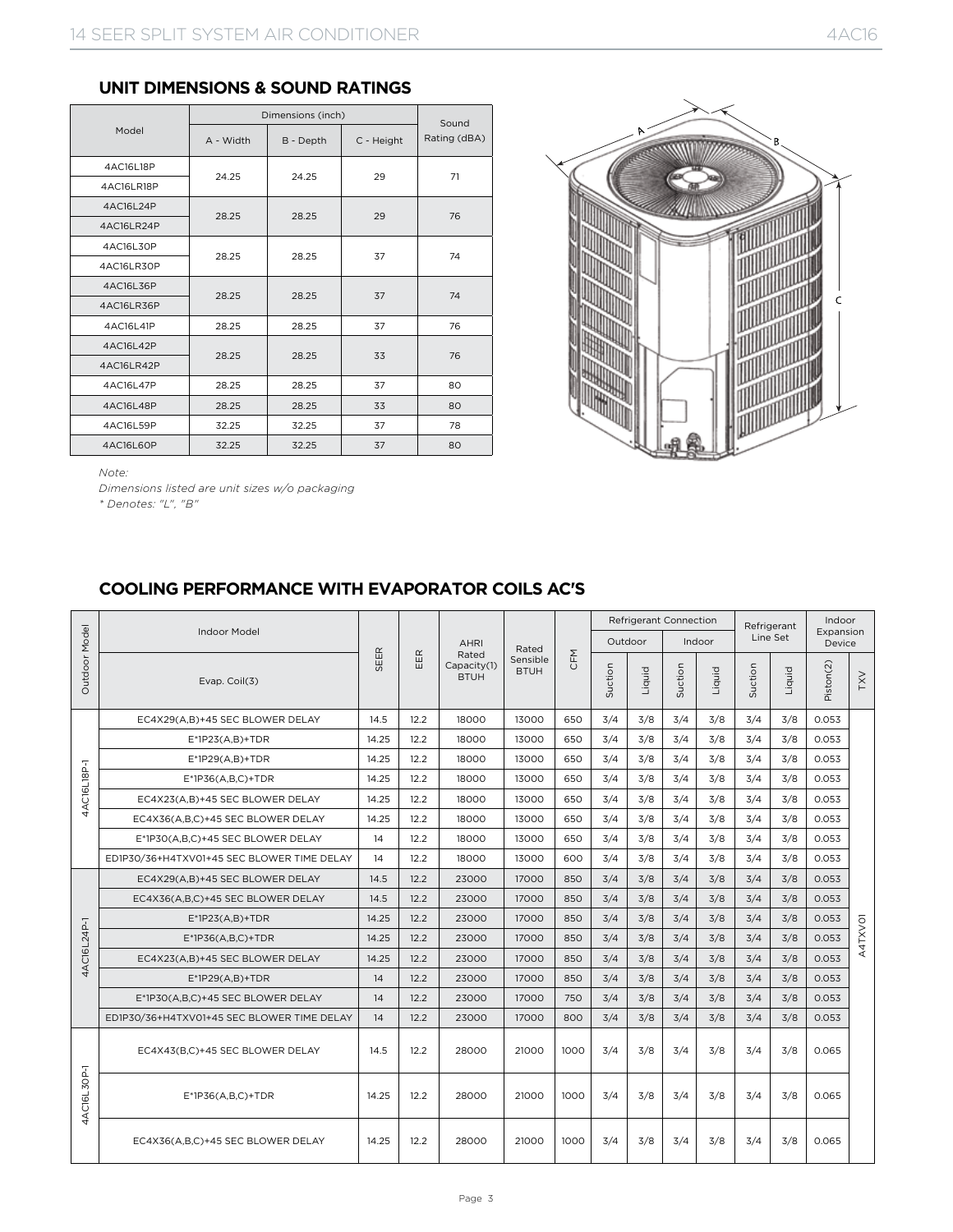## UNIT DIMENSIONS & SOUND RATINGS

| Model | Dimensions (inch) | | | Sound Rating (dBA) |
|---|---|---|---|---|
| | A - Width | B - Depth | C - Height | |
| 4AC16L18P | 24.25 | 24.25 | 29 | 71 |
| 4AC16LR18P | | | | |
| 4AC16L24P | 28.25 | 28.25 | 29 | 76 |
| 4AC16LR24P | | | | |
| 4AC16L30P | 28.25 | 28.25 | 37 | 74 |
| 4AC16LR30P | | | | |
| 4AC16L36P | 28.25 | 28.25 | 37 | 74 |
| 4AC16LR36P | | | | |
| 4AC16L41P | 28.25 | 28.25 | 37 | 76 |
| 4AC16L42P | 28.25 | 28.25 | 33 | 76 |
| 4AC16LR42P | | | | |
| 4AC16L47P | 28.25 | 28.25 | 37 | 80 |
| 4AC16L48P | 28.25 | 28.25 | 33 | 80 |
| 4AC16L59P | 32.25 | 32.25 | 37 | 78 |
| 4AC16L60P | 32.25 | 32.25 | 37 | 80 |

*Note:*
*Dimensions listed are unit sizes w/o packaging*
** Denotes: "L", "B"*

## COOLING PERFORMANCE WITH EVAPORATOR COILS AC'S

| Outdoor Model | Indoor Model / Evap. Coil(3) | SEER | EER | AHRI Rated Capacity(1) BTUH | Rated Sensible BTUH | CFM | Refrigerant Connection Outdoor Suction | Refrigerant Connection Outdoor Liquid | Refrigerant Connection Indoor Suction | Refrigerant Connection Indoor Liquid | Refrigerant Line Set Suction | Refrigerant Line Set Liquid | Indoor Expansion Device Piston(2) | Indoor Expansion Device TXV |
|---|---|---|---|---|---|---|---|---|---|---|---|---|---|---|
| 4AC16L18P-1 | EC4X29(A,B)+45 SEC BLOWER DELAY | 14.5 | 12.2 | 18000 | 13000 | 650 | 3/4 | 3/8 | 3/4 | 3/8 | 3/4 | 3/8 | 0.053 | A4TXV01 |
| | E*1P23(A,B)+TDR | 14.25 | 12.2 | 18000 | 13000 | 650 | 3/4 | 3/8 | 3/4 | 3/8 | 3/4 | 3/8 | 0.053 | |
| | E*1P29(A,B)+TDR | 14.25 | 12.2 | 18000 | 13000 | 650 | 3/4 | 3/8 | 3/4 | 3/8 | 3/4 | 3/8 | 0.053 | |
| | E*1P36(A,B,C)+TDR | 14.25 | 12.2 | 18000 | 13000 | 650 | 3/4 | 3/8 | 3/4 | 3/8 | 3/4 | 3/8 | 0.053 | |
| | EC4X23(A,B)+45 SEC BLOWER DELAY | 14.25 | 12.2 | 18000 | 13000 | 650 | 3/4 | 3/8 | 3/4 | 3/8 | 3/4 | 3/8 | 0.053 | |
| | EC4X36(A,B,C)+45 SEC BLOWER DELAY | 14.25 | 12.2 | 18000 | 13000 | 650 | 3/4 | 3/8 | 3/4 | 3/8 | 3/4 | 3/8 | 0.053 | |
| | E*1P30(A,B,C)+45 SEC BLOWER DELAY | 14 | 12.2 | 18000 | 13000 | 650 | 3/4 | 3/8 | 3/4 | 3/8 | 3/4 | 3/8 | 0.053 | |
| | ED1P30/36+H4TXV01+45 SEC BLOWER TIME DELAY | 14 | 12.2 | 18000 | 13000 | 600 | 3/4 | 3/8 | 3/4 | 3/8 | 3/4 | 3/8 | 0.053 | |
| 4AC16L24P-1 | EC4X29(A,B)+45 SEC BLOWER DELAY | 14.5 | 12.2 | 23000 | 17000 | 850 | 3/4 | 3/8 | 3/4 | 3/8 | 3/4 | 3/8 | 0.053 | |
| | EC4X36(A,B,C)+45 SEC BLOWER DELAY | 14.5 | 12.2 | 23000 | 17000 | 850 | 3/4 | 3/8 | 3/4 | 3/8 | 3/4 | 3/8 | 0.053 | |
| | E*1P23(A,B)+TDR | 14.25 | 12.2 | 23000 | 17000 | 850 | 3/4 | 3/8 | 3/4 | 3/8 | 3/4 | 3/8 | 0.053 | |
| | E*1P36(A,B,C)+TDR | 14.25 | 12.2 | 23000 | 17000 | 850 | 3/4 | 3/8 | 3/4 | 3/8 | 3/4 | 3/8 | 0.053 | |
| | EC4X23(A,B)+45 SEC BLOWER DELAY | 14.25 | 12.2 | 23000 | 17000 | 850 | 3/4 | 3/8 | 3/4 | 3/8 | 3/4 | 3/8 | 0.053 | |
| | E*1P29(A,B)+TDR | 14 | 12.2 | 23000 | 17000 | 850 | 3/4 | 3/8 | 3/4 | 3/8 | 3/4 | 3/8 | 0.053 | |
| | E*1P30(A,B,C)+45 SEC BLOWER DELAY | 14 | 12.2 | 23000 | 17000 | 750 | 3/4 | 3/8 | 3/4 | 3/8 | 3/4 | 3/8 | 0.053 | |
| | ED1P30/36+H4TXV01+45 SEC BLOWER TIME DELAY | 14 | 12.2 | 23000 | 17000 | 800 | 3/4 | 3/8 | 3/4 | 3/8 | 3/4 | 3/8 | 0.053 | |
| 4AC16L30P-1 | EC4X43(B,C)+45 SEC BLOWER DELAY | 14.5 | 12.2 | 28000 | 21000 | 1000 | 3/4 | 3/8 | 3/4 | 3/8 | 3/4 | 3/8 | 0.065 | |
| | E*1P36(A,B,C)+TDR | 14.25 | 12.2 | 28000 | 21000 | 1000 | 3/4 | 3/8 | 3/4 | 3/8 | 3/4 | 3/8 | 0.065 | |
| | EC4X36(A,B,C)+45 SEC BLOWER DELAY | 14.25 | 12.2 | 28000 | 21000 | 1000 | 3/4 | 3/8 | 3/4 | 3/8 | 3/4 | 3/8 | 0.065 | |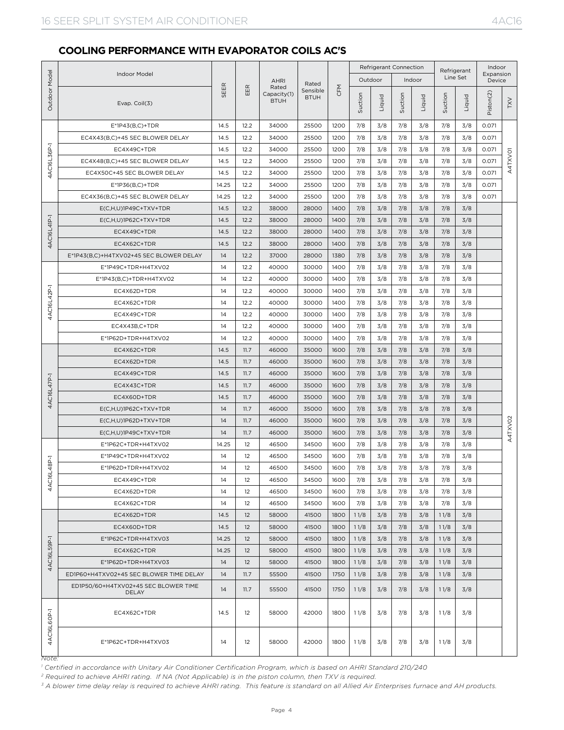## COOLING PERFORMANCE WITH EVAPORATOR COILS AC'S

| Outdoor Model | Indoor Model / Evap. Coil(3) | SEER | EER | AHRI Rated Capacity(1) BTUH | Rated Sensible BTUH | CFM | Refrigerant Connection Outdoor Suction | Refrigerant Connection Outdoor Liquid | Refrigerant Connection Indoor Suction | Refrigerant Connection Indoor Liquid | Refrigerant Line Set Suction | Refrigerant Line Set Liquid | Indoor Expansion Device Piston(2) | Indoor Expansion Device TXV |
|---|---|---|---|---|---|---|---|---|---|---|---|---|---|---|
| 4AC16L36P-1 | E*1P43(B,C)+TDR | 14.5 | 12.2 | 34000 | 25500 | 1200 | 7/8 | 3/8 | 7/8 | 3/8 | 7/8 | 3/8 | 0.071 | A4TXV01 |
| | EC4X43(B,C)+45 SEC BLOWER DELAY | 14.5 | 12.2 | 34000 | 25500 | 1200 | 7/8 | 3/8 | 7/8 | 3/8 | 7/8 | 3/8 | 0.071 | |
| | EC4X49C+TDR | 14.5 | 12.2 | 34000 | 25500 | 1200 | 7/8 | 3/8 | 7/8 | 3/8 | 7/8 | 3/8 | 0.071 | |
| | EC4X48(B,C)+45 SEC BLOWER DELAY | 14.5 | 12.2 | 34000 | 25500 | 1200 | 7/8 | 3/8 | 7/8 | 3/8 | 7/8 | 3/8 | 0.071 | |
| | EC4X50C+45 SEC BLOWER DELAY | 14.5 | 12.2 | 34000 | 25500 | 1200 | 7/8 | 3/8 | 7/8 | 3/8 | 7/8 | 3/8 | 0.071 | |
| | E*1P36(B,C)+TDR | 14.25 | 12.2 | 34000 | 25500 | 1200 | 7/8 | 3/8 | 7/8 | 3/8 | 7/8 | 3/8 | 0.071 | |
| | EC4X36(B,C)+45 SEC BLOWER DELAY | 14.25 | 12.2 | 34000 | 25500 | 1200 | 7/8 | 3/8 | 7/8 | 3/8 | 7/8 | 3/8 | 0.071 | |
| 4AC16L41P-1 | E(C,H,U)1P49C+TXV+TDR | 14.5 | 12.2 | 38000 | 28000 | 1400 | 7/8 | 3/8 | 7/8 | 3/8 | 7/8 | 3/8 | | A4TXV02 |
| | E(C,H,U)1P62C+TXV+TDR | 14.5 | 12.2 | 38000 | 28000 | 1400 | 7/8 | 3/8 | 7/8 | 3/8 | 7/8 | 3/8 | | |
| | EC4X49C+TDR | 14.5 | 12.2 | 38000 | 28000 | 1400 | 7/8 | 3/8 | 7/8 | 3/8 | 7/8 | 3/8 | | |
| | EC4X62C+TDR | 14.5 | 12.2 | 38000 | 28000 | 1400 | 7/8 | 3/8 | 7/8 | 3/8 | 7/8 | 3/8 | | |
| | E*1P43(B,C)+H4TXV02+45 SEC BLOWER DELAY | 14 | 12.2 | 37000 | 28000 | 1380 | 7/8 | 3/8 | 7/8 | 3/8 | 7/8 | 3/8 | | |
| 4AC16L42P-1 | E*1P49C+TDR+H4TXV02 | 14 | 12.2 | 40000 | 30000 | 1400 | 7/8 | 3/8 | 7/8 | 3/8 | 7/8 | 3/8 | | |
| | E*1P43(B,C)+TDR+H4TXV02 | 14 | 12.2 | 40000 | 30000 | 1400 | 7/8 | 3/8 | 7/8 | 3/8 | 7/8 | 3/8 | | |
| | EC4X62D+TDR | 14 | 12.2 | 40000 | 30000 | 1400 | 7/8 | 3/8 | 7/8 | 3/8 | 7/8 | 3/8 | | |
| | EC4X62C+TDR | 14 | 12.2 | 40000 | 30000 | 1400 | 7/8 | 3/8 | 7/8 | 3/8 | 7/8 | 3/8 | | |
| | EC4X49C+TDR | 14 | 12.2 | 40000 | 30000 | 1400 | 7/8 | 3/8 | 7/8 | 3/8 | 7/8 | 3/8 | | |
| | EC4X43B,C+TDR | 14 | 12.2 | 40000 | 30000 | 1400 | 7/8 | 3/8 | 7/8 | 3/8 | 7/8 | 3/8 | | |
| | E*1P62D+TDR+H4TXV02 | 14 | 12.2 | 40000 | 30000 | 1400 | 7/8 | 3/8 | 7/8 | 3/8 | 7/8 | 3/8 | | |
| 4AC16L47P-1 | EC4X62C+TDR | 14.5 | 11.7 | 46000 | 35000 | 1600 | 7/8 | 3/8 | 7/8 | 3/8 | 7/8 | 3/8 | | |
| | EC4X62D+TDR | 14.5 | 11.7 | 46000 | 35000 | 1600 | 7/8 | 3/8 | 7/8 | 3/8 | 7/8 | 3/8 | | |
| | EC4X49C+TDR | 14.5 | 11.7 | 46000 | 35000 | 1600 | 7/8 | 3/8 | 7/8 | 3/8 | 7/8 | 3/8 | | |
| | EC4X43C+TDR | 14.5 | 11.7 | 46000 | 35000 | 1600 | 7/8 | 3/8 | 7/8 | 3/8 | 7/8 | 3/8 | | |
| | EC4X60D+TDR | 14.5 | 11.7 | 46000 | 35000 | 1600 | 7/8 | 3/8 | 7/8 | 3/8 | 7/8 | 3/8 | | |
| | E(C,H,U)1P62C+TXV+TDR | 14 | 11.7 | 46000 | 35000 | 1600 | 7/8 | 3/8 | 7/8 | 3/8 | 7/8 | 3/8 | | |
| | E(C,H,U)1P62D+TXV+TDR | 14 | 11.7 | 46000 | 35000 | 1600 | 7/8 | 3/8 | 7/8 | 3/8 | 7/8 | 3/8 | | |
| | E(C,H,U)1P49C+TXV+TDR | 14 | 11.7 | 46000 | 35000 | 1600 | 7/8 | 3/8 | 7/8 | 3/8 | 7/8 | 3/8 | | |
| 4AC16L48P-1 | E*1P62C+TDR+H4TXV02 | 14.25 | 12 | 46500 | 34500 | 1600 | 7/8 | 3/8 | 7/8 | 3/8 | 7/8 | 3/8 | | |
| | E*1P49C+TDR+H4TXV02 | 14 | 12 | 46500 | 34500 | 1600 | 7/8 | 3/8 | 7/8 | 3/8 | 7/8 | 3/8 | | |
| | E*1P62D+TDR+H4TXV02 | 14 | 12 | 46500 | 34500 | 1600 | 7/8 | 3/8 | 7/8 | 3/8 | 7/8 | 3/8 | | |
| | EC4X49C+TDR | 14 | 12 | 46500 | 34500 | 1600 | 7/8 | 3/8 | 7/8 | 3/8 | 7/8 | 3/8 | | |
| | EC4X62D+TDR | 14 | 12 | 46500 | 34500 | 1600 | 7/8 | 3/8 | 7/8 | 3/8 | 7/8 | 3/8 | | |
| | EC4X62C+TDR | 14 | 12 | 46500 | 34500 | 1600 | 7/8 | 3/8 | 7/8 | 3/8 | 7/8 | 3/8 | | |
| 4AC16L59P-1 | EC4X62D+TDR | 14.5 | 12 | 58000 | 41500 | 1800 | 1 1/8 | 3/8 | 7/8 | 3/8 | 1 1/8 | 3/8 | | |
| | EC4X60D+TDR | 14.5 | 12 | 58000 | 41500 | 1800 | 1 1/8 | 3/8 | 7/8 | 3/8 | 1 1/8 | 3/8 | | |
| | E*1P62C+TDR+H4TXV03 | 14.25 | 12 | 58000 | 41500 | 1800 | 1 1/8 | 3/8 | 7/8 | 3/8 | 1 1/8 | 3/8 | | |
| | EC4X62C+TDR | 14.25 | 12 | 58000 | 41500 | 1800 | 1 1/8 | 3/8 | 7/8 | 3/8 | 1 1/8 | 3/8 | | |
| | E*1P62D+TDR+H4TXV03 | 14 | 12 | 58000 | 41500 | 1800 | 1 1/8 | 3/8 | 7/8 | 3/8 | 1 1/8 | 3/8 | | |
| | ED1P60+H4TXV02+45 SEC BLOWER TIME DELAY | 14 | 11.7 | 55500 | 41500 | 1750 | 1 1/8 | 3/8 | 7/8 | 3/8 | 1 1/8 | 3/8 | | |
| | ED1P50/60+H4TXV02+45 SEC BLOWER TIME DELAY | 14 | 11.7 | 55500 | 41500 | 1750 | 1 1/8 | 3/8 | 7/8 | 3/8 | 1 1/8 | 3/8 | | |
| 4AC16L60P-1 | EC4X62C+TDR | 14.5 | 12 | 58000 | 42000 | 1800 | 1 1/8 | 3/8 | 7/8 | 3/8 | 1 1/8 | 3/8 | | |
| | E*1P62C+TDR+H4TXV03 | 14 | 12 | 58000 | 42000 | 1800 | 1 1/8 | 3/8 | 7/8 | 3/8 | 1 1/8 | 3/8 | | |

*Note:*

*[1] Certified in accordance with Unitary Air Conditioner Certification Program, which is based on AHRI Standard 210/240*

*[2] Required to achieve AHRI rating. If NA (Not Applicable) is in the piston column, then TXV is required.*

*[3] A blower time delay relay is required to achieve AHRI rating. This feature is standard on all Allied Air Enterprises furnace and AH products.*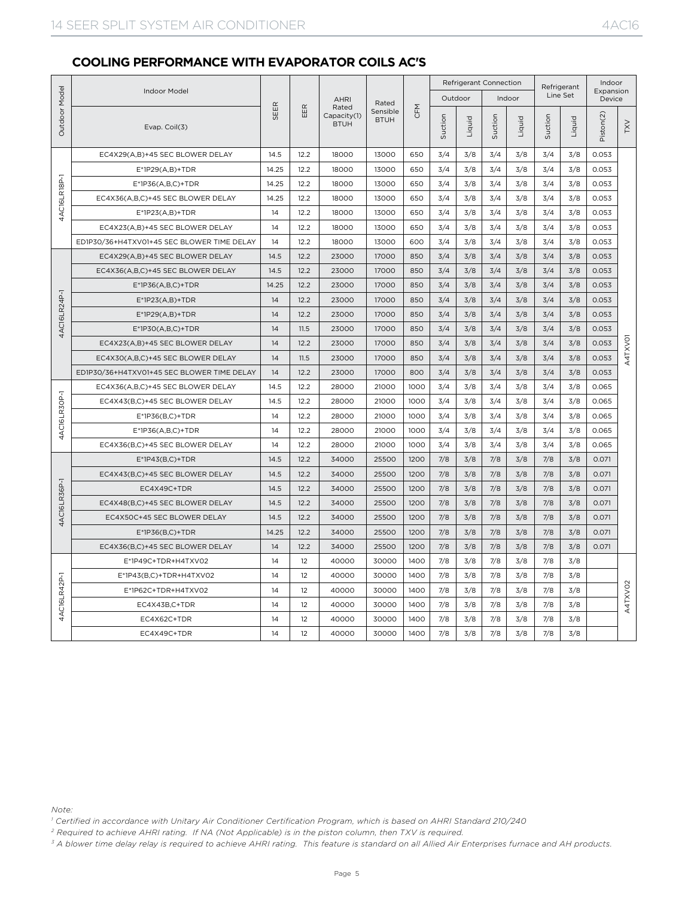## COOLING PERFORMANCE WITH EVAPORATOR COILS AC'S

| Outdoor Model | Indoor Model | SEER | EER | AHRI Rated Capacity(1) BTUH | Rated Sensible BTUH | CFM | Refrigerant Connection | | | | Refrigerant Line Set | | Indoor Expansion Device | |
|---|---|---|---|---|---|---|---|---|---|---|---|---|---|---|
| | | | | | | | Outdoor | | Indoor | | | | | |
| | Evap. Coil(3) | | | | | | Suction | Liquid | Suction | Liquid | Suction | Liquid | Piston(2) | TXV |
| 4AC16LR18P-1 | EC4X29(A,B)+45 SEC BLOWER DELAY | 14.5 | 12.2 | 18000 | 13000 | 650 | 3/4 | 3/8 | 3/4 | 3/8 | 3/4 | 3/8 | 0.053 | A4TXV01 |
| | E*1P29(A,B)+TDR | 14.25 | 12.2 | 18000 | 13000 | 650 | 3/4 | 3/8 | 3/4 | 3/8 | 3/4 | 3/8 | 0.053 | |
| | E*1P36(A,B,C)+TDR | 14.25 | 12.2 | 18000 | 13000 | 650 | 3/4 | 3/8 | 3/4 | 3/8 | 3/4 | 3/8 | 0.053 | |
| | EC4X36(A,B,C)+45 SEC BLOWER DELAY | 14.25 | 12.2 | 18000 | 13000 | 650 | 3/4 | 3/8 | 3/4 | 3/8 | 3/4 | 3/8 | 0.053 | |
| | E*1P23(A,B)+TDR | 14 | 12.2 | 18000 | 13000 | 650 | 3/4 | 3/8 | 3/4 | 3/8 | 3/4 | 3/8 | 0.053 | |
| | EC4X23(A,B)+45 SEC BLOWER DELAY | 14 | 12.2 | 18000 | 13000 | 650 | 3/4 | 3/8 | 3/4 | 3/8 | 3/4 | 3/8 | 0.053 | |
| | ED1P30/36+H4TXV01+45 SEC BLOWER TIME DELAY | 14 | 12.2 | 18000 | 13000 | 600 | 3/4 | 3/8 | 3/4 | 3/8 | 3/4 | 3/8 | 0.053 | |
| 4AC16LR24P-1 | EC4X29(A,B)+45 SEC BLOWER DELAY | 14.5 | 12.2 | 23000 | 17000 | 850 | 3/4 | 3/8 | 3/4 | 3/8 | 3/4 | 3/8 | 0.053 | |
| | EC4X36(A,B,C)+45 SEC BLOWER DELAY | 14.5 | 12.2 | 23000 | 17000 | 850 | 3/4 | 3/8 | 3/4 | 3/8 | 3/4 | 3/8 | 0.053 | |
| | E*1P36(A,B,C)+TDR | 14.25 | 12.2 | 23000 | 17000 | 850 | 3/4 | 3/8 | 3/4 | 3/8 | 3/4 | 3/8 | 0.053 | |
| | E*1P23(A,B)+TDR | 14 | 12.2 | 23000 | 17000 | 850 | 3/4 | 3/8 | 3/4 | 3/8 | 3/4 | 3/8 | 0.053 | |
| | E*1P29(A,B)+TDR | 14 | 12.2 | 23000 | 17000 | 850 | 3/4 | 3/8 | 3/4 | 3/8 | 3/4 | 3/8 | 0.053 | |
| | E*1P30(A,B,C)+TDR | 14 | 11.5 | 23000 | 17000 | 850 | 3/4 | 3/8 | 3/4 | 3/8 | 3/4 | 3/8 | 0.053 | |
| | EC4X23(A,B)+45 SEC BLOWER DELAY | 14 | 12.2 | 23000 | 17000 | 850 | 3/4 | 3/8 | 3/4 | 3/8 | 3/4 | 3/8 | 0.053 | |
| | EC4X30(A,B,C)+45 SEC BLOWER DELAY | 14 | 11.5 | 23000 | 17000 | 850 | 3/4 | 3/8 | 3/4 | 3/8 | 3/4 | 3/8 | 0.053 | |
| | ED1P30/36+H4TXV01+45 SEC BLOWER TIME DELAY | 14 | 12.2 | 23000 | 17000 | 800 | 3/4 | 3/8 | 3/4 | 3/8 | 3/4 | 3/8 | 0.053 | |
| 4AC16LR30P-1 | EC4X36(A,B,C)+45 SEC BLOWER DELAY | 14.5 | 12.2 | 28000 | 21000 | 1000 | 3/4 | 3/8 | 3/4 | 3/8 | 3/4 | 3/8 | 0.065 | |
| | EC4X43(B,C)+45 SEC BLOWER DELAY | 14.5 | 12.2 | 28000 | 21000 | 1000 | 3/4 | 3/8 | 3/4 | 3/8 | 3/4 | 3/8 | 0.065 | |
| | E*1P36(B,C)+TDR | 14 | 12.2 | 28000 | 21000 | 1000 | 3/4 | 3/8 | 3/4 | 3/8 | 3/4 | 3/8 | 0.065 | |
| | E*1P36(A,B,C)+TDR | 14 | 12.2 | 28000 | 21000 | 1000 | 3/4 | 3/8 | 3/4 | 3/8 | 3/4 | 3/8 | 0.065 | |
| | EC4X36(B,C)+45 SEC BLOWER DELAY | 14 | 12.2 | 28000 | 21000 | 1000 | 3/4 | 3/8 | 3/4 | 3/8 | 3/4 | 3/8 | 0.065 | |
| 4AC16LR36P-1 | E*1P43(B,C)+TDR | 14.5 | 12.2 | 34000 | 25500 | 1200 | 7/8 | 3/8 | 7/8 | 3/8 | 7/8 | 3/8 | 0.071 | |
| | EC4X43(B,C)+45 SEC BLOWER DELAY | 14.5 | 12.2 | 34000 | 25500 | 1200 | 7/8 | 3/8 | 7/8 | 3/8 | 7/8 | 3/8 | 0.071 | |
| | EC4X49C+TDR | 14.5 | 12.2 | 34000 | 25500 | 1200 | 7/8 | 3/8 | 7/8 | 3/8 | 7/8 | 3/8 | 0.071 | |
| | EC4X48(B,C)+45 SEC BLOWER DELAY | 14.5 | 12.2 | 34000 | 25500 | 1200 | 7/8 | 3/8 | 7/8 | 3/8 | 7/8 | 3/8 | 0.071 | |
| | EC4X50C+45 SEC BLOWER DELAY | 14.5 | 12.2 | 34000 | 25500 | 1200 | 7/8 | 3/8 | 7/8 | 3/8 | 7/8 | 3/8 | 0.071 | |
| | E*1P36(B,C)+TDR | 14.25 | 12.2 | 34000 | 25500 | 1200 | 7/8 | 3/8 | 7/8 | 3/8 | 7/8 | 3/8 | 0.071 | |
| | EC4X36(B,C)+45 SEC BLOWER DELAY | 14 | 12.2 | 34000 | 25500 | 1200 | 7/8 | 3/8 | 7/8 | 3/8 | 7/8 | 3/8 | 0.071 | |
| 4AC16LR42P-1 | E*1P49C+TDR+H4TXV02 | 14 | 12 | 40000 | 30000 | 1400 | 7/8 | 3/8 | 7/8 | 3/8 | 7/8 | 3/8 | | A4TXV02 |
| | E*1P43(B,C)+TDR+H4TXV02 | 14 | 12 | 40000 | 30000 | 1400 | 7/8 | 3/8 | 7/8 | 3/8 | 7/8 | 3/8 | | |
| | E*1P62C+TDR+H4TXV02 | 14 | 12 | 40000 | 30000 | 1400 | 7/8 | 3/8 | 7/8 | 3/8 | 7/8 | 3/8 | | |
| | EC4X43B,C+TDR | 14 | 12 | 40000 | 30000 | 1400 | 7/8 | 3/8 | 7/8 | 3/8 | 7/8 | 3/8 | | |
| | EC4X62C+TDR | 14 | 12 | 40000 | 30000 | 1400 | 7/8 | 3/8 | 7/8 | 3/8 | 7/8 | 3/8 | | |
| | EC4X49C+TDR | 14 | 12 | 40000 | 30000 | 1400 | 7/8 | 3/8 | 7/8 | 3/8 | 7/8 | 3/8 | | |

*Note:*

*[1] Certified in accordance with Unitary Air Conditioner Certification Program, which is based on AHRI Standard 210/240*

*[2] Required to achieve AHRI rating. If NA (Not Applicable) is in the piston column, then TXV is required.*

*[3] A blower time delay relay is required to achieve AHRI rating. This feature is standard on all Allied Air Enterprises furnace and AH products.*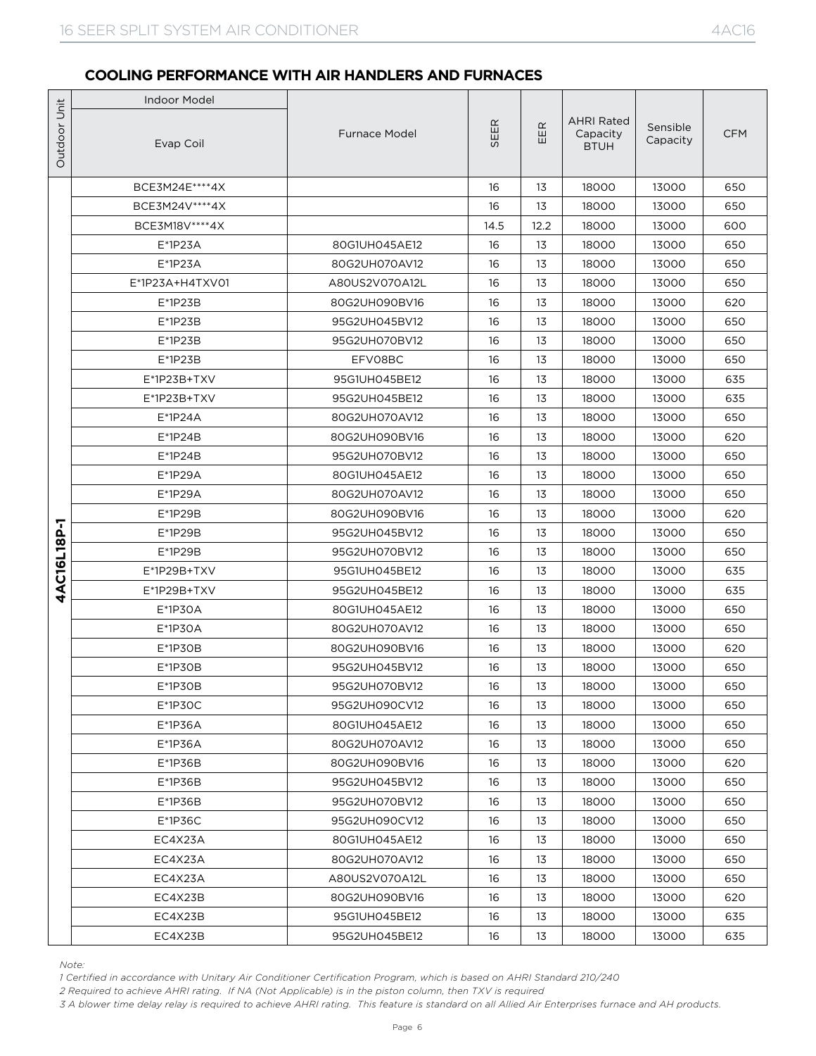## COOLING PERFORMANCE WITH AIR HANDLERS AND FURNACES

| Outdoor Unit | Indoor Model | | SEER | EER | AHRI Rated Capacity BTUH | Sensible Capacity | CFM |
|---|---|---|---|---|---|---|---|
| | Evap Coil | Furnace Model | | | | | |
| 4AC16L18P-1 | BCE3M24E****4X | | 16 | 13 | 18000 | 13000 | 650 |
| | BCE3M24V****4X | | 16 | 13 | 18000 | 13000 | 650 |
| | BCE3M18V****4X | | 14.5 | 12.2 | 18000 | 13000 | 600 |
| | E*1P23A | 80G1UH045AE12 | 16 | 13 | 18000 | 13000 | 650 |
| | E*1P23A | 80G2UH070AV12 | 16 | 13 | 18000 | 13000 | 650 |
| | E*1P23A+H4TXV01 | A80US2V070A12L | 16 | 13 | 18000 | 13000 | 650 |
| | E*1P23B | 80G2UH090BV16 | 16 | 13 | 18000 | 13000 | 620 |
| | E*1P23B | 95G2UH045BV12 | 16 | 13 | 18000 | 13000 | 650 |
| | E*1P23B | 95G2UH070BV12 | 16 | 13 | 18000 | 13000 | 650 |
| | E*1P23B | EFV08BC | 16 | 13 | 18000 | 13000 | 650 |
| | E*1P23B+TXV | 95G1UH045BE12 | 16 | 13 | 18000 | 13000 | 635 |
| | E*1P23B+TXV | 95G2UH045BE12 | 16 | 13 | 18000 | 13000 | 635 |
| | E*1P24A | 80G2UH070AV12 | 16 | 13 | 18000 | 13000 | 650 |
| | E*1P24B | 80G2UH090BV16 | 16 | 13 | 18000 | 13000 | 620 |
| | E*1P24B | 95G2UH070BV12 | 16 | 13 | 18000 | 13000 | 650 |
| | E*1P29A | 80G1UH045AE12 | 16 | 13 | 18000 | 13000 | 650 |
| | E*1P29A | 80G2UH070AV12 | 16 | 13 | 18000 | 13000 | 650 |
| | E*1P29B | 80G2UH090BV16 | 16 | 13 | 18000 | 13000 | 620 |
| | E*1P29B | 95G2UH045BV12 | 16 | 13 | 18000 | 13000 | 650 |
| | E*1P29B | 95G2UH070BV12 | 16 | 13 | 18000 | 13000 | 650 |
| | E*1P29B+TXV | 95G1UH045BE12 | 16 | 13 | 18000 | 13000 | 635 |
| | E*1P29B+TXV | 95G2UH045BE12 | 16 | 13 | 18000 | 13000 | 635 |
| | E*1P30A | 80G1UH045AE12 | 16 | 13 | 18000 | 13000 | 650 |
| | E*1P30A | 80G2UH070AV12 | 16 | 13 | 18000 | 13000 | 650 |
| | E*1P30B | 80G2UH090BV16 | 16 | 13 | 18000 | 13000 | 620 |
| | E*1P30B | 95G2UH045BV12 | 16 | 13 | 18000 | 13000 | 650 |
| | E*1P30B | 95G2UH070BV12 | 16 | 13 | 18000 | 13000 | 650 |
| | E*1P30C | 95G2UH090CV12 | 16 | 13 | 18000 | 13000 | 650 |
| | E*1P36A | 80G1UH045AE12 | 16 | 13 | 18000 | 13000 | 650 |
| | E*1P36A | 80G2UH070AV12 | 16 | 13 | 18000 | 13000 | 650 |
| | E*1P36B | 80G2UH090BV16 | 16 | 13 | 18000 | 13000 | 620 |
| | E*1P36B | 95G2UH045BV12 | 16 | 13 | 18000 | 13000 | 650 |
| | E*1P36B | 95G2UH070BV12 | 16 | 13 | 18000 | 13000 | 650 |
| | E*1P36C | 95G2UH090CV12 | 16 | 13 | 18000 | 13000 | 650 |
| | EC4X23A | 80G1UH045AE12 | 16 | 13 | 18000 | 13000 | 650 |
| | EC4X23A | 80G2UH070AV12 | 16 | 13 | 18000 | 13000 | 650 |
| | EC4X23A | A80US2V070A12L | 16 | 13 | 18000 | 13000 | 650 |
| | EC4X23B | 80G2UH090BV16 | 16 | 13 | 18000 | 13000 | 620 |
| | EC4X23B | 95G1UH045BE12 | 16 | 13 | 18000 | 13000 | 635 |
| | EC4X23B | 95G2UH045BE12 | 16 | 13 | 18000 | 13000 | 635 |

*Note:*

*1 Certified in accordance with Unitary Air Conditioner Certification Program, which is based on AHRI Standard 210/240*

*2 Required to achieve AHRI rating. If NA (Not Applicable) is in the piston column, then TXV is required*

*3 A blower time delay relay is required to achieve AHRI rating. This feature is standard on all Allied Air Enterprises furnace and AH products.*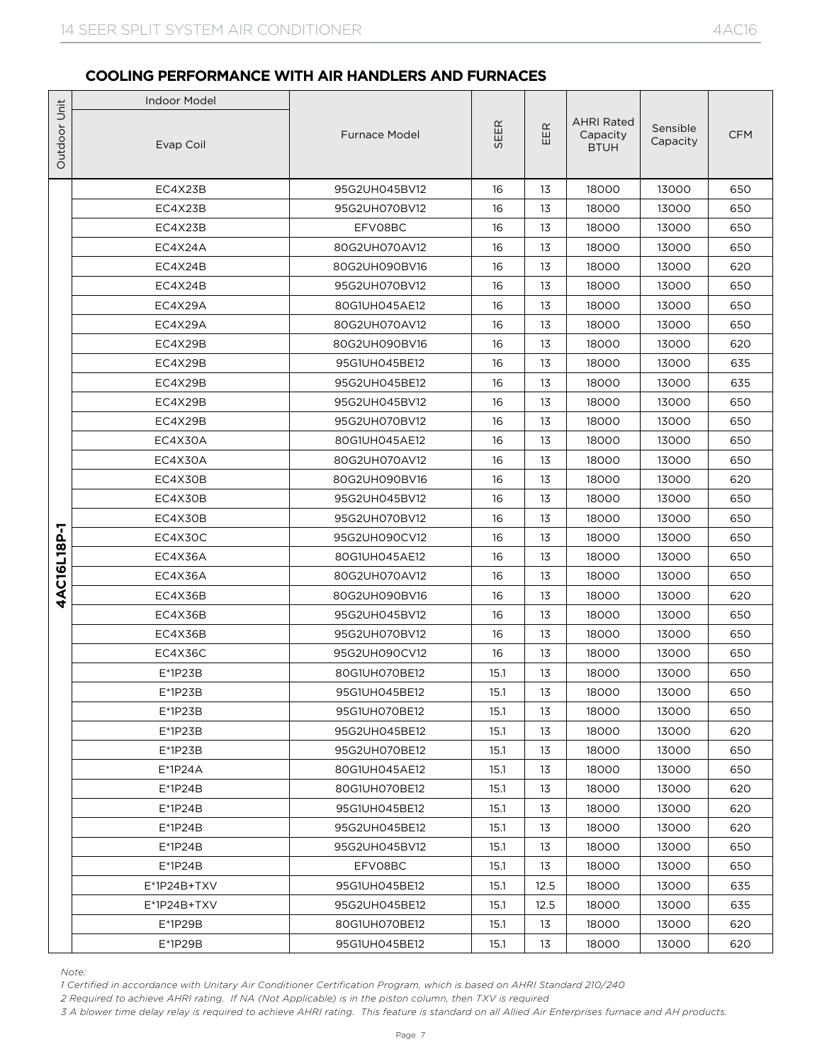## COOLING PERFORMANCE WITH AIR HANDLERS AND FURNACES

| Outdoor Unit | Indoor Model | | | | | | |
|---|---|---|---|---|---|---|---|
| | Evap Coil | Furnace Model | SEER | EER | AHRI Rated Capacity BTUH | Sensible Capacity | CFM |
| 4AC16L18P-1 | EC4X23B | 95G2UH045BV12 | 16 | 13 | 18000 | 13000 | 650 |
| | EC4X23B | 95G2UH070BV12 | 16 | 13 | 18000 | 13000 | 650 |
| | EC4X23B | EFV08BC | 16 | 13 | 18000 | 13000 | 650 |
| | EC4X24A | 80G2UH070AV12 | 16 | 13 | 18000 | 13000 | 650 |
| | EC4X24B | 80G2UH090BV16 | 16 | 13 | 18000 | 13000 | 620 |
| | EC4X24B | 95G2UH070BV12 | 16 | 13 | 18000 | 13000 | 650 |
| | EC4X29A | 80G1UH045AE12 | 16 | 13 | 18000 | 13000 | 650 |
| | EC4X29A | 80G2UH070AV12 | 16 | 13 | 18000 | 13000 | 650 |
| | EC4X29B | 80G2UH090BV16 | 16 | 13 | 18000 | 13000 | 620 |
| | EC4X29B | 95G1UH045BE12 | 16 | 13 | 18000 | 13000 | 635 |
| | EC4X29B | 95G2UH045BE12 | 16 | 13 | 18000 | 13000 | 635 |
| | EC4X29B | 95G2UH045BV12 | 16 | 13 | 18000 | 13000 | 650 |
| | EC4X29B | 95G2UH070BV12 | 16 | 13 | 18000 | 13000 | 650 |
| | EC4X30A | 80G1UH045AE12 | 16 | 13 | 18000 | 13000 | 650 |
| | EC4X30A | 80G2UH070AV12 | 16 | 13 | 18000 | 13000 | 650 |
| | EC4X30B | 80G2UH090BV16 | 16 | 13 | 18000 | 13000 | 620 |
| | EC4X30B | 95G2UH045BV12 | 16 | 13 | 18000 | 13000 | 650 |
| | EC4X30B | 95G2UH070BV12 | 16 | 13 | 18000 | 13000 | 650 |
| | EC4X30C | 95G2UH090CV12 | 16 | 13 | 18000 | 13000 | 650 |
| | EC4X36A | 80G1UH045AE12 | 16 | 13 | 18000 | 13000 | 650 |
| | EC4X36A | 80G2UH070AV12 | 16 | 13 | 18000 | 13000 | 650 |
| | EC4X36B | 80G2UH090BV16 | 16 | 13 | 18000 | 13000 | 620 |
| | EC4X36B | 95G2UH045BV12 | 16 | 13 | 18000 | 13000 | 650 |
| | EC4X36B | 95G2UH070BV12 | 16 | 13 | 18000 | 13000 | 650 |
| | EC4X36C | 95G2UH090CV12 | 16 | 13 | 18000 | 13000 | 650 |
| | E*1P23B | 80G1UH070BE12 | 15.1 | 13 | 18000 | 13000 | 650 |
| | E*1P23B | 95G1UH045BE12 | 15.1 | 13 | 18000 | 13000 | 650 |
| | E*1P23B | 95G1UH070BE12 | 15.1 | 13 | 18000 | 13000 | 650 |
| | E*1P23B | 95G2UH045BE12 | 15.1 | 13 | 18000 | 13000 | 620 |
| | E*1P23B | 95G2UH070BE12 | 15.1 | 13 | 18000 | 13000 | 650 |
| | E*1P24A | 80G1UH045AE12 | 15.1 | 13 | 18000 | 13000 | 650 |
| | E*1P24B | 80G1UH070BE12 | 15.1 | 13 | 18000 | 13000 | 620 |
| | E*1P24B | 95G1UH045BE12 | 15.1 | 13 | 18000 | 13000 | 620 |
| | E*1P24B | 95G2UH045BE12 | 15.1 | 13 | 18000 | 13000 | 620 |
| | E*1P24B | 95G2UH045BV12 | 15.1 | 13 | 18000 | 13000 | 650 |
| | E*1P24B | EFV08BC | 15.1 | 13 | 18000 | 13000 | 650 |
| | E*1P24B+TXV | 95G1UH045BE12 | 15.1 | 12.5 | 18000 | 13000 | 635 |
| | E*1P24B+TXV | 95G2UH045BE12 | 15.1 | 12.5 | 18000 | 13000 | 635 |
| | E*1P29B | 80G1UH070BE12 | 15.1 | 13 | 18000 | 13000 | 620 |
| | E*1P29B | 95G1UH045BE12 | 15.1 | 13 | 18000 | 13000 | 620 |

*Note:*

*1 Certified in accordance with Unitary Air Conditioner Certification Program, which is based on AHRI Standard 210/240*

*2 Required to achieve AHRI rating. If NA (Not Applicable) is in the piston column, then TXV is required*

*3 A blower time delay relay is required to achieve AHRI rating. This feature is standard on all Allied Air Enterprises furnace and AH products.*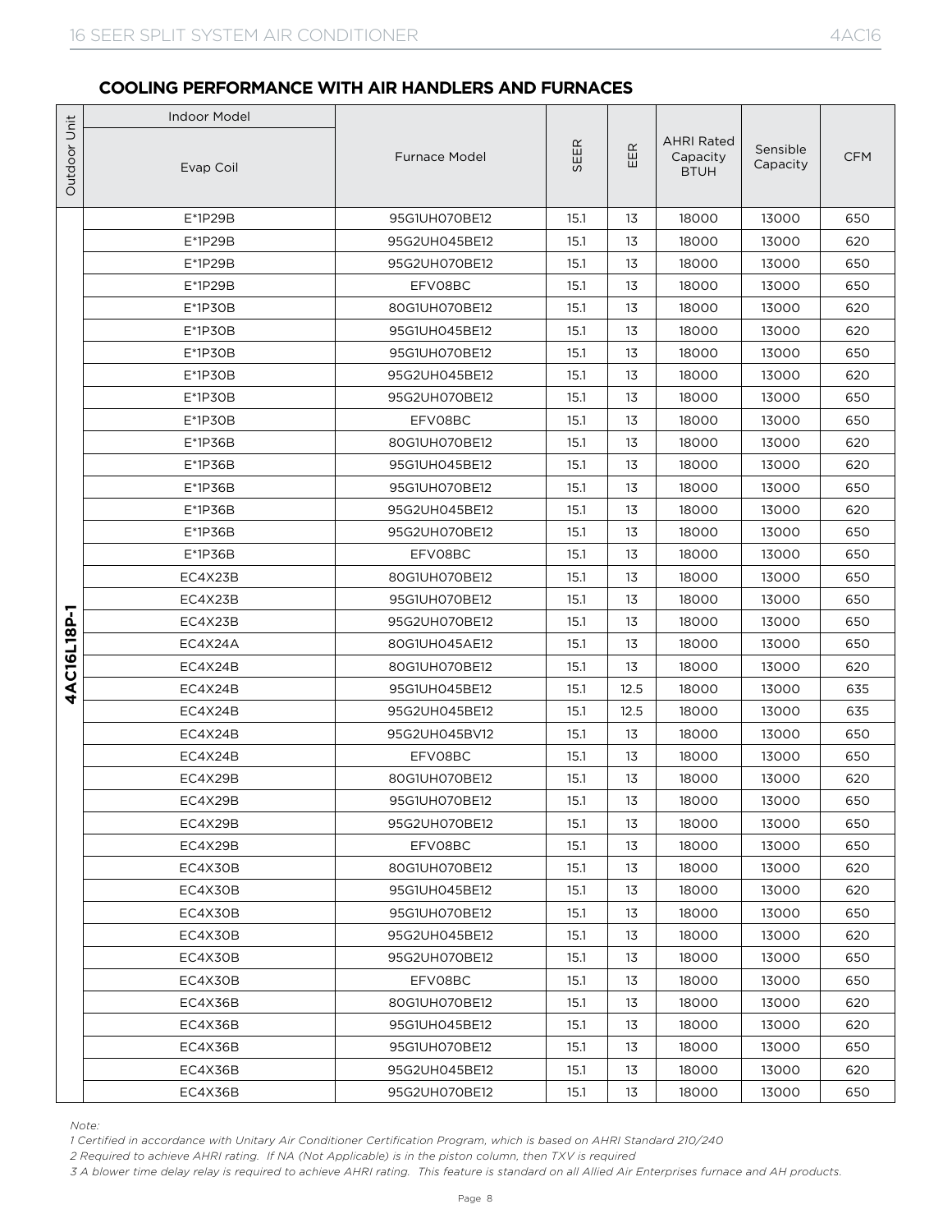## COOLING PERFORMANCE WITH AIR HANDLERS AND FURNACES

| Outdoor Unit | Indoor Model | | SEER | EER | AHRI Rated Capacity BTUH | Sensible Capacity | CFM |
|---|---|---|---|---|---|---|---|
| | Evap Coil | Furnace Model | | | | | |
| 4AC16L18P-1 | E*1P29B | 95G1UH070BE12 | 15.1 | 13 | 18000 | 13000 | 650 |
| | E*1P29B | 95G2UH045BE12 | 15.1 | 13 | 18000 | 13000 | 620 |
| | E*1P29B | 95G2UH070BE12 | 15.1 | 13 | 18000 | 13000 | 650 |
| | E*1P29B | EFV08BC | 15.1 | 13 | 18000 | 13000 | 650 |
| | E*1P30B | 80G1UH070BE12 | 15.1 | 13 | 18000 | 13000 | 620 |
| | E*1P30B | 95G1UH045BE12 | 15.1 | 13 | 18000 | 13000 | 620 |
| | E*1P30B | 95G1UH070BE12 | 15.1 | 13 | 18000 | 13000 | 650 |
| | E*1P30B | 95G2UH045BE12 | 15.1 | 13 | 18000 | 13000 | 620 |
| | E*1P30B | 95G2UH070BE12 | 15.1 | 13 | 18000 | 13000 | 650 |
| | E*1P30B | EFV08BC | 15.1 | 13 | 18000 | 13000 | 650 |
| | E*1P36B | 80G1UH070BE12 | 15.1 | 13 | 18000 | 13000 | 620 |
| | E*1P36B | 95G1UH045BE12 | 15.1 | 13 | 18000 | 13000 | 620 |
| | E*1P36B | 95G1UH070BE12 | 15.1 | 13 | 18000 | 13000 | 650 |
| | E*1P36B | 95G2UH045BE12 | 15.1 | 13 | 18000 | 13000 | 620 |
| | E*1P36B | 95G2UH070BE12 | 15.1 | 13 | 18000 | 13000 | 650 |
| | E*1P36B | EFV08BC | 15.1 | 13 | 18000 | 13000 | 650 |
| | EC4X23B | 80G1UH070BE12 | 15.1 | 13 | 18000 | 13000 | 650 |
| | EC4X23B | 95G1UH070BE12 | 15.1 | 13 | 18000 | 13000 | 650 |
| | EC4X23B | 95G2UH070BE12 | 15.1 | 13 | 18000 | 13000 | 650 |
| | EC4X24A | 80G1UH045AE12 | 15.1 | 13 | 18000 | 13000 | 650 |
| | EC4X24B | 80G1UH070BE12 | 15.1 | 13 | 18000 | 13000 | 620 |
| | EC4X24B | 95G1UH045BE12 | 15.1 | 12.5 | 18000 | 13000 | 635 |
| | EC4X24B | 95G2UH045BE12 | 15.1 | 12.5 | 18000 | 13000 | 635 |
| | EC4X24B | 95G2UH045BV12 | 15.1 | 13 | 18000 | 13000 | 650 |
| | EC4X24B | EFV08BC | 15.1 | 13 | 18000 | 13000 | 650 |
| | EC4X29B | 80G1UH070BE12 | 15.1 | 13 | 18000 | 13000 | 620 |
| | EC4X29B | 95G1UH070BE12 | 15.1 | 13 | 18000 | 13000 | 650 |
| | EC4X29B | 95G2UH070BE12 | 15.1 | 13 | 18000 | 13000 | 650 |
| | EC4X29B | EFV08BC | 15.1 | 13 | 18000 | 13000 | 650 |
| | EC4X30B | 80G1UH070BE12 | 15.1 | 13 | 18000 | 13000 | 620 |
| | EC4X30B | 95G1UH045BE12 | 15.1 | 13 | 18000 | 13000 | 620 |
| | EC4X30B | 95G1UH070BE12 | 15.1 | 13 | 18000 | 13000 | 650 |
| | EC4X30B | 95G2UH045BE12 | 15.1 | 13 | 18000 | 13000 | 620 |
| | EC4X30B | 95G2UH070BE12 | 15.1 | 13 | 18000 | 13000 | 650 |
| | EC4X30B | EFV08BC | 15.1 | 13 | 18000 | 13000 | 650 |
| | EC4X36B | 80G1UH070BE12 | 15.1 | 13 | 18000 | 13000 | 620 |
| | EC4X36B | 95G1UH045BE12 | 15.1 | 13 | 18000 | 13000 | 620 |
| | EC4X36B | 95G1UH070BE12 | 15.1 | 13 | 18000 | 13000 | 650 |
| | EC4X36B | 95G2UH045BE12 | 15.1 | 13 | 18000 | 13000 | 620 |
| | EC4X36B | 95G2UH070BE12 | 15.1 | 13 | 18000 | 13000 | 650 |

*Note:*

*1 Certified in accordance with Unitary Air Conditioner Certification Program, which is based on AHRI Standard 210/240*

*2 Required to achieve AHRI rating. If NA (Not Applicable) is in the piston column, then TXV is required*

*3 A blower time delay relay is required to achieve AHRI rating. This feature is standard on all Allied Air Enterprises furnace and AH products.*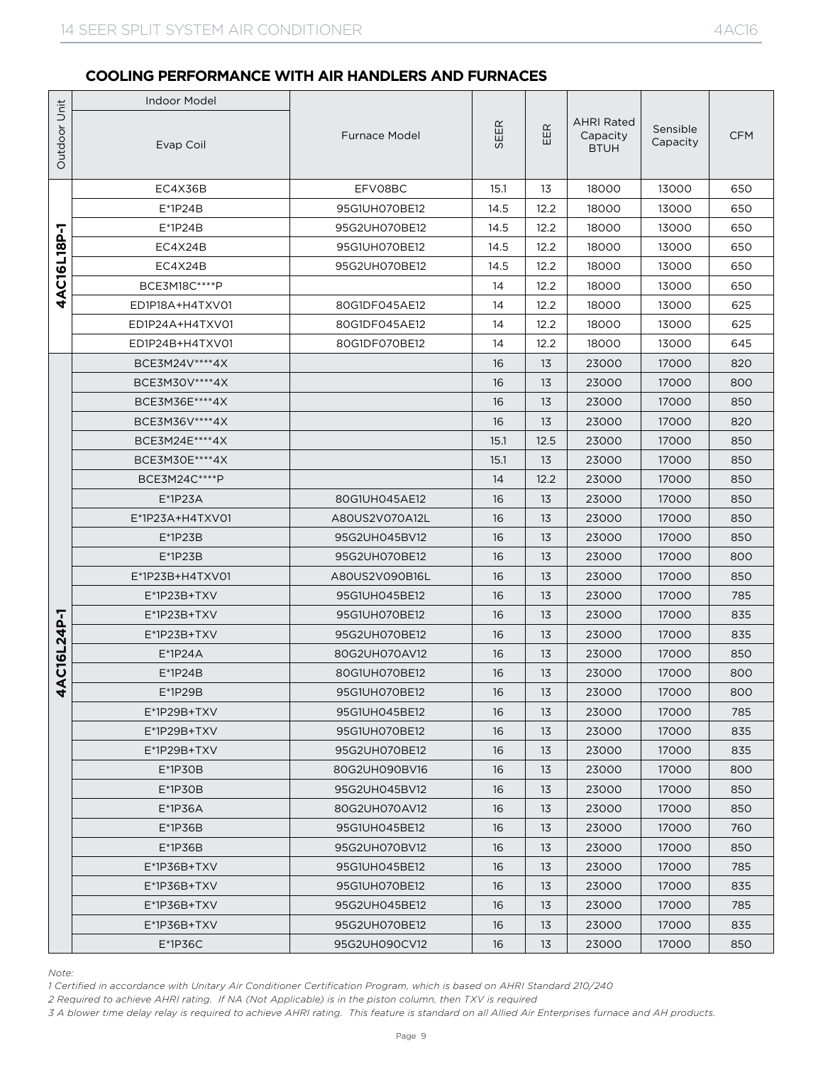## COOLING PERFORMANCE WITH AIR HANDLERS AND FURNACES

| Outdoor Unit | Indoor Model | | SEER | EER | AHRI Rated Capacity BTUH | Sensible Capacity | CFM |
|---|---|---|---|---|---|---|---|
| | Evap Coil | Furnace Model | | | | | |
| 4AC16L18P-1 | EC4X36B | EFV08BC | 15.1 | 13 | 18000 | 13000 | 650 |
| 4AC16L18P-1 | E*1P24B | 95G1UH070BE12 | 14.5 | 12.2 | 18000 | 13000 | 650 |
| 4AC16L18P-1 | E*1P24B | 95G2UH070BE12 | 14.5 | 12.2 | 18000 | 13000 | 650 |
| 4AC16L18P-1 | EC4X24B | 95G1UH070BE12 | 14.5 | 12.2 | 18000 | 13000 | 650 |
| 4AC16L18P-1 | EC4X24B | 95G2UH070BE12 | 14.5 | 12.2 | 18000 | 13000 | 650 |
| 4AC16L18P-1 | BCE3M18C****P | | 14 | 12.2 | 18000 | 13000 | 650 |
| 4AC16L18P-1 | ED1P18A+H4TXV01 | 80G1DF045AE12 | 14 | 12.2 | 18000 | 13000 | 625 |
| 4AC16L18P-1 | ED1P24A+H4TXV01 | 80G1DF045AE12 | 14 | 12.2 | 18000 | 13000 | 625 |
| 4AC16L18P-1 | ED1P24B+H4TXV01 | 80G1DF070BE12 | 14 | 12.2 | 18000 | 13000 | 645 |
| 4AC16L24P-1 | BCE3M24V****4X | | 16 | 13 | 23000 | 17000 | 820 |
| 4AC16L24P-1 | BCE3M30V****4X | | 16 | 13 | 23000 | 17000 | 800 |
| 4AC16L24P-1 | BCE3M36E****4X | | 16 | 13 | 23000 | 17000 | 850 |
| 4AC16L24P-1 | BCE3M36V****4X | | 16 | 13 | 23000 | 17000 | 820 |
| 4AC16L24P-1 | BCE3M24E****4X | | 15.1 | 12.5 | 23000 | 17000 | 850 |
| 4AC16L24P-1 | BCE3M30E****4X | | 15.1 | 13 | 23000 | 17000 | 850 |
| 4AC16L24P-1 | BCE3M24C****P | | 14 | 12.2 | 23000 | 17000 | 850 |
| 4AC16L24P-1 | E*1P23A | 80G1UH045AE12 | 16 | 13 | 23000 | 17000 | 850 |
| 4AC16L24P-1 | E*1P23A+H4TXV01 | A80US2V070A12L | 16 | 13 | 23000 | 17000 | 850 |
| 4AC16L24P-1 | E*1P23B | 95G2UH045BV12 | 16 | 13 | 23000 | 17000 | 850 |
| 4AC16L24P-1 | E*1P23B | 95G2UH070BE12 | 16 | 13 | 23000 | 17000 | 800 |
| 4AC16L24P-1 | E*1P23B+H4TXV01 | A80US2V090B16L | 16 | 13 | 23000 | 17000 | 850 |
| 4AC16L24P-1 | E*1P23B+TXV | 95G1UH045BE12 | 16 | 13 | 23000 | 17000 | 785 |
| 4AC16L24P-1 | E*1P23B+TXV | 95G1UH070BE12 | 16 | 13 | 23000 | 17000 | 835 |
| 4AC16L24P-1 | E*1P23B+TXV | 95G2UH070BE12 | 16 | 13 | 23000 | 17000 | 835 |
| 4AC16L24P-1 | E*1P24A | 80G2UH070AV12 | 16 | 13 | 23000 | 17000 | 850 |
| 4AC16L24P-1 | E*1P24B | 80G1UH070BE12 | 16 | 13 | 23000 | 17000 | 800 |
| 4AC16L24P-1 | E*1P29B | 95G1UH070BE12 | 16 | 13 | 23000 | 17000 | 800 |
| 4AC16L24P-1 | E*1P29B+TXV | 95G1UH045BE12 | 16 | 13 | 23000 | 17000 | 785 |
| 4AC16L24P-1 | E*1P29B+TXV | 95G1UH070BE12 | 16 | 13 | 23000 | 17000 | 835 |
| 4AC16L24P-1 | E*1P29B+TXV | 95G2UH070BE12 | 16 | 13 | 23000 | 17000 | 835 |
| 4AC16L24P-1 | E*1P30B | 80G2UH090BV16 | 16 | 13 | 23000 | 17000 | 800 |
| 4AC16L24P-1 | E*1P30B | 95G2UH045BV12 | 16 | 13 | 23000 | 17000 | 850 |
| 4AC16L24P-1 | E*1P36A | 80G2UH070AV12 | 16 | 13 | 23000 | 17000 | 850 |
| 4AC16L24P-1 | E*1P36B | 95G1UH045BE12 | 16 | 13 | 23000 | 17000 | 760 |
| 4AC16L24P-1 | E*1P36B | 95G2UH070BV12 | 16 | 13 | 23000 | 17000 | 850 |
| 4AC16L24P-1 | E*1P36B+TXV | 95G1UH045BE12 | 16 | 13 | 23000 | 17000 | 785 |
| 4AC16L24P-1 | E*1P36B+TXV | 95G1UH070BE12 | 16 | 13 | 23000 | 17000 | 835 |
| 4AC16L24P-1 | E*1P36B+TXV | 95G2UH045BE12 | 16 | 13 | 23000 | 17000 | 785 |
| 4AC16L24P-1 | E*1P36B+TXV | 95G2UH070BE12 | 16 | 13 | 23000 | 17000 | 835 |
| 4AC16L24P-1 | E*1P36C | 95G2UH090CV12 | 16 | 13 | 23000 | 17000 | 850 |

*Note:*

*1 Certified in accordance with Unitary Air Conditioner Certification Program, which is based on AHRI Standard 210/240*

*2 Required to achieve AHRI rating. If NA (Not Applicable) is in the piston column, then TXV is required*

*3 A blower time delay relay is required to achieve AHRI rating. This feature is standard on all Allied Air Enterprises furnace and AH products.*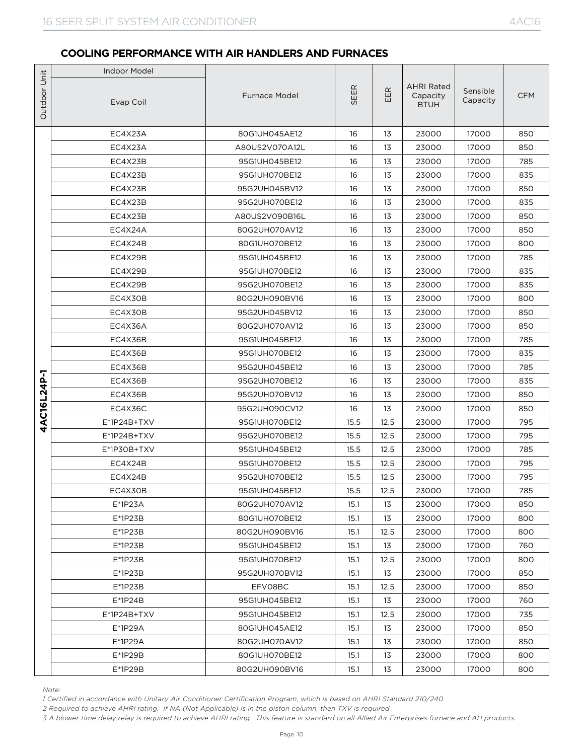## COOLING PERFORMANCE WITH AIR HANDLERS AND FURNACES

| Outdoor Unit | Indoor Model | | SEER | EER | AHRI Rated Capacity BTUH | Sensible Capacity | CFM |
|---|---|---|---|---|---|---|---|
| | Evap Coil | Furnace Model | | | | | |
| 4AC16L24P-1 | EC4X23A | 80G1UH045AE12 | 16 | 13 | 23000 | 17000 | 850 |
| | EC4X23A | A80US2V070A12L | 16 | 13 | 23000 | 17000 | 850 |
| | EC4X23B | 95G1UH045BE12 | 16 | 13 | 23000 | 17000 | 785 |
| | EC4X23B | 95G1UH070BE12 | 16 | 13 | 23000 | 17000 | 835 |
| | EC4X23B | 95G2UH045BV12 | 16 | 13 | 23000 | 17000 | 850 |
| | EC4X23B | 95G2UH070BE12 | 16 | 13 | 23000 | 17000 | 835 |
| | EC4X23B | A80US2V090B16L | 16 | 13 | 23000 | 17000 | 850 |
| | EC4X24A | 80G2UH070AV12 | 16 | 13 | 23000 | 17000 | 850 |
| | EC4X24B | 80G1UH070BE12 | 16 | 13 | 23000 | 17000 | 800 |
| | EC4X29B | 95G1UH045BE12 | 16 | 13 | 23000 | 17000 | 785 |
| | EC4X29B | 95G1UH070BE12 | 16 | 13 | 23000 | 17000 | 835 |
| | EC4X29B | 95G2UH070BE12 | 16 | 13 | 23000 | 17000 | 835 |
| | EC4X30B | 80G2UH090BV16 | 16 | 13 | 23000 | 17000 | 800 |
| | EC4X30B | 95G2UH045BV12 | 16 | 13 | 23000 | 17000 | 850 |
| | EC4X36A | 80G2UH070AV12 | 16 | 13 | 23000 | 17000 | 850 |
| | EC4X36B | 95G1UH045BE12 | 16 | 13 | 23000 | 17000 | 785 |
| | EC4X36B | 95G1UH070BE12 | 16 | 13 | 23000 | 17000 | 835 |
| | EC4X36B | 95G2UH045BE12 | 16 | 13 | 23000 | 17000 | 785 |
| | EC4X36B | 95G2UH070BE12 | 16 | 13 | 23000 | 17000 | 835 |
| | EC4X36B | 95G2UH070BV12 | 16 | 13 | 23000 | 17000 | 850 |
| | EC4X36C | 95G2UH090CV12 | 16 | 13 | 23000 | 17000 | 850 |
| | E*1P24B+TXV | 95G1UH070BE12 | 15.5 | 12.5 | 23000 | 17000 | 795 |
| | E*1P24B+TXV | 95G2UH070BE12 | 15.5 | 12.5 | 23000 | 17000 | 795 |
| | E*1P30B+TXV | 95G1UH045BE12 | 15.5 | 12.5 | 23000 | 17000 | 785 |
| | EC4X24B | 95G1UH070BE12 | 15.5 | 12.5 | 23000 | 17000 | 795 |
| | EC4X24B | 95G2UH070BE12 | 15.5 | 12.5 | 23000 | 17000 | 795 |
| | EC4X30B | 95G1UH045BE12 | 15.5 | 12.5 | 23000 | 17000 | 785 |
| | E*1P23A | 80G2UH070AV12 | 15.1 | 13 | 23000 | 17000 | 850 |
| | E*1P23B | 80G1UH070BE12 | 15.1 | 13 | 23000 | 17000 | 800 |
| | E*1P23B | 80G2UH090BV16 | 15.1 | 12.5 | 23000 | 17000 | 800 |
| | E*1P23B | 95G1UH045BE12 | 15.1 | 13 | 23000 | 17000 | 760 |
| | E*1P23B | 95G1UH070BE12 | 15.1 | 12.5 | 23000 | 17000 | 800 |
| | E*1P23B | 95G2UH070BV12 | 15.1 | 13 | 23000 | 17000 | 850 |
| | E*1P23B | EFV08BC | 15.1 | 12.5 | 23000 | 17000 | 850 |
| | E*1P24B | 95G1UH045BE12 | 15.1 | 13 | 23000 | 17000 | 760 |
| | E*1P24B+TXV | 95G1UH045BE12 | 15.1 | 12.5 | 23000 | 17000 | 735 |
| | E*1P29A | 80G1UH045AE12 | 15.1 | 13 | 23000 | 17000 | 850 |
| | E*1P29A | 80G2UH070AV12 | 15.1 | 13 | 23000 | 17000 | 850 |
| | E*1P29B | 80G1UH070BE12 | 15.1 | 13 | 23000 | 17000 | 800 |
| | E*1P29B | 80G2UH090BV16 | 15.1 | 13 | 23000 | 17000 | 800 |

*Note:*

*1 Certified in accordance with Unitary Air Conditioner Certification Program, which is based on AHRI Standard 210/240*

*2 Required to achieve AHRI rating. If NA (Not Applicable) is in the piston column, then TXV is required*

*3 A blower time delay relay is required to achieve AHRI rating. This feature is standard on all Allied Air Enterprises furnace and AH products.*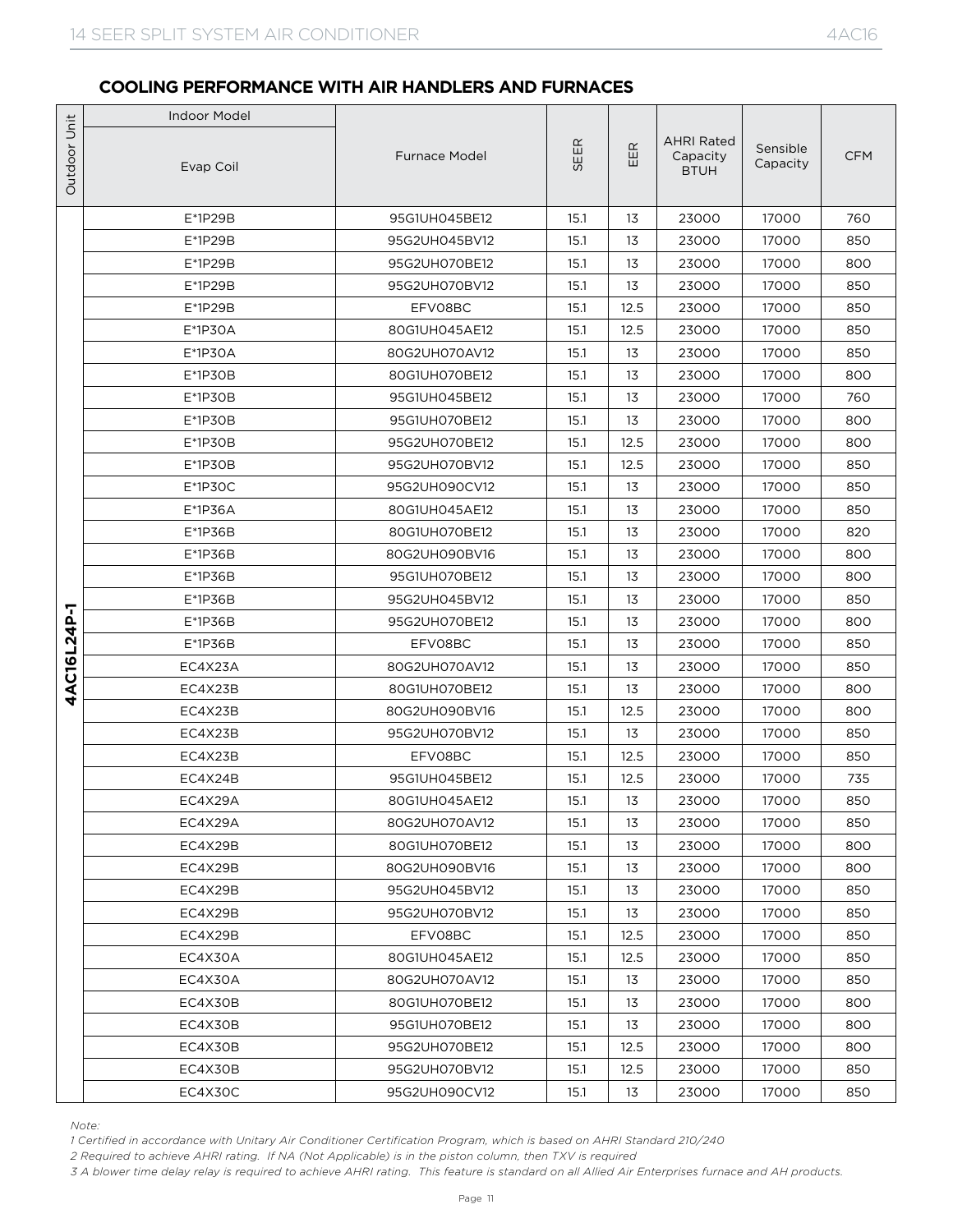## COOLING PERFORMANCE WITH AIR HANDLERS AND FURNACES

| Outdoor Unit | Indoor Model | | | | | | |
|---|---|---|---|---|---|---|---|
| | Evap Coil | Furnace Model | SEER | EER | AHRI Rated Capacity BTUH | Sensible Capacity | CFM |
| 4AC16L24P-1 | E*1P29B | 95G1UH045BE12 | 15.1 | 13 | 23000 | 17000 | 760 |
| | E*1P29B | 95G2UH045BV12 | 15.1 | 13 | 23000 | 17000 | 850 |
| | E*1P29B | 95G2UH070BE12 | 15.1 | 13 | 23000 | 17000 | 800 |
| | E*1P29B | 95G2UH070BV12 | 15.1 | 13 | 23000 | 17000 | 850 |
| | E*1P29B | EFV08BC | 15.1 | 12.5 | 23000 | 17000 | 850 |
| | E*1P30A | 80G1UH045AE12 | 15.1 | 12.5 | 23000 | 17000 | 850 |
| | E*1P30A | 80G2UH070AV12 | 15.1 | 13 | 23000 | 17000 | 850 |
| | E*1P30B | 80G1UH070BE12 | 15.1 | 13 | 23000 | 17000 | 800 |
| | E*1P30B | 95G1UH045BE12 | 15.1 | 13 | 23000 | 17000 | 760 |
| | E*1P30B | 95G1UH070BE12 | 15.1 | 13 | 23000 | 17000 | 800 |
| | E*1P30B | 95G2UH070BE12 | 15.1 | 12.5 | 23000 | 17000 | 800 |
| | E*1P30B | 95G2UH070BV12 | 15.1 | 12.5 | 23000 | 17000 | 850 |
| | E*1P30C | 95G2UH090CV12 | 15.1 | 13 | 23000 | 17000 | 850 |
| | E*1P36A | 80G1UH045AE12 | 15.1 | 13 | 23000 | 17000 | 850 |
| | E*1P36B | 80G1UH070BE12 | 15.1 | 13 | 23000 | 17000 | 820 |
| | E*1P36B | 80G2UH090BV16 | 15.1 | 13 | 23000 | 17000 | 800 |
| | E*1P36B | 95G1UH070BE12 | 15.1 | 13 | 23000 | 17000 | 800 |
| | E*1P36B | 95G2UH045BV12 | 15.1 | 13 | 23000 | 17000 | 850 |
| | E*1P36B | 95G2UH070BE12 | 15.1 | 13 | 23000 | 17000 | 800 |
| | E*1P36B | EFV08BC | 15.1 | 13 | 23000 | 17000 | 850 |
| | EC4X23A | 80G2UH070AV12 | 15.1 | 13 | 23000 | 17000 | 850 |
| | EC4X23B | 80G1UH070BE12 | 15.1 | 13 | 23000 | 17000 | 800 |
| | EC4X23B | 80G2UH090BV16 | 15.1 | 12.5 | 23000 | 17000 | 800 |
| | EC4X23B | 95G2UH070BV12 | 15.1 | 13 | 23000 | 17000 | 850 |
| | EC4X23B | EFV08BC | 15.1 | 12.5 | 23000 | 17000 | 850 |
| | EC4X24B | 95G1UH045BE12 | 15.1 | 12.5 | 23000 | 17000 | 735 |
| | EC4X29A | 80G1UH045AE12 | 15.1 | 13 | 23000 | 17000 | 850 |
| | EC4X29A | 80G2UH070AV12 | 15.1 | 13 | 23000 | 17000 | 850 |
| | EC4X29B | 80G1UH070BE12 | 15.1 | 13 | 23000 | 17000 | 800 |
| | EC4X29B | 80G2UH090BV16 | 15.1 | 13 | 23000 | 17000 | 800 |
| | EC4X29B | 95G2UH045BV12 | 15.1 | 13 | 23000 | 17000 | 850 |
| | EC4X29B | 95G2UH070BV12 | 15.1 | 13 | 23000 | 17000 | 850 |
| | EC4X29B | EFV08BC | 15.1 | 12.5 | 23000 | 17000 | 850 |
| | EC4X30A | 80G1UH045AE12 | 15.1 | 12.5 | 23000 | 17000 | 850 |
| | EC4X30A | 80G2UH070AV12 | 15.1 | 13 | 23000 | 17000 | 850 |
| | EC4X30B | 80G1UH070BE12 | 15.1 | 13 | 23000 | 17000 | 800 |
| | EC4X30B | 95G1UH070BE12 | 15.1 | 13 | 23000 | 17000 | 800 |
| | EC4X30B | 95G2UH070BE12 | 15.1 | 12.5 | 23000 | 17000 | 800 |
| | EC4X30B | 95G2UH070BV12 | 15.1 | 12.5 | 23000 | 17000 | 850 |
| | EC4X30C | 95G2UH090CV12 | 15.1 | 13 | 23000 | 17000 | 850 |

*Note:*

*1 Certified in accordance with Unitary Air Conditioner Certification Program, which is based on AHRI Standard 210/240*

*2 Required to achieve AHRI rating. If NA (Not Applicable) is in the piston column, then TXV is required*

*3 A blower time delay relay is required to achieve AHRI rating. This feature is standard on all Allied Air Enterprises furnace and AH products.*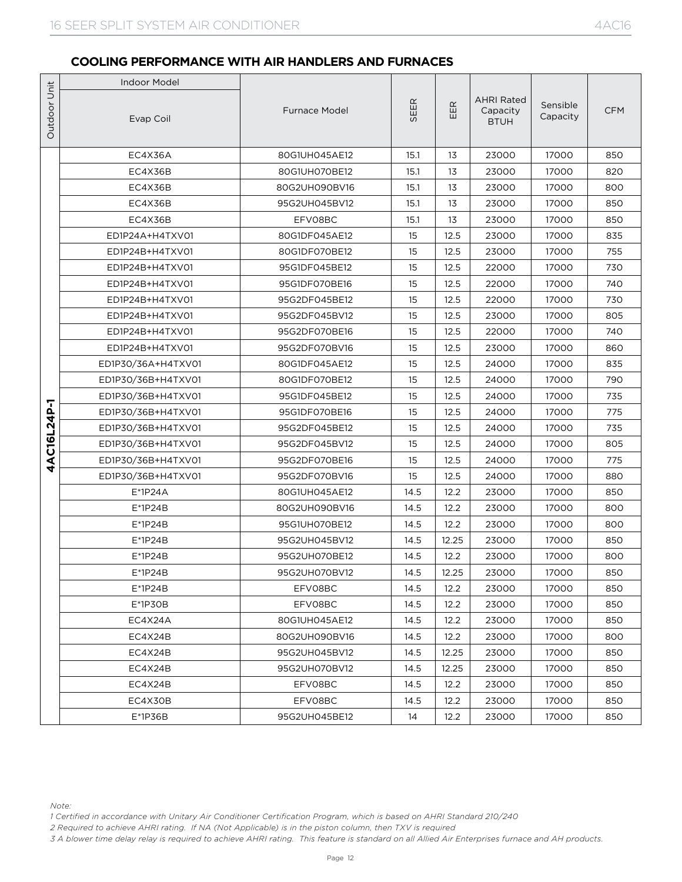## COOLING PERFORMANCE WITH AIR HANDLERS AND FURNACES

| Outdoor Unit | Indoor Model | | SEER | EER | AHRI Rated Capacity BTUH | Sensible Capacity | CFM |
|---|---|---|---|---|---|---|---|
| | Evap Coil | Furnace Model | | | | | |
| 4AC16L24P-1 | EC4X36A | 80G1UH045AE12 | 15.1 | 13 | 23000 | 17000 | 850 |
| | EC4X36B | 80G1UH070BE12 | 15.1 | 13 | 23000 | 17000 | 820 |
| | EC4X36B | 80G2UH090BV16 | 15.1 | 13 | 23000 | 17000 | 800 |
| | EC4X36B | 95G2UH045BV12 | 15.1 | 13 | 23000 | 17000 | 850 |
| | EC4X36B | EFV08BC | 15.1 | 13 | 23000 | 17000 | 850 |
| | ED1P24A+H4TXV01 | 80G1DF045AE12 | 15 | 12.5 | 23000 | 17000 | 835 |
| | ED1P24B+H4TXV01 | 80G1DF070BE12 | 15 | 12.5 | 23000 | 17000 | 755 |
| | ED1P24B+H4TXV01 | 95G1DF045BE12 | 15 | 12.5 | 22000 | 17000 | 730 |
| | ED1P24B+H4TXV01 | 95G1DF070BE16 | 15 | 12.5 | 22000 | 17000 | 740 |
| | ED1P24B+H4TXV01 | 95G2DF045BE12 | 15 | 12.5 | 22000 | 17000 | 730 |
| | ED1P24B+H4TXV01 | 95G2DF045BV12 | 15 | 12.5 | 23000 | 17000 | 805 |
| | ED1P24B+H4TXV01 | 95G2DF070BE16 | 15 | 12.5 | 22000 | 17000 | 740 |
| | ED1P24B+H4TXV01 | 95G2DF070BV16 | 15 | 12.5 | 23000 | 17000 | 860 |
| | ED1P30/36A+H4TXV01 | 80G1DF045AE12 | 15 | 12.5 | 24000 | 17000 | 835 |
| | ED1P30/36B+H4TXV01 | 80G1DF070BE12 | 15 | 12.5 | 24000 | 17000 | 790 |
| | ED1P30/36B+H4TXV01 | 95G1DF045BE12 | 15 | 12.5 | 24000 | 17000 | 735 |
| | ED1P30/36B+H4TXV01 | 95G1DF070BE16 | 15 | 12.5 | 24000 | 17000 | 775 |
| | ED1P30/36B+H4TXV01 | 95G2DF045BE12 | 15 | 12.5 | 24000 | 17000 | 735 |
| | ED1P30/36B+H4TXV01 | 95G2DF045BV12 | 15 | 12.5 | 24000 | 17000 | 805 |
| | ED1P30/36B+H4TXV01 | 95G2DF070BE16 | 15 | 12.5 | 24000 | 17000 | 775 |
| | ED1P30/36B+H4TXV01 | 95G2DF070BV16 | 15 | 12.5 | 24000 | 17000 | 880 |
| | E*1P24A | 80G1UH045AE12 | 14.5 | 12.2 | 23000 | 17000 | 850 |
| | E*1P24B | 80G2UH090BV16 | 14.5 | 12.2 | 23000 | 17000 | 800 |
| | E*1P24B | 95G1UH070BE12 | 14.5 | 12.2 | 23000 | 17000 | 800 |
| | E*1P24B | 95G2UH045BV12 | 14.5 | 12.25 | 23000 | 17000 | 850 |
| | E*1P24B | 95G2UH070BE12 | 14.5 | 12.2 | 23000 | 17000 | 800 |
| | E*1P24B | 95G2UH070BV12 | 14.5 | 12.25 | 23000 | 17000 | 850 |
| | E*1P24B | EFV08BC | 14.5 | 12.2 | 23000 | 17000 | 850 |
| | E*1P30B | EFV08BC | 14.5 | 12.2 | 23000 | 17000 | 850 |
| | EC4X24A | 80G1UH045AE12 | 14.5 | 12.2 | 23000 | 17000 | 850 |
| | EC4X24B | 80G2UH090BV16 | 14.5 | 12.2 | 23000 | 17000 | 800 |
| | EC4X24B | 95G2UH045BV12 | 14.5 | 12.25 | 23000 | 17000 | 850 |
| | EC4X24B | 95G2UH070BV12 | 14.5 | 12.25 | 23000 | 17000 | 850 |
| | EC4X24B | EFV08BC | 14.5 | 12.2 | 23000 | 17000 | 850 |
| | EC4X30B | EFV08BC | 14.5 | 12.2 | 23000 | 17000 | 850 |
| | E*1P36B | 95G2UH045BE12 | 14 | 12.2 | 23000 | 17000 | 850 |

*Note:*

*1 Certified in accordance with Unitary Air Conditioner Certification Program, which is based on AHRI Standard 210/240*

*2 Required to achieve AHRI rating. If NA (Not Applicable) is in the piston column, then TXV is required*

*3 A blower time delay relay is required to achieve AHRI rating. This feature is standard on all Allied Air Enterprises furnace and AH products.*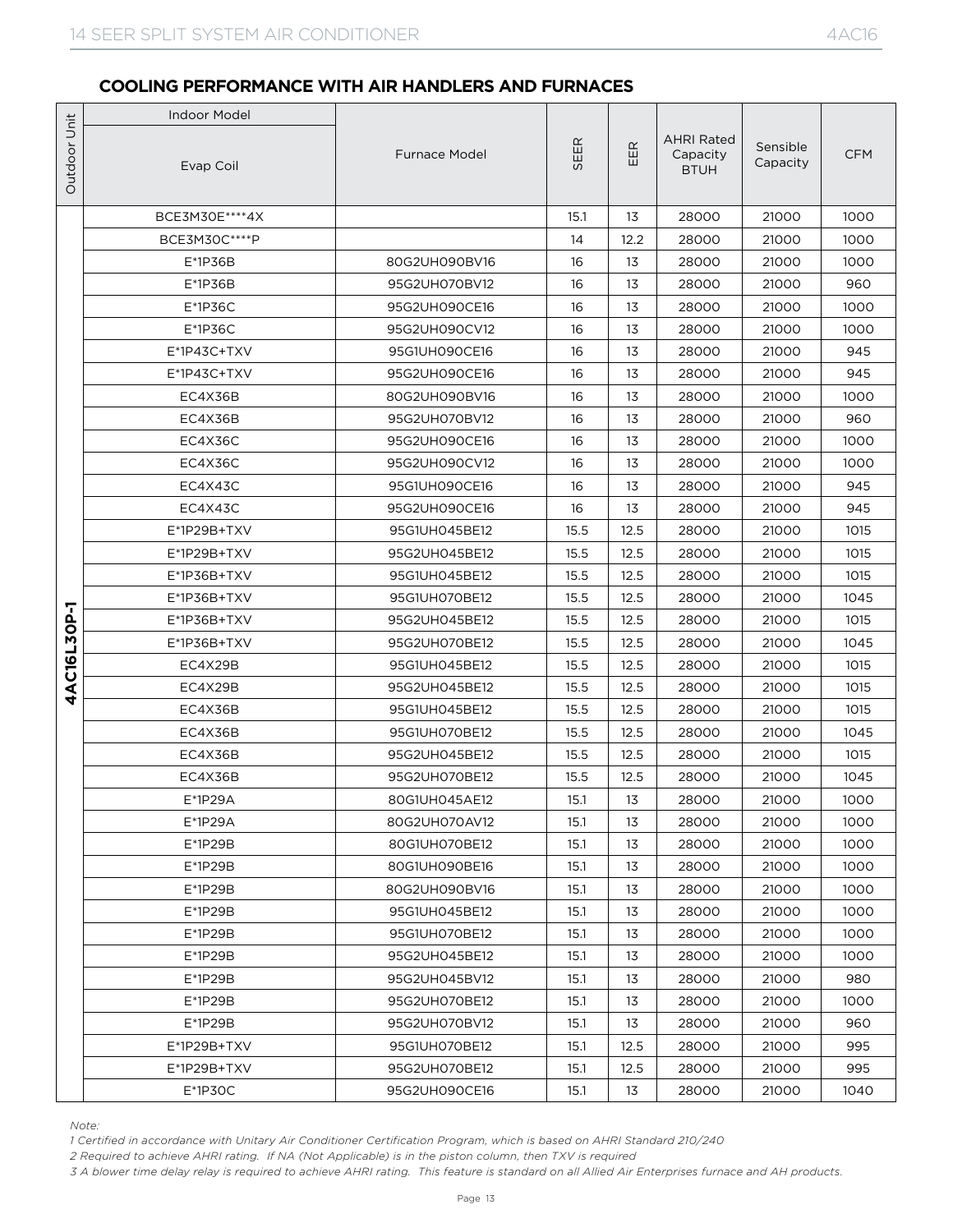## COOLING PERFORMANCE WITH AIR HANDLERS AND FURNACES

| Outdoor Unit | Indoor Model Evap Coil | Furnace Model | SEER | EER | AHRI Rated Capacity BTUH | Sensible Capacity | CFM |
|---|---|---|---|---|---|---|---|
| 4AC16L30P-1 | BCE3M30E****4X | | 15.1 | 13 | 28000 | 21000 | 1000 |
| | BCE3M30C****P | | 14 | 12.2 | 28000 | 21000 | 1000 |
| | E*1P36B | 80G2UH090BV16 | 16 | 13 | 28000 | 21000 | 1000 |
| | E*1P36B | 95G2UH070BV12 | 16 | 13 | 28000 | 21000 | 960 |
| | E*1P36C | 95G2UH090CE16 | 16 | 13 | 28000 | 21000 | 1000 |
| | E*1P36C | 95G2UH090CV12 | 16 | 13 | 28000 | 21000 | 1000 |
| | E*1P43C+TXV | 95G1UH090CE16 | 16 | 13 | 28000 | 21000 | 945 |
| | E*1P43C+TXV | 95G2UH090CE16 | 16 | 13 | 28000 | 21000 | 945 |
| | EC4X36B | 80G2UH090BV16 | 16 | 13 | 28000 | 21000 | 1000 |
| | EC4X36B | 95G2UH070BV12 | 16 | 13 | 28000 | 21000 | 960 |
| | EC4X36C | 95G2UH090CE16 | 16 | 13 | 28000 | 21000 | 1000 |
| | EC4X36C | 95G2UH090CV12 | 16 | 13 | 28000 | 21000 | 1000 |
| | EC4X43C | 95G1UH090CE16 | 16 | 13 | 28000 | 21000 | 945 |
| | EC4X43C | 95G2UH090CE16 | 16 | 13 | 28000 | 21000 | 945 |
| | E*1P29B+TXV | 95G1UH045BE12 | 15.5 | 12.5 | 28000 | 21000 | 1015 |
| | E*1P29B+TXV | 95G2UH045BE12 | 15.5 | 12.5 | 28000 | 21000 | 1015 |
| | E*1P36B+TXV | 95G1UH045BE12 | 15.5 | 12.5 | 28000 | 21000 | 1015 |
| | E*1P36B+TXV | 95G1UH070BE12 | 15.5 | 12.5 | 28000 | 21000 | 1045 |
| | E*1P36B+TXV | 95G2UH045BE12 | 15.5 | 12.5 | 28000 | 21000 | 1015 |
| | E*1P36B+TXV | 95G2UH070BE12 | 15.5 | 12.5 | 28000 | 21000 | 1045 |
| | EC4X29B | 95G1UH045BE12 | 15.5 | 12.5 | 28000 | 21000 | 1015 |
| | EC4X29B | 95G2UH045BE12 | 15.5 | 12.5 | 28000 | 21000 | 1015 |
| | EC4X36B | 95G1UH045BE12 | 15.5 | 12.5 | 28000 | 21000 | 1015 |
| | EC4X36B | 95G1UH070BE12 | 15.5 | 12.5 | 28000 | 21000 | 1045 |
| | EC4X36B | 95G2UH045BE12 | 15.5 | 12.5 | 28000 | 21000 | 1015 |
| | EC4X36B | 95G2UH070BE12 | 15.5 | 12.5 | 28000 | 21000 | 1045 |
| | E*1P29A | 80G1UH045AE12 | 15.1 | 13 | 28000 | 21000 | 1000 |
| | E*1P29A | 80G2UH070AV12 | 15.1 | 13 | 28000 | 21000 | 1000 |
| | E*1P29B | 80G1UH070BE12 | 15.1 | 13 | 28000 | 21000 | 1000 |
| | E*1P29B | 80G1UH090BE16 | 15.1 | 13 | 28000 | 21000 | 1000 |
| | E*1P29B | 80G2UH090BV16 | 15.1 | 13 | 28000 | 21000 | 1000 |
| | E*1P29B | 95G1UH045BE12 | 15.1 | 13 | 28000 | 21000 | 1000 |
| | E*1P29B | 95G1UH070BE12 | 15.1 | 13 | 28000 | 21000 | 1000 |
| | E*1P29B | 95G2UH045BE12 | 15.1 | 13 | 28000 | 21000 | 1000 |
| | E*1P29B | 95G2UH045BV12 | 15.1 | 13 | 28000 | 21000 | 980 |
| | E*1P29B | 95G2UH070BE12 | 15.1 | 13 | 28000 | 21000 | 1000 |
| | E*1P29B | 95G2UH070BV12 | 15.1 | 13 | 28000 | 21000 | 960 |
| | E*1P29B+TXV | 95G1UH070BE12 | 15.1 | 12.5 | 28000 | 21000 | 995 |
| | E*1P29B+TXV | 95G2UH070BE12 | 15.1 | 12.5 | 28000 | 21000 | 995 |
| | E*1P30C | 95G2UH090CE16 | 15.1 | 13 | 28000 | 21000 | 1040 |

*Note:*

*1 Certified in accordance with Unitary Air Conditioner Certification Program, which is based on AHRI Standard 210/240*

*2 Required to achieve AHRI rating. If NA (Not Applicable) is in the piston column, then TXV is required*

*3 A blower time delay relay is required to achieve AHRI rating. This feature is standard on all Allied Air Enterprises furnace and AH products.*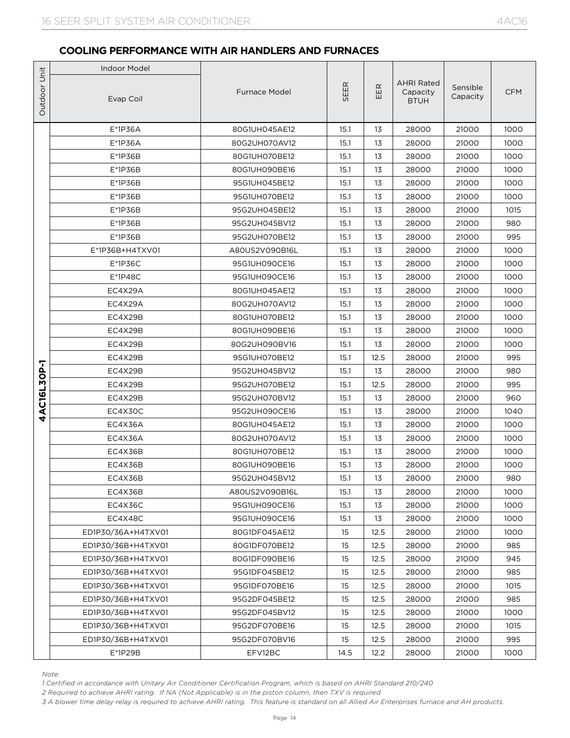## COOLING PERFORMANCE WITH AIR HANDLERS AND FURNACES

| Outdoor Unit | Indoor Model | | SEER | EER | AHRI Rated Capacity BTUH | Sensible Capacity | CFM |
|---|---|---|---|---|---|---|---|
| | Evap Coil | Furnace Model | | | | | |
| 4AC16L30P-1 | E*1P36A | 80G1UH045AE12 | 15.1 | 13 | 28000 | 21000 | 1000 |
| | E*1P36A | 80G2UH070AV12 | 15.1 | 13 | 28000 | 21000 | 1000 |
| | E*1P36B | 80G1UH070BE12 | 15.1 | 13 | 28000 | 21000 | 1000 |
| | E*1P36B | 80G1UH090BE16 | 15.1 | 13 | 28000 | 21000 | 1000 |
| | E*1P36B | 95G1UH045BE12 | 15.1 | 13 | 28000 | 21000 | 1000 |
| | E*1P36B | 95G1UH070BE12 | 15.1 | 13 | 28000 | 21000 | 1000 |
| | E*1P36B | 95G2UH045BE12 | 15.1 | 13 | 28000 | 21000 | 1015 |
| | E*1P36B | 95G2UH045BV12 | 15.1 | 13 | 28000 | 21000 | 980 |
| | E*1P36B | 95G2UH070BE12 | 15.1 | 13 | 28000 | 21000 | 995 |
| | E*1P36B+H4TXV01 | A80US2V090B16L | 15.1 | 13 | 28000 | 21000 | 1000 |
| | E*1P36C | 95G1UH090CE16 | 15.1 | 13 | 28000 | 21000 | 1000 |
| | E*1P48C | 95G1UH090CE16 | 15.1 | 13 | 28000 | 21000 | 1000 |
| | EC4X29A | 80G1UH045AE12 | 15.1 | 13 | 28000 | 21000 | 1000 |
| | EC4X29A | 80G2UH070AV12 | 15.1 | 13 | 28000 | 21000 | 1000 |
| | EC4X29B | 80G1UH070BE12 | 15.1 | 13 | 28000 | 21000 | 1000 |
| | EC4X29B | 80G1UH090BE16 | 15.1 | 13 | 28000 | 21000 | 1000 |
| | EC4X29B | 80G2UH090BV16 | 15.1 | 13 | 28000 | 21000 | 1000 |
| | EC4X29B | 95G1UH070BE12 | 15.1 | 12.5 | 28000 | 21000 | 995 |
| | EC4X29B | 95G2UH045BV12 | 15.1 | 13 | 28000 | 21000 | 980 |
| | EC4X29B | 95G2UH070BE12 | 15.1 | 12.5 | 28000 | 21000 | 995 |
| | EC4X29B | 95G2UH070BV12 | 15.1 | 13 | 28000 | 21000 | 960 |
| | EC4X30C | 95G2UH090CE16 | 15.1 | 13 | 28000 | 21000 | 1040 |
| | EC4X36A | 80G1UH045AE12 | 15.1 | 13 | 28000 | 21000 | 1000 |
| | EC4X36A | 80G2UH070AV12 | 15.1 | 13 | 28000 | 21000 | 1000 |
| | EC4X36B | 80G1UH070BE12 | 15.1 | 13 | 28000 | 21000 | 1000 |
| | EC4X36B | 80G1UH090BE16 | 15.1 | 13 | 28000 | 21000 | 1000 |
| | EC4X36B | 95G2UH045BV12 | 15.1 | 13 | 28000 | 21000 | 980 |
| | EC4X36B | A80US2V090B16L | 15.1 | 13 | 28000 | 21000 | 1000 |
| | EC4X36C | 95G1UH090CE16 | 15.1 | 13 | 28000 | 21000 | 1000 |
| | EC4X48C | 95G1UH090CE16 | 15.1 | 13 | 28000 | 21000 | 1000 |
| | ED1P30/36A+H4TXV01 | 80G1DF045AE12 | 15 | 12.5 | 28000 | 21000 | 1000 |
| | ED1P30/36B+H4TXV01 | 80G1DF070BE12 | 15 | 12.5 | 28000 | 21000 | 985 |
| | ED1P30/36B+H4TXV01 | 80G1DF090BE16 | 15 | 12.5 | 28000 | 21000 | 945 |
| | ED1P30/36B+H4TXV01 | 95G1DF045BE12 | 15 | 12.5 | 28000 | 21000 | 985 |
| | ED1P30/36B+H4TXV01 | 95G1DF070BE16 | 15 | 12.5 | 28000 | 21000 | 1015 |
| | ED1P30/36B+H4TXV01 | 95G2DF045BE12 | 15 | 12.5 | 28000 | 21000 | 985 |
| | ED1P30/36B+H4TXV01 | 95G2DF045BV12 | 15 | 12.5 | 28000 | 21000 | 1000 |
| | ED1P30/36B+H4TXV01 | 95G2DF070BE16 | 15 | 12.5 | 28000 | 21000 | 1015 |
| | ED1P30/36B+H4TXV01 | 95G2DF070BV16 | 15 | 12.5 | 28000 | 21000 | 995 |
| | E*1P29B | EFV12BC | 14.5 | 12.2 | 28000 | 21000 | 1000 |

*Note:*

*1 Certified in accordance with Unitary Air Conditioner Certification Program, which is based on AHRI Standard 210/240*

*2 Required to achieve AHRI rating. If NA (Not Applicable) is in the piston column, then TXV is required*

*3 A blower time delay relay is required to achieve AHRI rating. This feature is standard on all Allied Air Enterprises furnace and AH products.*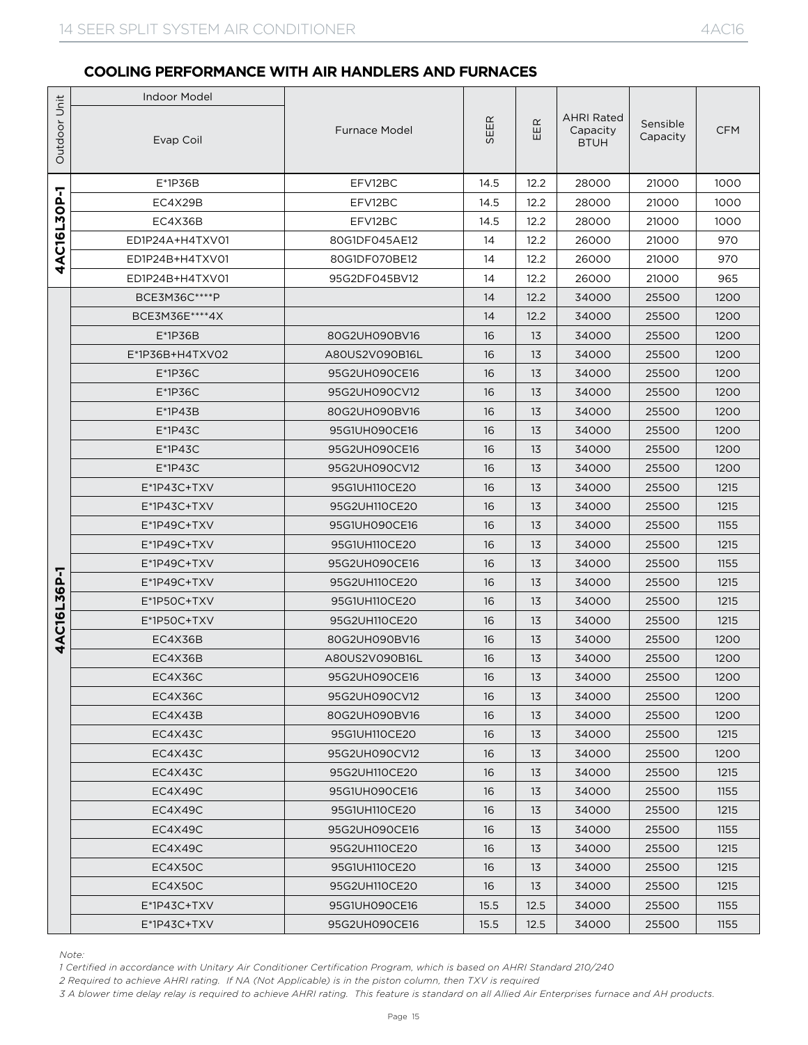## COOLING PERFORMANCE WITH AIR HANDLERS AND FURNACES

| Outdoor Unit | Indoor Model | | SEER | EER | AHRI Rated Capacity BTUH | Sensible Capacity | CFM |
|---|---|---|---|---|---|---|---|
| | Evap Coil | Furnace Model | | | | | |
| 4AC16L30P-1 | E*1P36B | EFV12BC | 14.5 | 12.2 | 28000 | 21000 | 1000 |
| | EC4X29B | EFV12BC | 14.5 | 12.2 | 28000 | 21000 | 1000 |
| | EC4X36B | EFV12BC | 14.5 | 12.2 | 28000 | 21000 | 1000 |
| | ED1P24A+H4TXV01 | 80G1DF045AE12 | 14 | 12.2 | 26000 | 21000 | 970 |
| | ED1P24B+H4TXV01 | 80G1DF070BE12 | 14 | 12.2 | 26000 | 21000 | 970 |
| | ED1P24B+H4TXV01 | 95G2DF045BV12 | 14 | 12.2 | 26000 | 21000 | 965 |
| 4AC16L36P-1 | BCE3M36C****P | | 14 | 12.2 | 34000 | 25500 | 1200 |
| | BCE3M36E****4X | | 14 | 12.2 | 34000 | 25500 | 1200 |
| | E*1P36B | 80G2UH090BV16 | 16 | 13 | 34000 | 25500 | 1200 |
| | E*1P36B+H4TXV02 | A80US2V090B16L | 16 | 13 | 34000 | 25500 | 1200 |
| | E*1P36C | 95G2UH090CE16 | 16 | 13 | 34000 | 25500 | 1200 |
| | E*1P36C | 95G2UH090CV12 | 16 | 13 | 34000 | 25500 | 1200 |
| | E*1P43B | 80G2UH090BV16 | 16 | 13 | 34000 | 25500 | 1200 |
| | E*1P43C | 95G1UH090CE16 | 16 | 13 | 34000 | 25500 | 1200 |
| | E*1P43C | 95G2UH090CE16 | 16 | 13 | 34000 | 25500 | 1200 |
| | E*1P43C | 95G2UH090CV12 | 16 | 13 | 34000 | 25500 | 1200 |
| | E*1P43C+TXV | 95G1UH110CE20 | 16 | 13 | 34000 | 25500 | 1215 |
| | E*1P43C+TXV | 95G2UH110CE20 | 16 | 13 | 34000 | 25500 | 1215 |
| | E*1P49C+TXV | 95G1UH090CE16 | 16 | 13 | 34000 | 25500 | 1155 |
| | E*1P49C+TXV | 95G1UH110CE20 | 16 | 13 | 34000 | 25500 | 1215 |
| | E*1P49C+TXV | 95G2UH090CE16 | 16 | 13 | 34000 | 25500 | 1155 |
| | E*1P49C+TXV | 95G2UH110CE20 | 16 | 13 | 34000 | 25500 | 1215 |
| | E*1P50C+TXV | 95G1UH110CE20 | 16 | 13 | 34000 | 25500 | 1215 |
| | E*1P50C+TXV | 95G2UH110CE20 | 16 | 13 | 34000 | 25500 | 1215 |
| | EC4X36B | 80G2UH090BV16 | 16 | 13 | 34000 | 25500 | 1200 |
| | EC4X36B | A80US2V090B16L | 16 | 13 | 34000 | 25500 | 1200 |
| | EC4X36C | 95G2UH090CE16 | 16 | 13 | 34000 | 25500 | 1200 |
| | EC4X36C | 95G2UH090CV12 | 16 | 13 | 34000 | 25500 | 1200 |
| | EC4X43B | 80G2UH090BV16 | 16 | 13 | 34000 | 25500 | 1200 |
| | EC4X43C | 95G1UH110CE20 | 16 | 13 | 34000 | 25500 | 1215 |
| | EC4X43C | 95G2UH090CV12 | 16 | 13 | 34000 | 25500 | 1200 |
| | EC4X43C | 95G2UH110CE20 | 16 | 13 | 34000 | 25500 | 1215 |
| | EC4X49C | 95G1UH090CE16 | 16 | 13 | 34000 | 25500 | 1155 |
| | EC4X49C | 95G1UH110CE20 | 16 | 13 | 34000 | 25500 | 1215 |
| | EC4X49C | 95G2UH090CE16 | 16 | 13 | 34000 | 25500 | 1155 |
| | EC4X49C | 95G2UH110CE20 | 16 | 13 | 34000 | 25500 | 1215 |
| | EC4X50C | 95G1UH110CE20 | 16 | 13 | 34000 | 25500 | 1215 |
| | EC4X50C | 95G2UH110CE20 | 16 | 13 | 34000 | 25500 | 1215 |
| | E*1P43C+TXV | 95G1UH090CE16 | 15.5 | 12.5 | 34000 | 25500 | 1155 |
| | E*1P43C+TXV | 95G2UH090CE16 | 15.5 | 12.5 | 34000 | 25500 | 1155 |

*Note:*

*1 Certified in accordance with Unitary Air Conditioner Certification Program, which is based on AHRI Standard 210/240*

*2 Required to achieve AHRI rating. If NA (Not Applicable) is in the piston column, then TXV is required*

*3 A blower time delay relay is required to achieve AHRI rating. This feature is standard on all Allied Air Enterprises furnace and AH products.*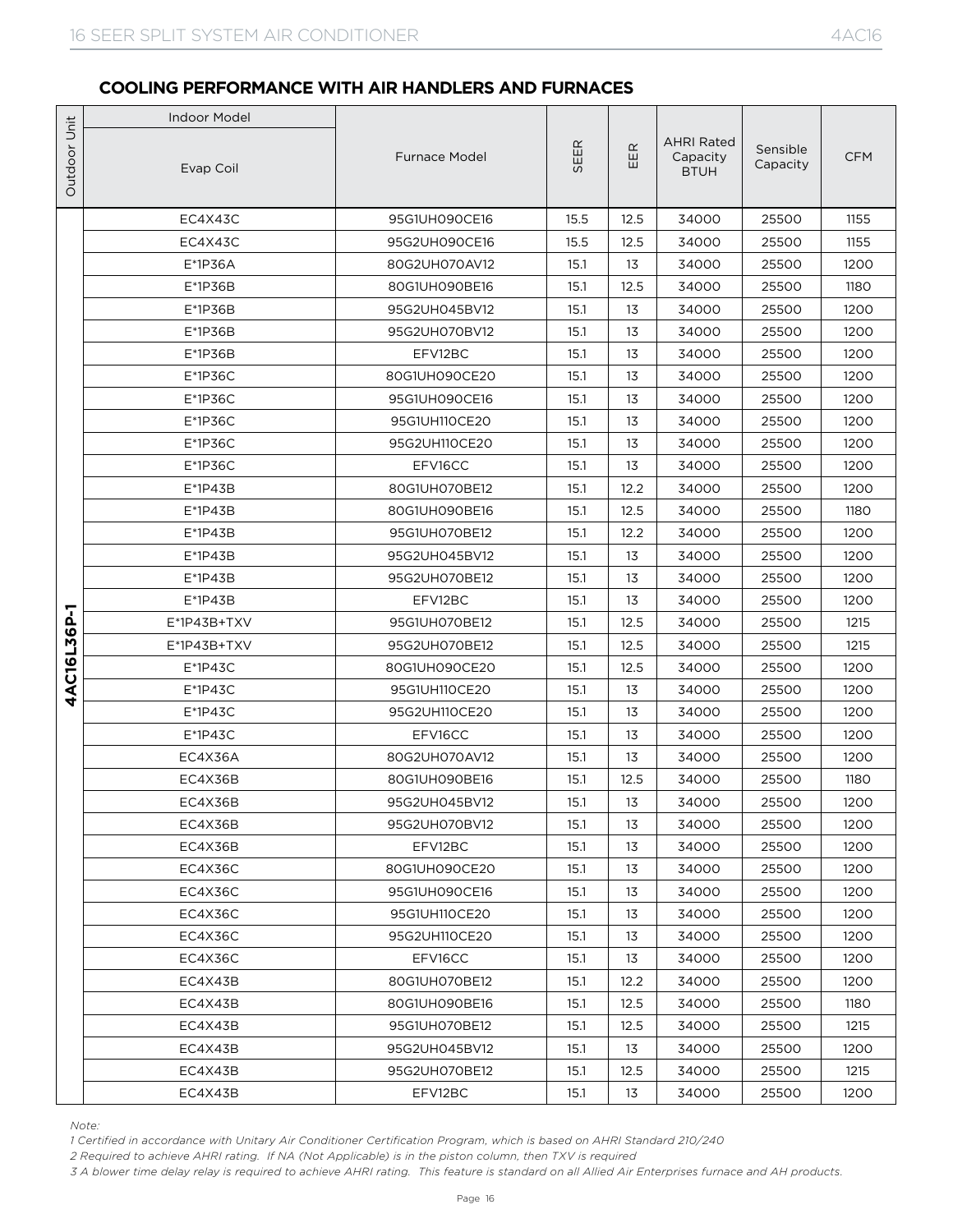## COOLING PERFORMANCE WITH AIR HANDLERS AND FURNACES

| Outdoor Unit | Indoor Model | | SEER | EER | AHRI Rated Capacity BTUH | Sensible Capacity | CFM |
|---|---|---|---|---|---|---|---|
| | Evap Coil | Furnace Model | | | | | |
| 4AC16L36P-1 | EC4X43C | 95G1UH090CE16 | 15.5 | 12.5 | 34000 | 25500 | 1155 |
| | EC4X43C | 95G2UH090CE16 | 15.5 | 12.5 | 34000 | 25500 | 1155 |
| | E*1P36A | 80G2UH070AV12 | 15.1 | 13 | 34000 | 25500 | 1200 |
| | E*1P36B | 80G1UH090BE16 | 15.1 | 12.5 | 34000 | 25500 | 1180 |
| | E*1P36B | 95G2UH045BV12 | 15.1 | 13 | 34000 | 25500 | 1200 |
| | E*1P36B | 95G2UH070BV12 | 15.1 | 13 | 34000 | 25500 | 1200 |
| | E*1P36B | EFV12BC | 15.1 | 13 | 34000 | 25500 | 1200 |
| | E*1P36C | 80G1UH090CE20 | 15.1 | 13 | 34000 | 25500 | 1200 |
| | E*1P36C | 95G1UH090CE16 | 15.1 | 13 | 34000 | 25500 | 1200 |
| | E*1P36C | 95G1UH110CE20 | 15.1 | 13 | 34000 | 25500 | 1200 |
| | E*1P36C | 95G2UH110CE20 | 15.1 | 13 | 34000 | 25500 | 1200 |
| | E*1P36C | EFV16CC | 15.1 | 13 | 34000 | 25500 | 1200 |
| | E*1P43B | 80G1UH070BE12 | 15.1 | 12.2 | 34000 | 25500 | 1200 |
| | E*1P43B | 80G1UH090BE16 | 15.1 | 12.5 | 34000 | 25500 | 1180 |
| | E*1P43B | 95G1UH070BE12 | 15.1 | 12.2 | 34000 | 25500 | 1200 |
| | E*1P43B | 95G2UH045BV12 | 15.1 | 13 | 34000 | 25500 | 1200 |
| | E*1P43B | 95G2UH070BE12 | 15.1 | 13 | 34000 | 25500 | 1200 |
| | E*1P43B | EFV12BC | 15.1 | 13 | 34000 | 25500 | 1200 |
| | E*1P43B+TXV | 95G1UH070BE12 | 15.1 | 12.5 | 34000 | 25500 | 1215 |
| | E*1P43B+TXV | 95G2UH070BE12 | 15.1 | 12.5 | 34000 | 25500 | 1215 |
| | E*1P43C | 80G1UH090CE20 | 15.1 | 12.5 | 34000 | 25500 | 1200 |
| | E*1P43C | 95G1UH110CE20 | 15.1 | 13 | 34000 | 25500 | 1200 |
| | E*1P43C | 95G2UH110CE20 | 15.1 | 13 | 34000 | 25500 | 1200 |
| | E*1P43C | EFV16CC | 15.1 | 13 | 34000 | 25500 | 1200 |
| | EC4X36A | 80G2UH070AV12 | 15.1 | 13 | 34000 | 25500 | 1200 |
| | EC4X36B | 80G1UH090BE16 | 15.1 | 12.5 | 34000 | 25500 | 1180 |
| | EC4X36B | 95G2UH045BV12 | 15.1 | 13 | 34000 | 25500 | 1200 |
| | EC4X36B | 95G2UH070BV12 | 15.1 | 13 | 34000 | 25500 | 1200 |
| | EC4X36B | EFV12BC | 15.1 | 13 | 34000 | 25500 | 1200 |
| | EC4X36C | 80G1UH090CE20 | 15.1 | 13 | 34000 | 25500 | 1200 |
| | EC4X36C | 95G1UH090CE16 | 15.1 | 13 | 34000 | 25500 | 1200 |
| | EC4X36C | 95G1UH110CE20 | 15.1 | 13 | 34000 | 25500 | 1200 |
| | EC4X36C | 95G2UH110CE20 | 15.1 | 13 | 34000 | 25500 | 1200 |
| | EC4X36C | EFV16CC | 15.1 | 13 | 34000 | 25500 | 1200 |
| | EC4X43B | 80G1UH070BE12 | 15.1 | 12.2 | 34000 | 25500 | 1200 |
| | EC4X43B | 80G1UH090BE16 | 15.1 | 12.5 | 34000 | 25500 | 1180 |
| | EC4X43B | 95G1UH070BE12 | 15.1 | 12.5 | 34000 | 25500 | 1215 |
| | EC4X43B | 95G2UH045BV12 | 15.1 | 13 | 34000 | 25500 | 1200 |
| | EC4X43B | 95G2UH070BE12 | 15.1 | 12.5 | 34000 | 25500 | 1215 |
| | EC4X43B | EFV12BC | 15.1 | 13 | 34000 | 25500 | 1200 |

*Note:*

*1 Certified in accordance with Unitary Air Conditioner Certification Program, which is based on AHRI Standard 210/240*

*2 Required to achieve AHRI rating. If NA (Not Applicable) is in the piston column, then TXV is required*

*3 A blower time delay relay is required to achieve AHRI rating. This feature is standard on all Allied Air Enterprises furnace and AH products.*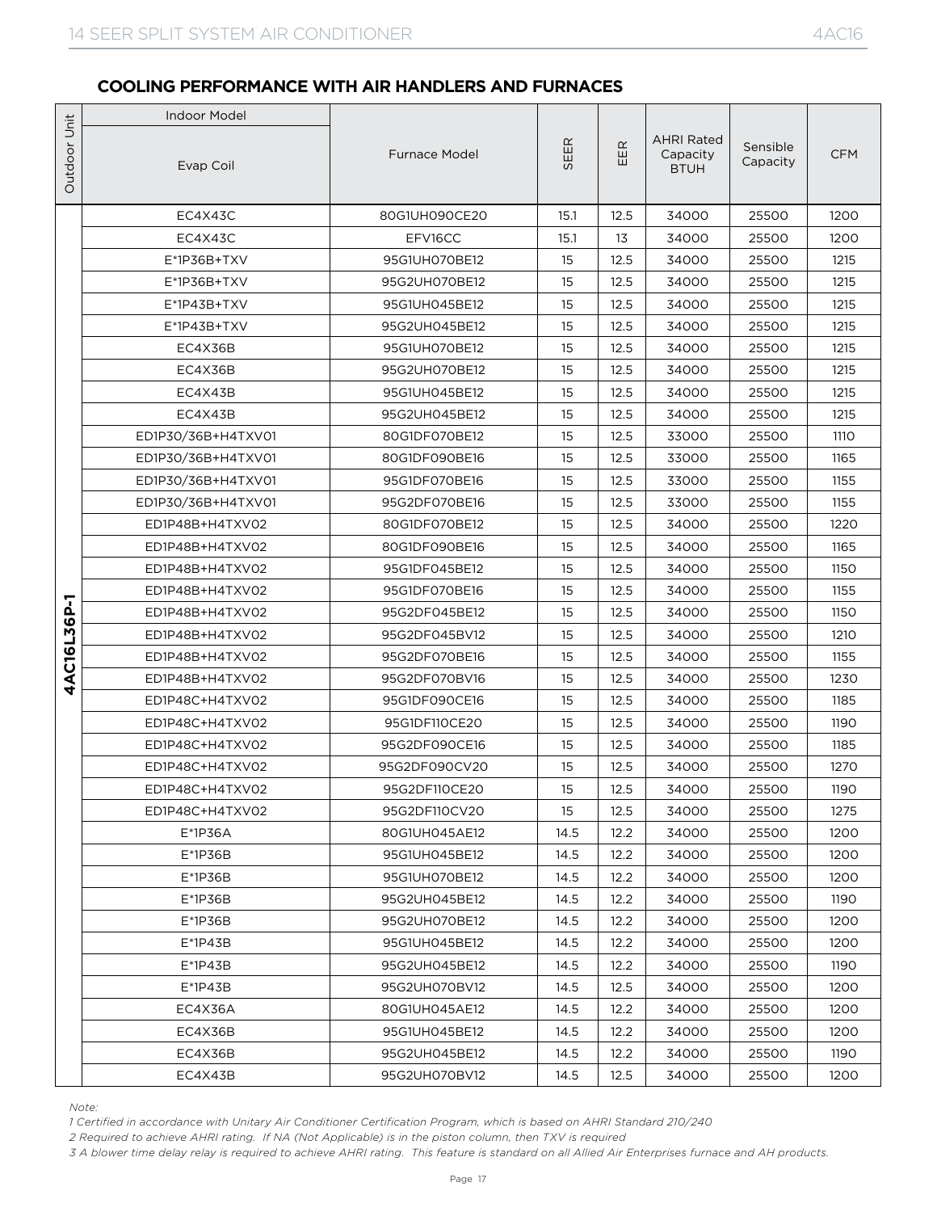## COOLING PERFORMANCE WITH AIR HANDLERS AND FURNACES

| Outdoor Unit | Indoor Model | | SEER | EER | AHRI Rated Capacity BTUH | Sensible Capacity | CFM |
|---|---|---|---|---|---|---|---|
| | Evap Coil | Furnace Model | | | | | |
| 4AC16L36P-1 | EC4X43C | 80G1UH090CE20 | 15.1 | 12.5 | 34000 | 25500 | 1200 |
| | EC4X43C | EFV16CC | 15.1 | 13 | 34000 | 25500 | 1200 |
| | E*1P36B+TXV | 95G1UH070BE12 | 15 | 12.5 | 34000 | 25500 | 1215 |
| | E*1P36B+TXV | 95G2UH070BE12 | 15 | 12.5 | 34000 | 25500 | 1215 |
| | E*1P43B+TXV | 95G1UH045BE12 | 15 | 12.5 | 34000 | 25500 | 1215 |
| | E*1P43B+TXV | 95G2UH045BE12 | 15 | 12.5 | 34000 | 25500 | 1215 |
| | EC4X36B | 95G1UH070BE12 | 15 | 12.5 | 34000 | 25500 | 1215 |
| | EC4X36B | 95G2UH070BE12 | 15 | 12.5 | 34000 | 25500 | 1215 |
| | EC4X43B | 95G1UH045BE12 | 15 | 12.5 | 34000 | 25500 | 1215 |
| | EC4X43B | 95G2UH045BE12 | 15 | 12.5 | 34000 | 25500 | 1215 |
| | ED1P30/36B+H4TXV01 | 80G1DF070BE12 | 15 | 12.5 | 33000 | 25500 | 1110 |
| | ED1P30/36B+H4TXV01 | 80G1DF090BE16 | 15 | 12.5 | 33000 | 25500 | 1165 |
| | ED1P30/36B+H4TXV01 | 95G1DF070BE16 | 15 | 12.5 | 33000 | 25500 | 1155 |
| | ED1P30/36B+H4TXV01 | 95G2DF070BE16 | 15 | 12.5 | 33000 | 25500 | 1155 |
| | ED1P48B+H4TXV02 | 80G1DF070BE12 | 15 | 12.5 | 34000 | 25500 | 1220 |
| | ED1P48B+H4TXV02 | 80G1DF090BE16 | 15 | 12.5 | 34000 | 25500 | 1165 |
| | ED1P48B+H4TXV02 | 95G1DF045BE12 | 15 | 12.5 | 34000 | 25500 | 1150 |
| | ED1P48B+H4TXV02 | 95G1DF070BE16 | 15 | 12.5 | 34000 | 25500 | 1155 |
| | ED1P48B+H4TXV02 | 95G2DF045BE12 | 15 | 12.5 | 34000 | 25500 | 1150 |
| | ED1P48B+H4TXV02 | 95G2DF045BV12 | 15 | 12.5 | 34000 | 25500 | 1210 |
| | ED1P48B+H4TXV02 | 95G2DF070BE16 | 15 | 12.5 | 34000 | 25500 | 1155 |
| | ED1P48B+H4TXV02 | 95G2DF070BV16 | 15 | 12.5 | 34000 | 25500 | 1230 |
| | ED1P48C+H4TXV02 | 95G1DF090CE16 | 15 | 12.5 | 34000 | 25500 | 1185 |
| | ED1P48C+H4TXV02 | 95G1DF110CE20 | 15 | 12.5 | 34000 | 25500 | 1190 |
| | ED1P48C+H4TXV02 | 95G2DF090CE16 | 15 | 12.5 | 34000 | 25500 | 1185 |
| | ED1P48C+H4TXV02 | 95G2DF090CV20 | 15 | 12.5 | 34000 | 25500 | 1270 |
| | ED1P48C+H4TXV02 | 95G2DF110CE20 | 15 | 12.5 | 34000 | 25500 | 1190 |
| | ED1P48C+H4TXV02 | 95G2DF110CV20 | 15 | 12.5 | 34000 | 25500 | 1275 |
| | E*1P36A | 80G1UH045AE12 | 14.5 | 12.2 | 34000 | 25500 | 1200 |
| | E*1P36B | 95G1UH045BE12 | 14.5 | 12.2 | 34000 | 25500 | 1200 |
| | E*1P36B | 95G1UH070BE12 | 14.5 | 12.2 | 34000 | 25500 | 1200 |
| | E*1P36B | 95G2UH045BE12 | 14.5 | 12.2 | 34000 | 25500 | 1190 |
| | E*1P36B | 95G2UH070BE12 | 14.5 | 12.2 | 34000 | 25500 | 1200 |
| | E*1P43B | 95G1UH045BE12 | 14.5 | 12.2 | 34000 | 25500 | 1200 |
| | E*1P43B | 95G2UH045BE12 | 14.5 | 12.2 | 34000 | 25500 | 1190 |
| | E*1P43B | 95G2UH070BV12 | 14.5 | 12.5 | 34000 | 25500 | 1200 |
| | EC4X36A | 80G1UH045AE12 | 14.5 | 12.2 | 34000 | 25500 | 1200 |
| | EC4X36B | 95G1UH045BE12 | 14.5 | 12.2 | 34000 | 25500 | 1200 |
| | EC4X36B | 95G2UH045BE12 | 14.5 | 12.2 | 34000 | 25500 | 1190 |
| | EC4X43B | 95G2UH070BV12 | 14.5 | 12.5 | 34000 | 25500 | 1200 |

*Note:*

*1 Certified in accordance with Unitary Air Conditioner Certification Program, which is based on AHRI Standard 210/240*

*2 Required to achieve AHRI rating. If NA (Not Applicable) is in the piston column, then TXV is required*

*3 A blower time delay relay is required to achieve AHRI rating. This feature is standard on all Allied Air Enterprises furnace and AH products.*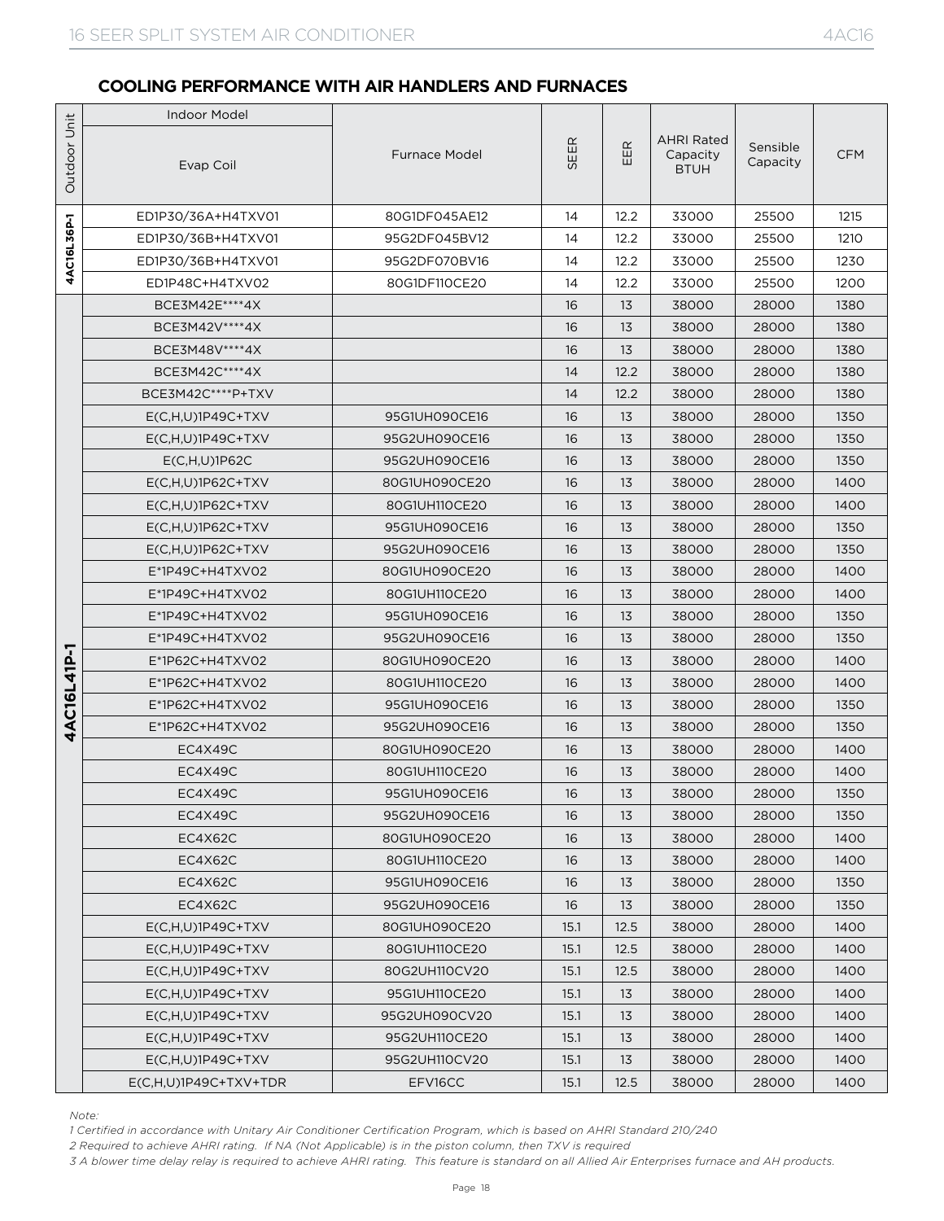## COOLING PERFORMANCE WITH AIR HANDLERS AND FURNACES

| Outdoor Unit | Indoor Model | | SEER | EER | AHRI Rated Capacity BTUH | Sensible Capacity | CFM |
|---|---|---|---|---|---|---|---|
| | Evap Coil | Furnace Model | | | | | |
| 4AC16L36P-1 | ED1P30/36A+H4TXV01 | 80G1DF045AE12 | 14 | 12.2 | 33000 | 25500 | 1215 |
| | ED1P30/36B+H4TXV01 | 95G2DF045BV12 | 14 | 12.2 | 33000 | 25500 | 1210 |
| | ED1P30/36B+H4TXV01 | 95G2DF070BV16 | 14 | 12.2 | 33000 | 25500 | 1230 |
| | ED1P48C+H4TXV02 | 80G1DF110CE20 | 14 | 12.2 | 33000 | 25500 | 1200 |
| 4AC16L41P-1 | BCE3M42E****4X | | 16 | 13 | 38000 | 28000 | 1380 |
| | BCE3M42V****4X | | 16 | 13 | 38000 | 28000 | 1380 |
| | BCE3M48V****4X | | 16 | 13 | 38000 | 28000 | 1380 |
| | BCE3M42C****4X | | 14 | 12.2 | 38000 | 28000 | 1380 |
| | BCE3M42C****P+TXV | | 14 | 12.2 | 38000 | 28000 | 1380 |
| | E(C,H,U)1P49C+TXV | 95G1UH090CE16 | 16 | 13 | 38000 | 28000 | 1350 |
| | E(C,H,U)1P49C+TXV | 95G2UH090CE16 | 16 | 13 | 38000 | 28000 | 1350 |
| | E(C,H,U)1P62C | 95G2UH090CE16 | 16 | 13 | 38000 | 28000 | 1350 |
| | E(C,H,U)1P62C+TXV | 80G1UH090CE20 | 16 | 13 | 38000 | 28000 | 1400 |
| | E(C,H,U)1P62C+TXV | 80G1UH110CE20 | 16 | 13 | 38000 | 28000 | 1400 |
| | E(C,H,U)1P62C+TXV | 95G1UH090CE16 | 16 | 13 | 38000 | 28000 | 1350 |
| | E(C,H,U)1P62C+TXV | 95G2UH090CE16 | 16 | 13 | 38000 | 28000 | 1350 |
| | E*1P49C+H4TXV02 | 80G1UH090CE20 | 16 | 13 | 38000 | 28000 | 1400 |
| | E*1P49C+H4TXV02 | 80G1UH110CE20 | 16 | 13 | 38000 | 28000 | 1400 |
| | E*1P49C+H4TXV02 | 95G1UH090CE16 | 16 | 13 | 38000 | 28000 | 1350 |
| | E*1P49C+H4TXV02 | 95G2UH090CE16 | 16 | 13 | 38000 | 28000 | 1350 |
| | E*1P62C+H4TXV02 | 80G1UH090CE20 | 16 | 13 | 38000 | 28000 | 1400 |
| | E*1P62C+H4TXV02 | 80G1UH110CE20 | 16 | 13 | 38000 | 28000 | 1400 |
| | E*1P62C+H4TXV02 | 95G1UH090CE16 | 16 | 13 | 38000 | 28000 | 1350 |
| | E*1P62C+H4TXV02 | 95G2UH090CE16 | 16 | 13 | 38000 | 28000 | 1350 |
| | EC4X49C | 80G1UH090CE20 | 16 | 13 | 38000 | 28000 | 1400 |
| | EC4X49C | 80G1UH110CE20 | 16 | 13 | 38000 | 28000 | 1400 |
| | EC4X49C | 95G1UH090CE16 | 16 | 13 | 38000 | 28000 | 1350 |
| | EC4X49C | 95G2UH090CE16 | 16 | 13 | 38000 | 28000 | 1350 |
| | EC4X62C | 80G1UH090CE20 | 16 | 13 | 38000 | 28000 | 1400 |
| | EC4X62C | 80G1UH110CE20 | 16 | 13 | 38000 | 28000 | 1400 |
| | EC4X62C | 95G1UH090CE16 | 16 | 13 | 38000 | 28000 | 1350 |
| | EC4X62C | 95G2UH090CE16 | 16 | 13 | 38000 | 28000 | 1350 |
| | E(C,H,U)1P49C+TXV | 80G1UH090CE20 | 15.1 | 12.5 | 38000 | 28000 | 1400 |
| | E(C,H,U)1P49C+TXV | 80G1UH110CE20 | 15.1 | 12.5 | 38000 | 28000 | 1400 |
| | E(C,H,U)1P49C+TXV | 80G2UH110CV20 | 15.1 | 12.5 | 38000 | 28000 | 1400 |
| | E(C,H,U)1P49C+TXV | 95G1UH110CE20 | 15.1 | 13 | 38000 | 28000 | 1400 |
| | E(C,H,U)1P49C+TXV | 95G2UH090CV20 | 15.1 | 13 | 38000 | 28000 | 1400 |
| | E(C,H,U)1P49C+TXV | 95G2UH110CE20 | 15.1 | 13 | 38000 | 28000 | 1400 |
| | E(C,H,U)1P49C+TXV | 95G2UH110CV20 | 15.1 | 13 | 38000 | 28000 | 1400 |
| | E(C,H,U)1P49C+TXV+TDR | EFV16CC | 15.1 | 12.5 | 38000 | 28000 | 1400 |

*Note:*

*1 Certified in accordance with Unitary Air Conditioner Certification Program, which is based on AHRI Standard 210/240*

*2 Required to achieve AHRI rating. If NA (Not Applicable) is in the piston column, then TXV is required*

*3 A blower time delay relay is required to achieve AHRI rating. This feature is standard on all Allied Air Enterprises furnace and AH products.*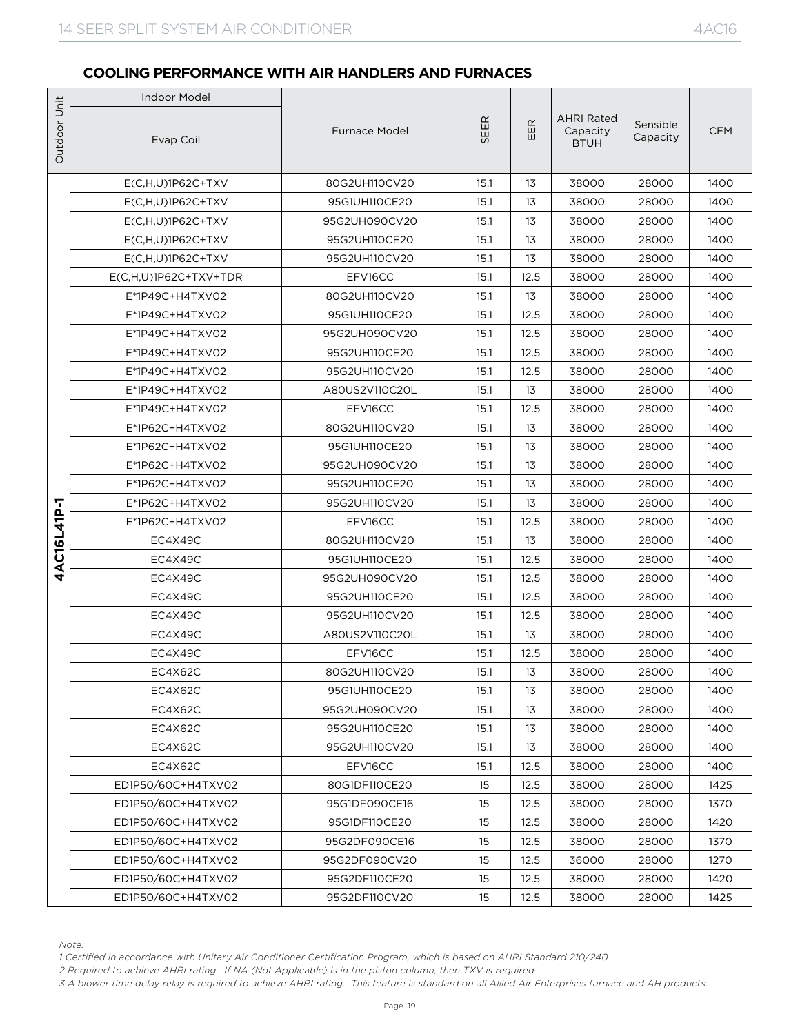## COOLING PERFORMANCE WITH AIR HANDLERS AND FURNACES

| Outdoor Unit | Indoor Model | | SEER | EER | AHRI Rated Capacity BTUH | Sensible Capacity | CFM |
|---|---|---|---|---|---|---|---|
| | Evap Coil | Furnace Model | | | | | |
| 4AC16L41P-1 | E(C,H,U)1P62C+TXV | 80G2UH110CV20 | 15.1 | 13 | 38000 | 28000 | 1400 |
| | E(C,H,U)1P62C+TXV | 95G1UH110CE20 | 15.1 | 13 | 38000 | 28000 | 1400 |
| | E(C,H,U)1P62C+TXV | 95G2UH090CV20 | 15.1 | 13 | 38000 | 28000 | 1400 |
| | E(C,H,U)1P62C+TXV | 95G2UH110CE20 | 15.1 | 13 | 38000 | 28000 | 1400 |
| | E(C,H,U)1P62C+TXV | 95G2UH110CV20 | 15.1 | 13 | 38000 | 28000 | 1400 |
| | E(C,H,U)1P62C+TXV+TDR | EFV16CC | 15.1 | 12.5 | 38000 | 28000 | 1400 |
| | E*1P49C+H4TXV02 | 80G2UH110CV20 | 15.1 | 13 | 38000 | 28000 | 1400 |
| | E*1P49C+H4TXV02 | 95G1UH110CE20 | 15.1 | 12.5 | 38000 | 28000 | 1400 |
| | E*1P49C+H4TXV02 | 95G2UH090CV20 | 15.1 | 12.5 | 38000 | 28000 | 1400 |
| | E*1P49C+H4TXV02 | 95G2UH110CE20 | 15.1 | 12.5 | 38000 | 28000 | 1400 |
| | E*1P49C+H4TXV02 | 95G2UH110CV20 | 15.1 | 12.5 | 38000 | 28000 | 1400 |
| | E*1P49C+H4TXV02 | A80US2V110C20L | 15.1 | 13 | 38000 | 28000 | 1400 |
| | E*1P49C+H4TXV02 | EFV16CC | 15.1 | 12.5 | 38000 | 28000 | 1400 |
| | E*1P62C+H4TXV02 | 80G2UH110CV20 | 15.1 | 13 | 38000 | 28000 | 1400 |
| | E*1P62C+H4TXV02 | 95G1UH110CE20 | 15.1 | 13 | 38000 | 28000 | 1400 |
| | E*1P62C+H4TXV02 | 95G2UH090CV20 | 15.1 | 13 | 38000 | 28000 | 1400 |
| | E*1P62C+H4TXV02 | 95G2UH110CE20 | 15.1 | 13 | 38000 | 28000 | 1400 |
| | E*1P62C+H4TXV02 | 95G2UH110CV20 | 15.1 | 13 | 38000 | 28000 | 1400 |
| | E*1P62C+H4TXV02 | EFV16CC | 15.1 | 12.5 | 38000 | 28000 | 1400 |
| | EC4X49C | 80G2UH110CV20 | 15.1 | 13 | 38000 | 28000 | 1400 |
| | EC4X49C | 95G1UH110CE20 | 15.1 | 12.5 | 38000 | 28000 | 1400 |
| | EC4X49C | 95G2UH090CV20 | 15.1 | 12.5 | 38000 | 28000 | 1400 |
| | EC4X49C | 95G2UH110CE20 | 15.1 | 12.5 | 38000 | 28000 | 1400 |
| | EC4X49C | 95G2UH110CV20 | 15.1 | 12.5 | 38000 | 28000 | 1400 |
| | EC4X49C | A80US2V110C20L | 15.1 | 13 | 38000 | 28000 | 1400 |
| | EC4X49C | EFV16CC | 15.1 | 12.5 | 38000 | 28000 | 1400 |
| | EC4X62C | 80G2UH110CV20 | 15.1 | 13 | 38000 | 28000 | 1400 |
| | EC4X62C | 95G1UH110CE20 | 15.1 | 13 | 38000 | 28000 | 1400 |
| | EC4X62C | 95G2UH090CV20 | 15.1 | 13 | 38000 | 28000 | 1400 |
| | EC4X62C | 95G2UH110CE20 | 15.1 | 13 | 38000 | 28000 | 1400 |
| | EC4X62C | 95G2UH110CV20 | 15.1 | 13 | 38000 | 28000 | 1400 |
| | EC4X62C | EFV16CC | 15.1 | 12.5 | 38000 | 28000 | 1400 |
| | ED1P50/60C+H4TXV02 | 80G1DF110CE20 | 15 | 12.5 | 38000 | 28000 | 1425 |
| | ED1P50/60C+H4TXV02 | 95G1DF090CE16 | 15 | 12.5 | 38000 | 28000 | 1370 |
| | ED1P50/60C+H4TXV02 | 95G1DF110CE20 | 15 | 12.5 | 38000 | 28000 | 1420 |
| | ED1P50/60C+H4TXV02 | 95G2DF090CE16 | 15 | 12.5 | 38000 | 28000 | 1370 |
| | ED1P50/60C+H4TXV02 | 95G2DF090CV20 | 15 | 12.5 | 36000 | 28000 | 1270 |
| | ED1P50/60C+H4TXV02 | 95G2DF110CE20 | 15 | 12.5 | 38000 | 28000 | 1420 |
| | ED1P50/60C+H4TXV02 | 95G2DF110CV20 | 15 | 12.5 | 38000 | 28000 | 1425 |

*Note:*

*1 Certified in accordance with Unitary Air Conditioner Certification Program, which is based on AHRI Standard 210/240*

*2 Required to achieve AHRI rating. If NA (Not Applicable) is in the piston column, then TXV is required*

*3 A blower time delay relay is required to achieve AHRI rating. This feature is standard on all Allied Air Enterprises furnace and AH products.*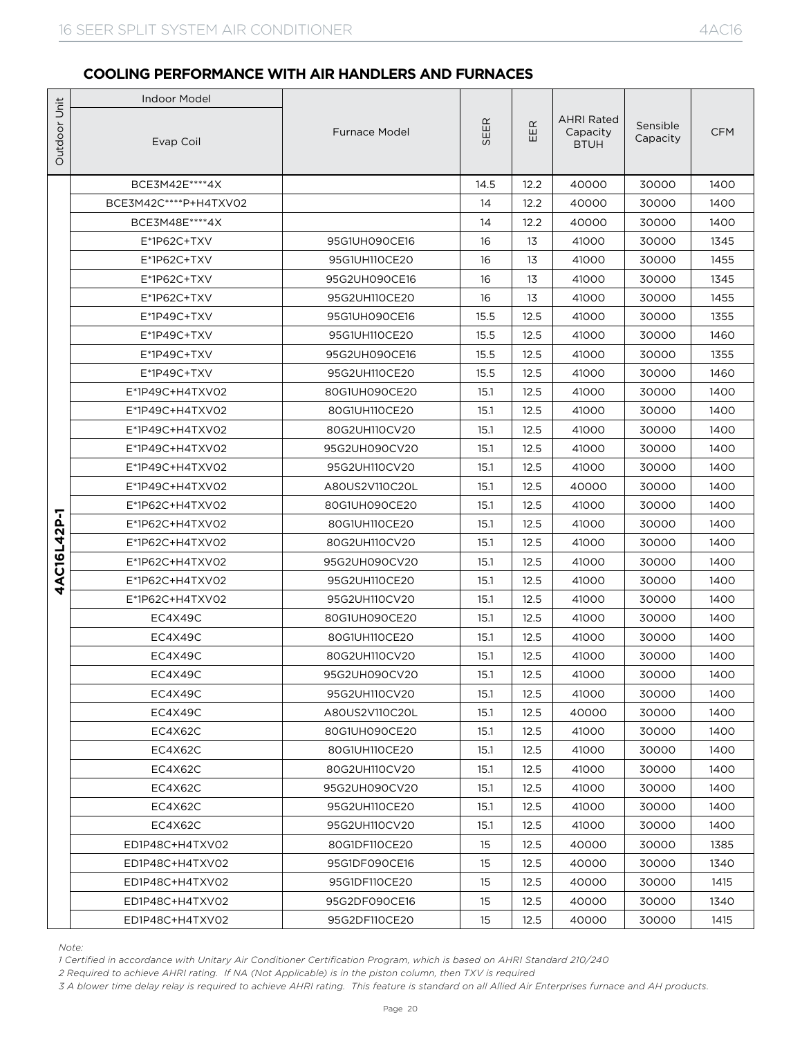## COOLING PERFORMANCE WITH AIR HANDLERS AND FURNACES

| Outdoor Unit | Indoor Model | | SEER | EER | AHRI Rated Capacity BTUH | Sensible Capacity | CFM |
|---|---|---|---|---|---|---|---|
| | Evap Coil | Furnace Model | | | | | |
| 4AC16L42P-1 | BCE3M42E****4X | | 14.5 | 12.2 | 40000 | 30000 | 1400 |
| | BCE3M42C****P+H4TXV02 | | 14 | 12.2 | 40000 | 30000 | 1400 |
| | BCE3M48E****4X | | 14 | 12.2 | 40000 | 30000 | 1400 |
| | E*1P62C+TXV | 95G1UH090CE16 | 16 | 13 | 41000 | 30000 | 1345 |
| | E*1P62C+TXV | 95G1UH110CE20 | 16 | 13 | 41000 | 30000 | 1455 |
| | E*1P62C+TXV | 95G2UH090CE16 | 16 | 13 | 41000 | 30000 | 1345 |
| | E*1P62C+TXV | 95G2UH110CE20 | 16 | 13 | 41000 | 30000 | 1455 |
| | E*1P49C+TXV | 95G1UH090CE16 | 15.5 | 12.5 | 41000 | 30000 | 1355 |
| | E*1P49C+TXV | 95G1UH110CE20 | 15.5 | 12.5 | 41000 | 30000 | 1460 |
| | E*1P49C+TXV | 95G2UH090CE16 | 15.5 | 12.5 | 41000 | 30000 | 1355 |
| | E*1P49C+TXV | 95G2UH110CE20 | 15.5 | 12.5 | 41000 | 30000 | 1460 |
| | E*1P49C+H4TXV02 | 80G1UH090CE20 | 15.1 | 12.5 | 41000 | 30000 | 1400 |
| | E*1P49C+H4TXV02 | 80G1UH110CE20 | 15.1 | 12.5 | 41000 | 30000 | 1400 |
| | E*1P49C+H4TXV02 | 80G2UH110CV20 | 15.1 | 12.5 | 41000 | 30000 | 1400 |
| | E*1P49C+H4TXV02 | 95G2UH090CV20 | 15.1 | 12.5 | 41000 | 30000 | 1400 |
| | E*1P49C+H4TXV02 | 95G2UH110CV20 | 15.1 | 12.5 | 41000 | 30000 | 1400 |
| | E*1P49C+H4TXV02 | A80US2V110C20L | 15.1 | 12.5 | 40000 | 30000 | 1400 |
| | E*1P62C+H4TXV02 | 80G1UH090CE20 | 15.1 | 12.5 | 41000 | 30000 | 1400 |
| | E*1P62C+H4TXV02 | 80G1UH110CE20 | 15.1 | 12.5 | 41000 | 30000 | 1400 |
| | E*1P62C+H4TXV02 | 80G2UH110CV20 | 15.1 | 12.5 | 41000 | 30000 | 1400 |
| | E*1P62C+H4TXV02 | 95G2UH090CV20 | 15.1 | 12.5 | 41000 | 30000 | 1400 |
| | E*1P62C+H4TXV02 | 95G2UH110CE20 | 15.1 | 12.5 | 41000 | 30000 | 1400 |
| | E*1P62C+H4TXV02 | 95G2UH110CV20 | 15.1 | 12.5 | 41000 | 30000 | 1400 |
| | EC4X49C | 80G1UH090CE20 | 15.1 | 12.5 | 41000 | 30000 | 1400 |
| | EC4X49C | 80G1UH110CE20 | 15.1 | 12.5 | 41000 | 30000 | 1400 |
| | EC4X49C | 80G2UH110CV20 | 15.1 | 12.5 | 41000 | 30000 | 1400 |
| | EC4X49C | 95G2UH090CV20 | 15.1 | 12.5 | 41000 | 30000 | 1400 |
| | EC4X49C | 95G2UH110CV20 | 15.1 | 12.5 | 41000 | 30000 | 1400 |
| | EC4X49C | A80US2V110C20L | 15.1 | 12.5 | 40000 | 30000 | 1400 |
| | EC4X62C | 80G1UH090CE20 | 15.1 | 12.5 | 41000 | 30000 | 1400 |
| | EC4X62C | 80G1UH110CE20 | 15.1 | 12.5 | 41000 | 30000 | 1400 |
| | EC4X62C | 80G2UH110CV20 | 15.1 | 12.5 | 41000 | 30000 | 1400 |
| | EC4X62C | 95G2UH090CV20 | 15.1 | 12.5 | 41000 | 30000 | 1400 |
| | EC4X62C | 95G2UH110CE20 | 15.1 | 12.5 | 41000 | 30000 | 1400 |
| | EC4X62C | 95G2UH110CV20 | 15.1 | 12.5 | 41000 | 30000 | 1400 |
| | ED1P48C+H4TXV02 | 80G1DF110CE20 | 15 | 12.5 | 40000 | 30000 | 1385 |
| | ED1P48C+H4TXV02 | 95G1DF090CE16 | 15 | 12.5 | 40000 | 30000 | 1340 |
| | ED1P48C+H4TXV02 | 95G1DF110CE20 | 15 | 12.5 | 40000 | 30000 | 1415 |
| | ED1P48C+H4TXV02 | 95G2DF090CE16 | 15 | 12.5 | 40000 | 30000 | 1340 |
| | ED1P48C+H4TXV02 | 95G2DF110CE20 | 15 | 12.5 | 40000 | 30000 | 1415 |

*Note:*

*1 Certified in accordance with Unitary Air Conditioner Certification Program, which is based on AHRI Standard 210/240*

*2 Required to achieve AHRI rating. If NA (Not Applicable) is in the piston column, then TXV is required*

*3 A blower time delay relay is required to achieve AHRI rating. This feature is standard on all Allied Air Enterprises furnace and AH products.*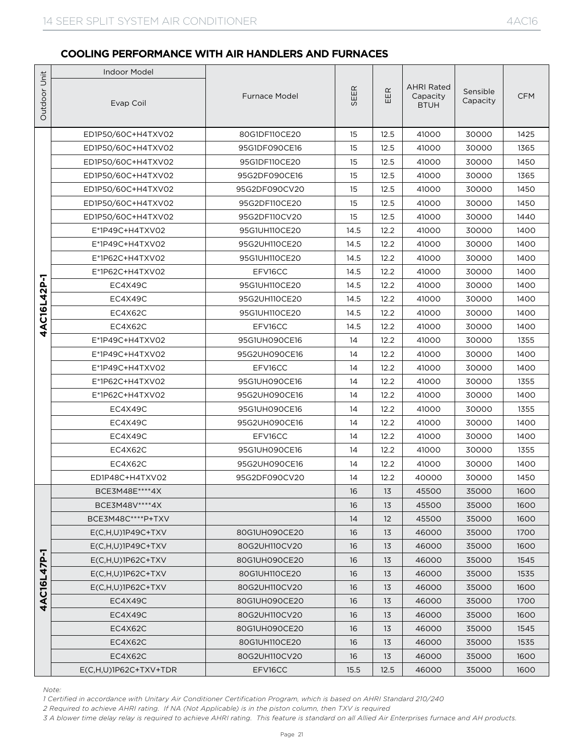## COOLING PERFORMANCE WITH AIR HANDLERS AND FURNACES

| Outdoor Unit | Indoor Model | | SEER | EER | AHRI Rated Capacity BTUH | Sensible Capacity | CFM |
|---|---|---|---|---|---|---|---|
| | Evap Coil | Furnace Model | | | | | |
| 4AC16L42P-1 | ED1P50/60C+H4TXV02 | 80G1DF110CE20 | 15 | 12.5 | 41000 | 30000 | 1425 |
| | ED1P50/60C+H4TXV02 | 95G1DF090CE16 | 15 | 12.5 | 41000 | 30000 | 1365 |
| | ED1P50/60C+H4TXV02 | 95G1DF110CE20 | 15 | 12.5 | 41000 | 30000 | 1450 |
| | ED1P50/60C+H4TXV02 | 95G2DF090CE16 | 15 | 12.5 | 41000 | 30000 | 1365 |
| | ED1P50/60C+H4TXV02 | 95G2DF090CV20 | 15 | 12.5 | 41000 | 30000 | 1450 |
| | ED1P50/60C+H4TXV02 | 95G2DF110CE20 | 15 | 12.5 | 41000 | 30000 | 1450 |
| | ED1P50/60C+H4TXV02 | 95G2DF110CV20 | 15 | 12.5 | 41000 | 30000 | 1440 |
| | E*1P49C+H4TXV02 | 95G1UH110CE20 | 14.5 | 12.2 | 41000 | 30000 | 1400 |
| | E*1P49C+H4TXV02 | 95G2UH110CE20 | 14.5 | 12.2 | 41000 | 30000 | 1400 |
| | E*1P62C+H4TXV02 | 95G1UH110CE20 | 14.5 | 12.2 | 41000 | 30000 | 1400 |
| | E*1P62C+H4TXV02 | EFV16CC | 14.5 | 12.2 | 41000 | 30000 | 1400 |
| | EC4X49C | 95G1UH110CE20 | 14.5 | 12.2 | 41000 | 30000 | 1400 |
| | EC4X49C | 95G2UH110CE20 | 14.5 | 12.2 | 41000 | 30000 | 1400 |
| | EC4X62C | 95G1UH110CE20 | 14.5 | 12.2 | 41000 | 30000 | 1400 |
| | EC4X62C | EFV16CC | 14.5 | 12.2 | 41000 | 30000 | 1400 |
| | E*1P49C+H4TXV02 | 95G1UH090CE16 | 14 | 12.2 | 41000 | 30000 | 1355 |
| | E*1P49C+H4TXV02 | 95G2UH090CE16 | 14 | 12.2 | 41000 | 30000 | 1400 |
| | E*1P49C+H4TXV02 | EFV16CC | 14 | 12.2 | 41000 | 30000 | 1400 |
| | E*1P62C+H4TXV02 | 95G1UH090CE16 | 14 | 12.2 | 41000 | 30000 | 1355 |
| | E*1P62C+H4TXV02 | 95G2UH090CE16 | 14 | 12.2 | 41000 | 30000 | 1400 |
| | EC4X49C | 95G1UH090CE16 | 14 | 12.2 | 41000 | 30000 | 1355 |
| | EC4X49C | 95G2UH090CE16 | 14 | 12.2 | 41000 | 30000 | 1400 |
| | EC4X49C | EFV16CC | 14 | 12.2 | 41000 | 30000 | 1400 |
| | EC4X62C | 95G1UH090CE16 | 14 | 12.2 | 41000 | 30000 | 1355 |
| | EC4X62C | 95G2UH090CE16 | 14 | 12.2 | 41000 | 30000 | 1400 |
| | ED1P48C+H4TXV02 | 95G2DF090CV20 | 14 | 12.2 | 40000 | 30000 | 1450 |
| 4AC16L47P-1 | BCE3M48E****4X | | 16 | 13 | 45500 | 35000 | 1600 |
| | BCE3M48V****4X | | 16 | 13 | 45500 | 35000 | 1600 |
| | BCE3M48C****P+TXV | | 14 | 12 | 45500 | 35000 | 1600 |
| | E(C,H,U)1P49C+TXV | 80G1UH090CE20 | 16 | 13 | 46000 | 35000 | 1700 |
| | E(C,H,U)1P49C+TXV | 80G2UH110CV20 | 16 | 13 | 46000 | 35000 | 1600 |
| | E(C,H,U)1P62C+TXV | 80G1UH090CE20 | 16 | 13 | 46000 | 35000 | 1545 |
| | E(C,H,U)1P62C+TXV | 80G1UH110CE20 | 16 | 13 | 46000 | 35000 | 1535 |
| | E(C,H,U)1P62C+TXV | 80G2UH110CV20 | 16 | 13 | 46000 | 35000 | 1600 |
| | EC4X49C | 80G1UH090CE20 | 16 | 13 | 46000 | 35000 | 1700 |
| | EC4X49C | 80G2UH110CV20 | 16 | 13 | 46000 | 35000 | 1600 |
| | EC4X62C | 80G1UH090CE20 | 16 | 13 | 46000 | 35000 | 1545 |
| | EC4X62C | 80G1UH110CE20 | 16 | 13 | 46000 | 35000 | 1535 |
| | EC4X62C | 80G2UH110CV20 | 16 | 13 | 46000 | 35000 | 1600 |
| | E(C,H,U)1P62C+TXV+TDR | EFV16CC | 15.5 | 12.5 | 46000 | 35000 | 1600 |

*Note:*

*1 Certified in accordance with Unitary Air Conditioner Certification Program, which is based on AHRI Standard 210/240*

*2 Required to achieve AHRI rating. If NA (Not Applicable) is in the piston column, then TXV is required*

*3 A blower time delay relay is required to achieve AHRI rating. This feature is standard on all Allied Air Enterprises furnace and AH products.*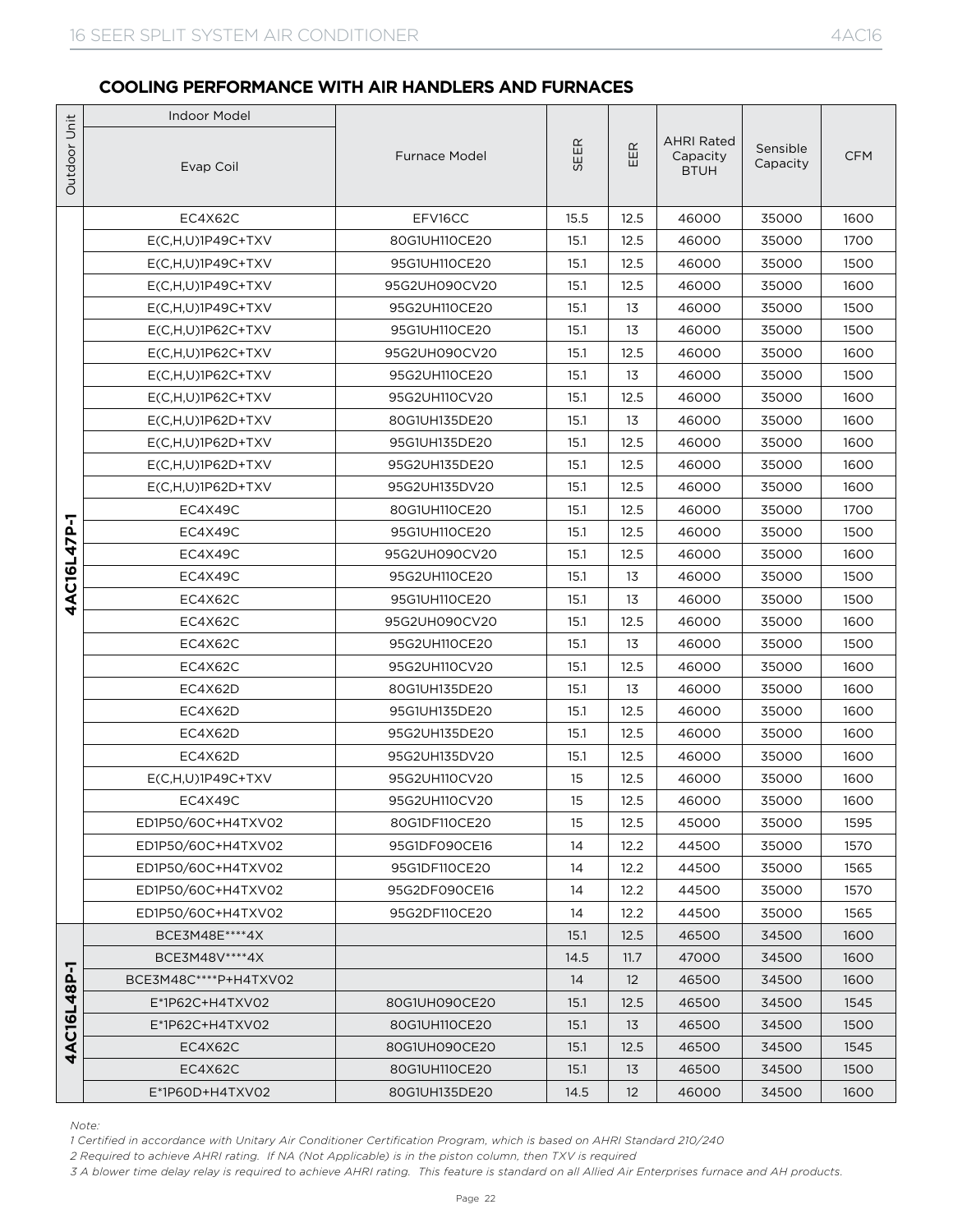## COOLING PERFORMANCE WITH AIR HANDLERS AND FURNACES

| Outdoor Unit | Indoor Model | | SEER | EER | AHRI Rated Capacity BTUH | Sensible Capacity | CFM |
|---|---|---|---|---|---|---|---|
| | Evap Coil | Furnace Model | | | | | |
| 4AC16L47P-1 | EC4X62C | EFV16CC | 15.5 | 12.5 | 46000 | 35000 | 1600 |
| | E(C,H,U)1P49C+TXV | 80G1UH110CE20 | 15.1 | 12.5 | 46000 | 35000 | 1700 |
| | E(C,H,U)1P49C+TXV | 95G1UH110CE20 | 15.1 | 12.5 | 46000 | 35000 | 1500 |
| | E(C,H,U)1P49C+TXV | 95G2UH090CV20 | 15.1 | 12.5 | 46000 | 35000 | 1600 |
| | E(C,H,U)1P49C+TXV | 95G2UH110CE20 | 15.1 | 13 | 46000 | 35000 | 1500 |
| | E(C,H,U)1P62C+TXV | 95G1UH110CE20 | 15.1 | 13 | 46000 | 35000 | 1500 |
| | E(C,H,U)1P62C+TXV | 95G2UH090CV20 | 15.1 | 12.5 | 46000 | 35000 | 1600 |
| | E(C,H,U)1P62C+TXV | 95G2UH110CE20 | 15.1 | 13 | 46000 | 35000 | 1500 |
| | E(C,H,U)1P62C+TXV | 95G2UH110CV20 | 15.1 | 12.5 | 46000 | 35000 | 1600 |
| | E(C,H,U)1P62D+TXV | 80G1UH135DE20 | 15.1 | 13 | 46000 | 35000 | 1600 |
| | E(C,H,U)1P62D+TXV | 95G1UH135DE20 | 15.1 | 12.5 | 46000 | 35000 | 1600 |
| | E(C,H,U)1P62D+TXV | 95G2UH135DE20 | 15.1 | 12.5 | 46000 | 35000 | 1600 |
| | E(C,H,U)1P62D+TXV | 95G2UH135DV20 | 15.1 | 12.5 | 46000 | 35000 | 1600 |
| | EC4X49C | 80G1UH110CE20 | 15.1 | 12.5 | 46000 | 35000 | 1700 |
| | EC4X49C | 95G1UH110CE20 | 15.1 | 12.5 | 46000 | 35000 | 1500 |
| | EC4X49C | 95G2UH090CV20 | 15.1 | 12.5 | 46000 | 35000 | 1600 |
| | EC4X49C | 95G2UH110CE20 | 15.1 | 13 | 46000 | 35000 | 1500 |
| | EC4X62C | 95G1UH110CE20 | 15.1 | 13 | 46000 | 35000 | 1500 |
| | EC4X62C | 95G2UH090CV20 | 15.1 | 12.5 | 46000 | 35000 | 1600 |
| | EC4X62C | 95G2UH110CE20 | 15.1 | 13 | 46000 | 35000 | 1500 |
| | EC4X62C | 95G2UH110CV20 | 15.1 | 12.5 | 46000 | 35000 | 1600 |
| | EC4X62D | 80G1UH135DE20 | 15.1 | 13 | 46000 | 35000 | 1600 |
| | EC4X62D | 95G1UH135DE20 | 15.1 | 12.5 | 46000 | 35000 | 1600 |
| | EC4X62D | 95G2UH135DE20 | 15.1 | 12.5 | 46000 | 35000 | 1600 |
| | EC4X62D | 95G2UH135DV20 | 15.1 | 12.5 | 46000 | 35000 | 1600 |
| | E(C,H,U)1P49C+TXV | 95G2UH110CV20 | 15 | 12.5 | 46000 | 35000 | 1600 |
| | EC4X49C | 95G2UH110CV20 | 15 | 12.5 | 46000 | 35000 | 1600 |
| | ED1P50/60C+H4TXV02 | 80G1DF110CE20 | 15 | 12.5 | 45000 | 35000 | 1595 |
| | ED1P50/60C+H4TXV02 | 95G1DF090CE16 | 14 | 12.2 | 44500 | 35000 | 1570 |
| | ED1P50/60C+H4TXV02 | 95G1DF110CE20 | 14 | 12.2 | 44500 | 35000 | 1565 |
| | ED1P50/60C+H4TXV02 | 95G2DF090CE16 | 14 | 12.2 | 44500 | 35000 | 1570 |
| | ED1P50/60C+H4TXV02 | 95G2DF110CE20 | 14 | 12.2 | 44500 | 35000 | 1565 |
| 4AC16L48P-1 | BCE3M48E****4X | | 15.1 | 12.5 | 46500 | 34500 | 1600 |
| | BCE3M48V****4X | | 14.5 | 11.7 | 47000 | 34500 | 1600 |
| | BCE3M48C****P+H4TXV02 | | 14 | 12 | 46500 | 34500 | 1600 |
| | E*1P62C+H4TXV02 | 80G1UH090CE20 | 15.1 | 12.5 | 46500 | 34500 | 1545 |
| | E*1P62C+H4TXV02 | 80G1UH110CE20 | 15.1 | 13 | 46500 | 34500 | 1500 |
| | EC4X62C | 80G1UH090CE20 | 15.1 | 12.5 | 46500 | 34500 | 1545 |
| | EC4X62C | 80G1UH110CE20 | 15.1 | 13 | 46500 | 34500 | 1500 |
| | E*1P60D+H4TXV02 | 80G1UH135DE20 | 14.5 | 12 | 46000 | 34500 | 1600 |

*Note:*

*1 Certified in accordance with Unitary Air Conditioner Certification Program, which is based on AHRI Standard 210/240*

*2 Required to achieve AHRI rating. If NA (Not Applicable) is in the piston column, then TXV is required*

*3 A blower time delay relay is required to achieve AHRI rating. This feature is standard on all Allied Air Enterprises furnace and AH products.*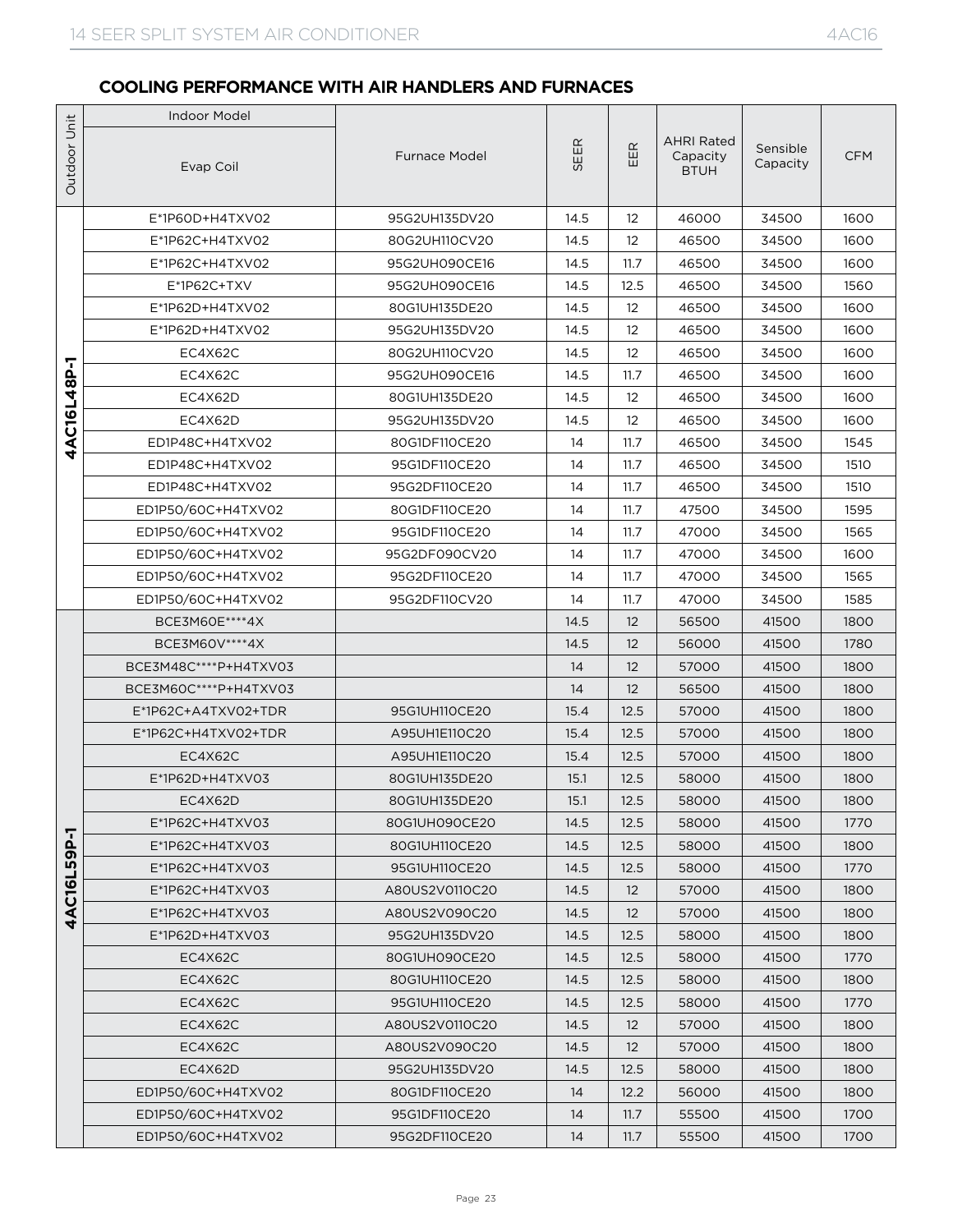## COOLING PERFORMANCE WITH AIR HANDLERS AND FURNACES

| Outdoor Unit | Indoor Model | | SEER | EER | AHRI Rated Capacity BTUH | Sensible Capacity | CFM |
|---|---|---|---|---|---|---|---|
| | Evap Coil | Furnace Model | | | | | |
| 4AC16L48P-1 | E*1P60D+H4TXV02 | 95G2UH135DV20 | 14.5 | 12 | 46000 | 34500 | 1600 |
| | E*1P62C+H4TXV02 | 80G2UH110CV20 | 14.5 | 12 | 46500 | 34500 | 1600 |
| | E*1P62C+H4TXV02 | 95G2UH090CE16 | 14.5 | 11.7 | 46500 | 34500 | 1600 |
| | E*1P62C+TXV | 95G2UH090CE16 | 14.5 | 12.5 | 46500 | 34500 | 1560 |
| | E*1P62D+H4TXV02 | 80G1UH135DE20 | 14.5 | 12 | 46500 | 34500 | 1600 |
| | E*1P62D+H4TXV02 | 95G2UH135DV20 | 14.5 | 12 | 46500 | 34500 | 1600 |
| | EC4X62C | 80G2UH110CV20 | 14.5 | 12 | 46500 | 34500 | 1600 |
| | EC4X62C | 95G2UH090CE16 | 14.5 | 11.7 | 46500 | 34500 | 1600 |
| | EC4X62D | 80G1UH135DE20 | 14.5 | 12 | 46500 | 34500 | 1600 |
| | EC4X62D | 95G2UH135DV20 | 14.5 | 12 | 46500 | 34500 | 1600 |
| | ED1P48C+H4TXV02 | 80G1DF110CE20 | 14 | 11.7 | 46500 | 34500 | 1545 |
| | ED1P48C+H4TXV02 | 95G1DF110CE20 | 14 | 11.7 | 46500 | 34500 | 1510 |
| | ED1P48C+H4TXV02 | 95G2DF110CE20 | 14 | 11.7 | 46500 | 34500 | 1510 |
| | ED1P50/60C+H4TXV02 | 80G1DF110CE20 | 14 | 11.7 | 47500 | 34500 | 1595 |
| | ED1P50/60C+H4TXV02 | 95G1DF110CE20 | 14 | 11.7 | 47000 | 34500 | 1565 |
| | ED1P50/60C+H4TXV02 | 95G2DF090CV20 | 14 | 11.7 | 47000 | 34500 | 1600 |
| | ED1P50/60C+H4TXV02 | 95G2DF110CE20 | 14 | 11.7 | 47000 | 34500 | 1565 |
| | ED1P50/60C+H4TXV02 | 95G2DF110CV20 | 14 | 11.7 | 47000 | 34500 | 1585 |
| 4AC16L59P-1 | BCE3M60E****4X | | 14.5 | 12 | 56500 | 41500 | 1800 |
| | BCE3M60V****4X | | 14.5 | 12 | 56000 | 41500 | 1780 |
| | BCE3M48C****P+H4TXV03 | | 14 | 12 | 57000 | 41500 | 1800 |
| | BCE3M60C****P+H4TXV03 | | 14 | 12 | 56500 | 41500 | 1800 |
| | E*1P62C+A4TXV02+TDR | 95G1UH110CE20 | 15.4 | 12.5 | 57000 | 41500 | 1800 |
| | E*1P62C+H4TXV02+TDR | A95UH1E110C20 | 15.4 | 12.5 | 57000 | 41500 | 1800 |
| | EC4X62C | A95UH1E110C20 | 15.4 | 12.5 | 57000 | 41500 | 1800 |
| | E*1P62D+H4TXV03 | 80G1UH135DE20 | 15.1 | 12.5 | 58000 | 41500 | 1800 |
| | EC4X62D | 80G1UH135DE20 | 15.1 | 12.5 | 58000 | 41500 | 1800 |
| | E*1P62C+H4TXV03 | 80G1UH090CE20 | 14.5 | 12.5 | 58000 | 41500 | 1770 |
| | E*1P62C+H4TXV03 | 80G1UH110CE20 | 14.5 | 12.5 | 58000 | 41500 | 1800 |
| | E*1P62C+H4TXV03 | 95G1UH110CE20 | 14.5 | 12.5 | 58000 | 41500 | 1770 |
| | E*1P62C+H4TXV03 | A80US2V0110C20 | 14.5 | 12 | 57000 | 41500 | 1800 |
| | E*1P62C+H4TXV03 | A80US2V090C20 | 14.5 | 12 | 57000 | 41500 | 1800 |
| | E*1P62D+H4TXV03 | 95G2UH135DV20 | 14.5 | 12.5 | 58000 | 41500 | 1800 |
| | EC4X62C | 80G1UH090CE20 | 14.5 | 12.5 | 58000 | 41500 | 1770 |
| | EC4X62C | 80G1UH110CE20 | 14.5 | 12.5 | 58000 | 41500 | 1800 |
| | EC4X62C | 95G1UH110CE20 | 14.5 | 12.5 | 58000 | 41500 | 1770 |
| | EC4X62C | A80US2V0110C20 | 14.5 | 12 | 57000 | 41500 | 1800 |
| | EC4X62C | A80US2V090C20 | 14.5 | 12 | 57000 | 41500 | 1800 |
| | EC4X62D | 95G2UH135DV20 | 14.5 | 12.5 | 58000 | 41500 | 1800 |
| | ED1P50/60C+H4TXV02 | 80G1DF110CE20 | 14 | 12.2 | 56000 | 41500 | 1800 |
| | ED1P50/60C+H4TXV02 | 95G1DF110CE20 | 14 | 11.7 | 55500 | 41500 | 1700 |
| | ED1P50/60C+H4TXV02 | 95G2DF110CE20 | 14 | 11.7 | 55500 | 41500 | 1700 |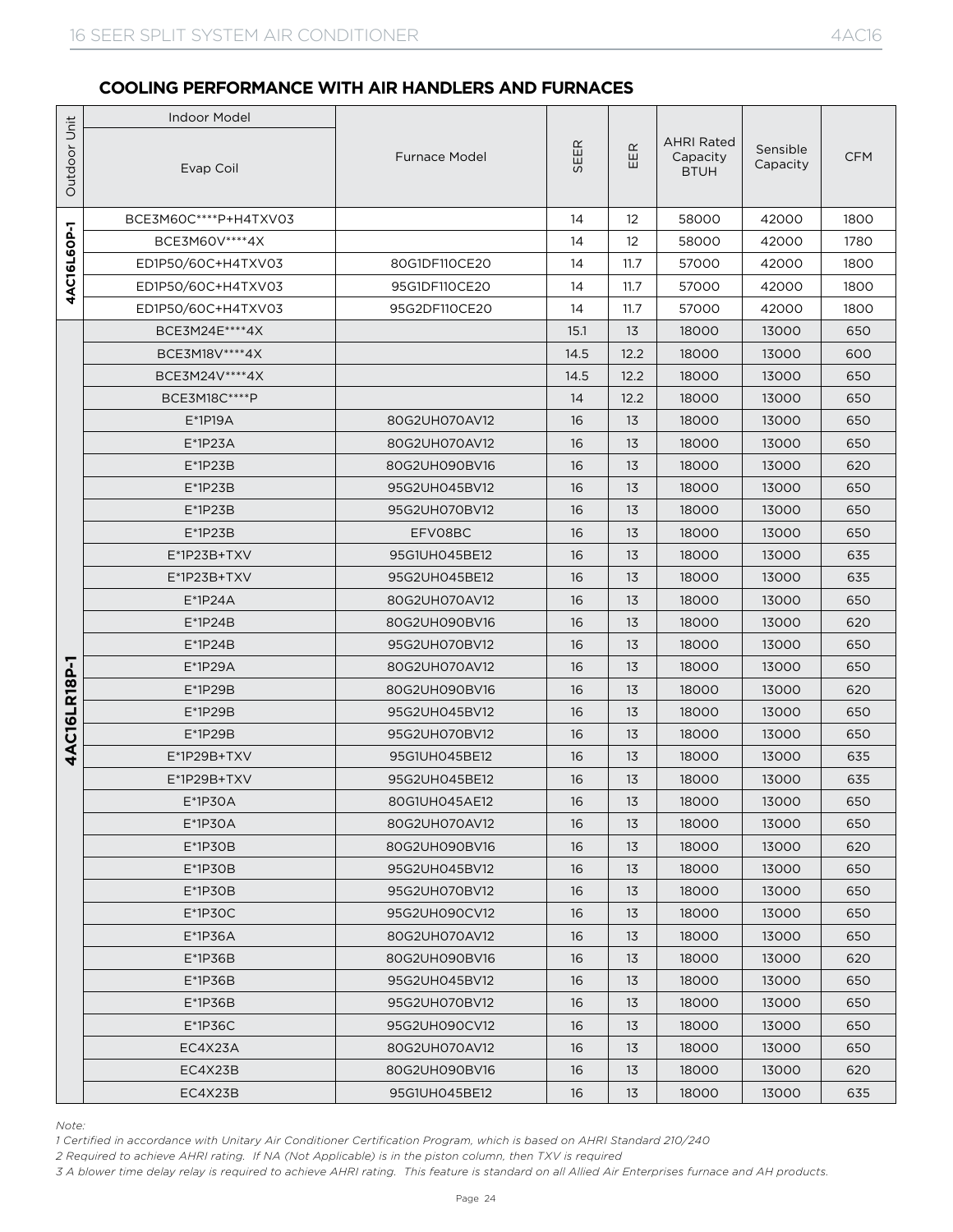## COOLING PERFORMANCE WITH AIR HANDLERS AND FURNACES

| Outdoor Unit | Indoor Model Evap Coil | Furnace Model | SEER | EER | AHRI Rated Capacity BTUH | Sensible Capacity | CFM |
|---|---|---|---|---|---|---|---|
| 4AC16L60P-1 | BCE3M60C****P+H4TXV03 | | 14 | 12 | 58000 | 42000 | 1800 |
| | BCE3M60V****4X | | 14 | 12 | 58000 | 42000 | 1780 |
| | ED1P50/60C+H4TXV03 | 80G1DF110CE20 | 14 | 11.7 | 57000 | 42000 | 1800 |
| | ED1P50/60C+H4TXV03 | 95G1DF110CE20 | 14 | 11.7 | 57000 | 42000 | 1800 |
| | ED1P50/60C+H4TXV03 | 95G2DF110CE20 | 14 | 11.7 | 57000 | 42000 | 1800 |
| 4AC16LR18P-1 | BCE3M24E****4X | | 15.1 | 13 | 18000 | 13000 | 650 |
| | BCE3M18V****4X | | 14.5 | 12.2 | 18000 | 13000 | 600 |
| | BCE3M24V****4X | | 14.5 | 12.2 | 18000 | 13000 | 650 |
| | BCE3M18C****P | | 14 | 12.2 | 18000 | 13000 | 650 |
| | E*1P19A | 80G2UH070AV12 | 16 | 13 | 18000 | 13000 | 650 |
| | E*1P23A | 80G2UH070AV12 | 16 | 13 | 18000 | 13000 | 650 |
| | E*1P23B | 80G2UH090BV16 | 16 | 13 | 18000 | 13000 | 620 |
| | E*1P23B | 95G2UH045BV12 | 16 | 13 | 18000 | 13000 | 650 |
| | E*1P23B | 95G2UH070BV12 | 16 | 13 | 18000 | 13000 | 650 |
| | E*1P23B | EFV08BC | 16 | 13 | 18000 | 13000 | 650 |
| | E*1P23B+TXV | 95G1UH045BE12 | 16 | 13 | 18000 | 13000 | 635 |
| | E*1P23B+TXV | 95G2UH045BE12 | 16 | 13 | 18000 | 13000 | 635 |
| | E*1P24A | 80G2UH070AV12 | 16 | 13 | 18000 | 13000 | 650 |
| | E*1P24B | 80G2UH090BV16 | 16 | 13 | 18000 | 13000 | 620 |
| | E*1P24B | 95G2UH070BV12 | 16 | 13 | 18000 | 13000 | 650 |
| | E*1P29A | 80G2UH070AV12 | 16 | 13 | 18000 | 13000 | 650 |
| | E*1P29B | 80G2UH090BV16 | 16 | 13 | 18000 | 13000 | 620 |
| | E*1P29B | 95G2UH045BV12 | 16 | 13 | 18000 | 13000 | 650 |
| | E*1P29B | 95G2UH070BV12 | 16 | 13 | 18000 | 13000 | 650 |
| | E*1P29B+TXV | 95G1UH045BE12 | 16 | 13 | 18000 | 13000 | 635 |
| | E*1P29B+TXV | 95G2UH045BE12 | 16 | 13 | 18000 | 13000 | 635 |
| | E*1P30A | 80G1UH045AE12 | 16 | 13 | 18000 | 13000 | 650 |
| | E*1P30A | 80G2UH070AV12 | 16 | 13 | 18000 | 13000 | 650 |
| | E*1P30B | 80G2UH090BV16 | 16 | 13 | 18000 | 13000 | 620 |
| | E*1P30B | 95G2UH045BV12 | 16 | 13 | 18000 | 13000 | 650 |
| | E*1P30B | 95G2UH070BV12 | 16 | 13 | 18000 | 13000 | 650 |
| | E*1P30C | 95G2UH090CV12 | 16 | 13 | 18000 | 13000 | 650 |
| | E*1P36A | 80G2UH070AV12 | 16 | 13 | 18000 | 13000 | 650 |
| | E*1P36B | 80G2UH090BV16 | 16 | 13 | 18000 | 13000 | 620 |
| | E*1P36B | 95G2UH045BV12 | 16 | 13 | 18000 | 13000 | 650 |
| | E*1P36B | 95G2UH070BV12 | 16 | 13 | 18000 | 13000 | 650 |
| | E*1P36C | 95G2UH090CV12 | 16 | 13 | 18000 | 13000 | 650 |
| | EC4X23A | 80G2UH070AV12 | 16 | 13 | 18000 | 13000 | 650 |
| | EC4X23B | 80G2UH090BV16 | 16 | 13 | 18000 | 13000 | 620 |
| | EC4X23B | 95G1UH045BE12 | 16 | 13 | 18000 | 13000 | 635 |

*Note:*

*1 Certified in accordance with Unitary Air Conditioner Certification Program, which is based on AHRI Standard 210/240*

*2 Required to achieve AHRI rating. If NA (Not Applicable) is in the piston column, then TXV is required*

*3 A blower time delay relay is required to achieve AHRI rating. This feature is standard on all Allied Air Enterprises furnace and AH products.*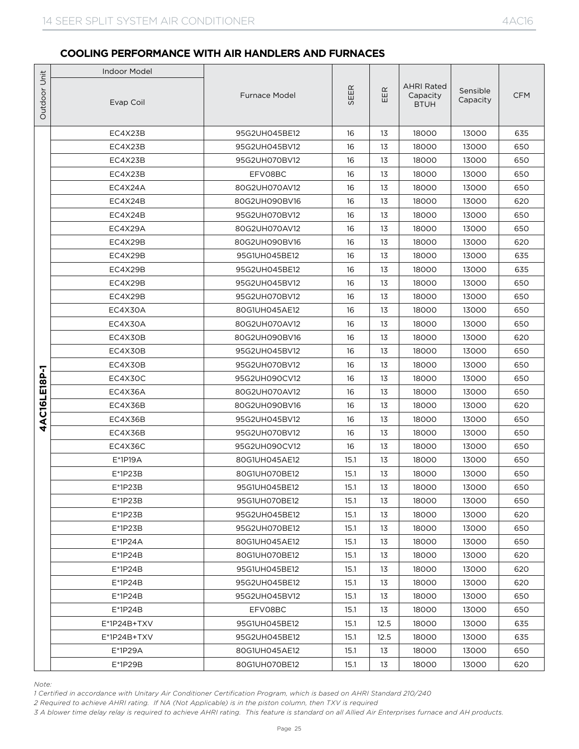## COOLING PERFORMANCE WITH AIR HANDLERS AND FURNACES

| Outdoor Unit | Indoor Model | | | | | | |
|---|---|---|---|---|---|---|---|
| | Evap Coil | Furnace Model | SEER | EER | AHRI Rated Capacity BTUH | Sensible Capacity | CFM |
| 4AC16LE18P-1 | EC4X23B | 95G2UH045BE12 | 16 | 13 | 18000 | 13000 | 635 |
| | EC4X23B | 95G2UH045BV12 | 16 | 13 | 18000 | 13000 | 650 |
| | EC4X23B | 95G2UH070BV12 | 16 | 13 | 18000 | 13000 | 650 |
| | EC4X23B | EFV08BC | 16 | 13 | 18000 | 13000 | 650 |
| | EC4X24A | 80G2UH070AV12 | 16 | 13 | 18000 | 13000 | 650 |
| | EC4X24B | 80G2UH090BV16 | 16 | 13 | 18000 | 13000 | 620 |
| | EC4X24B | 95G2UH070BV12 | 16 | 13 | 18000 | 13000 | 650 |
| | EC4X29A | 80G2UH070AV12 | 16 | 13 | 18000 | 13000 | 650 |
| | EC4X29B | 80G2UH090BV16 | 16 | 13 | 18000 | 13000 | 620 |
| | EC4X29B | 95G1UH045BE12 | 16 | 13 | 18000 | 13000 | 635 |
| | EC4X29B | 95G2UH045BE12 | 16 | 13 | 18000 | 13000 | 635 |
| | EC4X29B | 95G2UH045BV12 | 16 | 13 | 18000 | 13000 | 650 |
| | EC4X29B | 95G2UH070BV12 | 16 | 13 | 18000 | 13000 | 650 |
| | EC4X30A | 80G1UH045AE12 | 16 | 13 | 18000 | 13000 | 650 |
| | EC4X30A | 80G2UH070AV12 | 16 | 13 | 18000 | 13000 | 650 |
| | EC4X30B | 80G2UH090BV16 | 16 | 13 | 18000 | 13000 | 620 |
| | EC4X30B | 95G2UH045BV12 | 16 | 13 | 18000 | 13000 | 650 |
| | EC4X30B | 95G2UH070BV12 | 16 | 13 | 18000 | 13000 | 650 |
| | EC4X30C | 95G2UH090CV12 | 16 | 13 | 18000 | 13000 | 650 |
| | EC4X36A | 80G2UH070AV12 | 16 | 13 | 18000 | 13000 | 650 |
| | EC4X36B | 80G2UH090BV16 | 16 | 13 | 18000 | 13000 | 620 |
| | EC4X36B | 95G2UH045BV12 | 16 | 13 | 18000 | 13000 | 650 |
| | EC4X36B | 95G2UH070BV12 | 16 | 13 | 18000 | 13000 | 650 |
| | EC4X36C | 95G2UH090CV12 | 16 | 13 | 18000 | 13000 | 650 |
| | E*1P19A | 80G1UH045AE12 | 15.1 | 13 | 18000 | 13000 | 650 |
| | E*1P23B | 80G1UH070BE12 | 15.1 | 13 | 18000 | 13000 | 650 |
| | E*1P23B | 95G1UH045BE12 | 15.1 | 13 | 18000 | 13000 | 650 |
| | E*1P23B | 95G1UH070BE12 | 15.1 | 13 | 18000 | 13000 | 650 |
| | E*1P23B | 95G2UH045BE12 | 15.1 | 13 | 18000 | 13000 | 620 |
| | E*1P23B | 95G2UH070BE12 | 15.1 | 13 | 18000 | 13000 | 650 |
| | E*1P24A | 80G1UH045AE12 | 15.1 | 13 | 18000 | 13000 | 650 |
| | E*1P24B | 80G1UH070BE12 | 15.1 | 13 | 18000 | 13000 | 620 |
| | E*1P24B | 95G1UH045BE12 | 15.1 | 13 | 18000 | 13000 | 620 |
| | E*1P24B | 95G2UH045BE12 | 15.1 | 13 | 18000 | 13000 | 620 |
| | E*1P24B | 95G2UH045BV12 | 15.1 | 13 | 18000 | 13000 | 650 |
| | E*1P24B | EFV08BC | 15.1 | 13 | 18000 | 13000 | 650 |
| | E*1P24B+TXV | 95G1UH045BE12 | 15.1 | 12.5 | 18000 | 13000 | 635 |
| | E*1P24B+TXV | 95G2UH045BE12 | 15.1 | 12.5 | 18000 | 13000 | 635 |
| | E*1P29A | 80G1UH045AE12 | 15.1 | 13 | 18000 | 13000 | 650 |
| | E*1P29B | 80G1UH070BE12 | 15.1 | 13 | 18000 | 13000 | 620 |

*Note:*

*1 Certified in accordance with Unitary Air Conditioner Certification Program, which is based on AHRI Standard 210/240*

*2 Required to achieve AHRI rating. If NA (Not Applicable) is in the piston column, then TXV is required*

*3 A blower time delay relay is required to achieve AHRI rating. This feature is standard on all Allied Air Enterprises furnace and AH products.*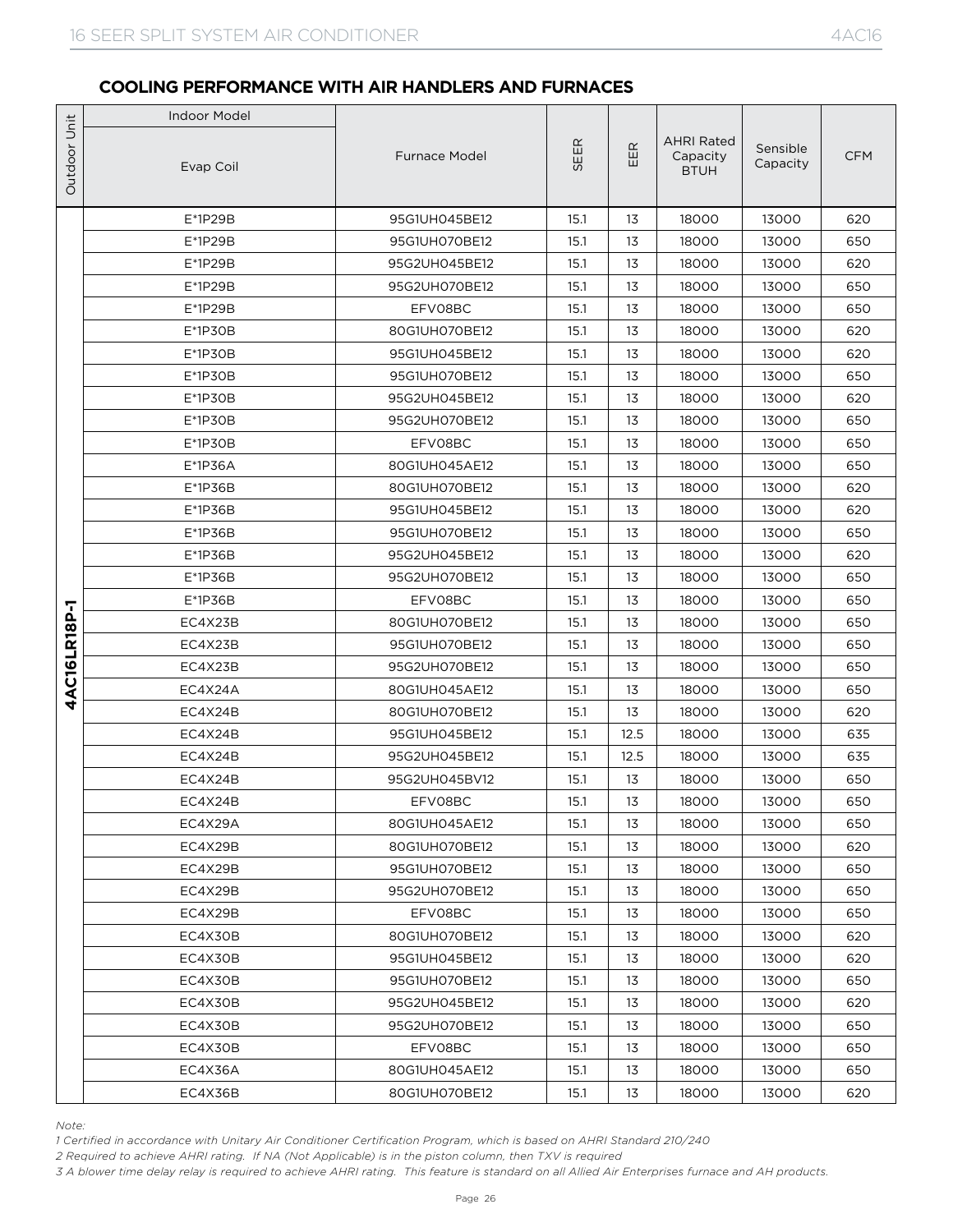## COOLING PERFORMANCE WITH AIR HANDLERS AND FURNACES

| Outdoor Unit | Indoor Model | | SEER | EER | AHRI Rated Capacity BTUH | Sensible Capacity | CFM |
|---|---|---|---|---|---|---|---|
| | Evap Coil | Furnace Model | | | | | |
| 4AC16LR18P-1 | E*1P29B | 95G1UH045BE12 | 15.1 | 13 | 18000 | 13000 | 620 |
| | E*1P29B | 95G1UH070BE12 | 15.1 | 13 | 18000 | 13000 | 650 |
| | E*1P29B | 95G2UH045BE12 | 15.1 | 13 | 18000 | 13000 | 620 |
| | E*1P29B | 95G2UH070BE12 | 15.1 | 13 | 18000 | 13000 | 650 |
| | E*1P29B | EFV08BC | 15.1 | 13 | 18000 | 13000 | 650 |
| | E*1P30B | 80G1UH070BE12 | 15.1 | 13 | 18000 | 13000 | 620 |
| | E*1P30B | 95G1UH045BE12 | 15.1 | 13 | 18000 | 13000 | 620 |
| | E*1P30B | 95G1UH070BE12 | 15.1 | 13 | 18000 | 13000 | 650 |
| | E*1P30B | 95G2UH045BE12 | 15.1 | 13 | 18000 | 13000 | 620 |
| | E*1P30B | 95G2UH070BE12 | 15.1 | 13 | 18000 | 13000 | 650 |
| | E*1P30B | EFV08BC | 15.1 | 13 | 18000 | 13000 | 650 |
| | E*1P36A | 80G1UH045AE12 | 15.1 | 13 | 18000 | 13000 | 650 |
| | E*1P36B | 80G1UH070BE12 | 15.1 | 13 | 18000 | 13000 | 620 |
| | E*1P36B | 95G1UH045BE12 | 15.1 | 13 | 18000 | 13000 | 620 |
| | E*1P36B | 95G1UH070BE12 | 15.1 | 13 | 18000 | 13000 | 650 |
| | E*1P36B | 95G2UH045BE12 | 15.1 | 13 | 18000 | 13000 | 620 |
| | E*1P36B | 95G2UH070BE12 | 15.1 | 13 | 18000 | 13000 | 650 |
| | E*1P36B | EFV08BC | 15.1 | 13 | 18000 | 13000 | 650 |
| | EC4X23B | 80G1UH070BE12 | 15.1 | 13 | 18000 | 13000 | 650 |
| | EC4X23B | 95G1UH070BE12 | 15.1 | 13 | 18000 | 13000 | 650 |
| | EC4X23B | 95G2UH070BE12 | 15.1 | 13 | 18000 | 13000 | 650 |
| | EC4X24A | 80G1UH045AE12 | 15.1 | 13 | 18000 | 13000 | 650 |
| | EC4X24B | 80G1UH070BE12 | 15.1 | 13 | 18000 | 13000 | 620 |
| | EC4X24B | 95G1UH045BE12 | 15.1 | 12.5 | 18000 | 13000 | 635 |
| | EC4X24B | 95G2UH045BE12 | 15.1 | 12.5 | 18000 | 13000 | 635 |
| | EC4X24B | 95G2UH045BV12 | 15.1 | 13 | 18000 | 13000 | 650 |
| | EC4X24B | EFV08BC | 15.1 | 13 | 18000 | 13000 | 650 |
| | EC4X29A | 80G1UH045AE12 | 15.1 | 13 | 18000 | 13000 | 650 |
| | EC4X29B | 80G1UH070BE12 | 15.1 | 13 | 18000 | 13000 | 620 |
| | EC4X29B | 95G1UH070BE12 | 15.1 | 13 | 18000 | 13000 | 650 |
| | EC4X29B | 95G2UH070BE12 | 15.1 | 13 | 18000 | 13000 | 650 |
| | EC4X29B | EFV08BC | 15.1 | 13 | 18000 | 13000 | 650 |
| | EC4X30B | 80G1UH070BE12 | 15.1 | 13 | 18000 | 13000 | 620 |
| | EC4X30B | 95G1UH045BE12 | 15.1 | 13 | 18000 | 13000 | 620 |
| | EC4X30B | 95G1UH070BE12 | 15.1 | 13 | 18000 | 13000 | 650 |
| | EC4X30B | 95G2UH045BE12 | 15.1 | 13 | 18000 | 13000 | 620 |
| | EC4X30B | 95G2UH070BE12 | 15.1 | 13 | 18000 | 13000 | 650 |
| | EC4X30B | EFV08BC | 15.1 | 13 | 18000 | 13000 | 650 |
| | EC4X36A | 80G1UH045AE12 | 15.1 | 13 | 18000 | 13000 | 650 |
| | EC4X36B | 80G1UH070BE12 | 15.1 | 13 | 18000 | 13000 | 620 |

*Note:*

*1 Certified in accordance with Unitary Air Conditioner Certification Program, which is based on AHRI Standard 210/240*

*2 Required to achieve AHRI rating. If NA (Not Applicable) is in the piston column, then TXV is required*

*3 A blower time delay relay is required to achieve AHRI rating. This feature is standard on all Allied Air Enterprises furnace and AH products.*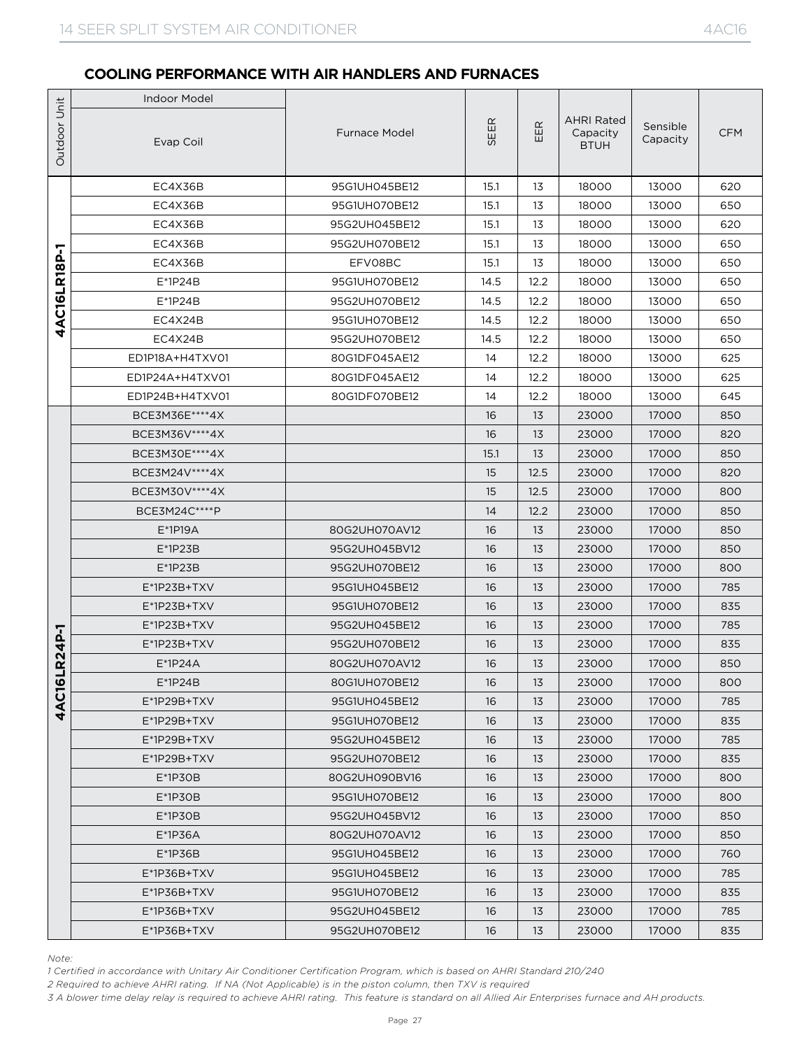## COOLING PERFORMANCE WITH AIR HANDLERS AND FURNACES

| Outdoor Unit | Indoor Model | | SEER | EER | AHRI Rated Capacity BTUH | Sensible Capacity | CFM |
|---|---|---|---|---|---|---|---|
| | Evap Coil | Furnace Model | | | | | |
| 4AC16LR18P-1 | EC4X36B | 95G1UH045BE12 | 15.1 | 13 | 18000 | 13000 | 620 |
| | EC4X36B | 95G1UH070BE12 | 15.1 | 13 | 18000 | 13000 | 650 |
| | EC4X36B | 95G2UH045BE12 | 15.1 | 13 | 18000 | 13000 | 620 |
| | EC4X36B | 95G2UH070BE12 | 15.1 | 13 | 18000 | 13000 | 650 |
| | EC4X36B | EFV08BC | 15.1 | 13 | 18000 | 13000 | 650 |
| | E*1P24B | 95G1UH070BE12 | 14.5 | 12.2 | 18000 | 13000 | 650 |
| | E*1P24B | 95G2UH070BE12 | 14.5 | 12.2 | 18000 | 13000 | 650 |
| | EC4X24B | 95G1UH070BE12 | 14.5 | 12.2 | 18000 | 13000 | 650 |
| | EC4X24B | 95G2UH070BE12 | 14.5 | 12.2 | 18000 | 13000 | 650 |
| | ED1P18A+H4TXV01 | 80G1DF045AE12 | 14 | 12.2 | 18000 | 13000 | 625 |
| | ED1P24A+H4TXV01 | 80G1DF045AE12 | 14 | 12.2 | 18000 | 13000 | 625 |
| | ED1P24B+H4TXV01 | 80G1DF070BE12 | 14 | 12.2 | 18000 | 13000 | 645 |
| 4AC16LR24P-1 | BCE3M36E****4X | | 16 | 13 | 23000 | 17000 | 850 |
| | BCE3M36V****4X | | 16 | 13 | 23000 | 17000 | 820 |
| | BCE3M30E****4X | | 15.1 | 13 | 23000 | 17000 | 850 |
| | BCE3M24V****4X | | 15 | 12.5 | 23000 | 17000 | 820 |
| | BCE3M30V****4X | | 15 | 12.5 | 23000 | 17000 | 800 |
| | BCE3M24C****P | | 14 | 12.2 | 23000 | 17000 | 850 |
| | E*1P19A | 80G2UH070AV12 | 16 | 13 | 23000 | 17000 | 850 |
| | E*1P23B | 95G2UH045BV12 | 16 | 13 | 23000 | 17000 | 850 |
| | E*1P23B | 95G2UH070BE12 | 16 | 13 | 23000 | 17000 | 800 |
| | E*1P23B+TXV | 95G1UH045BE12 | 16 | 13 | 23000 | 17000 | 785 |
| | E*1P23B+TXV | 95G1UH070BE12 | 16 | 13 | 23000 | 17000 | 835 |
| | E*1P23B+TXV | 95G2UH045BE12 | 16 | 13 | 23000 | 17000 | 785 |
| | E*1P23B+TXV | 95G2UH070BE12 | 16 | 13 | 23000 | 17000 | 835 |
| | E*1P24A | 80G2UH070AV12 | 16 | 13 | 23000 | 17000 | 850 |
| | E*1P24B | 80G1UH070BE12 | 16 | 13 | 23000 | 17000 | 800 |
| | E*1P29B+TXV | 95G1UH045BE12 | 16 | 13 | 23000 | 17000 | 785 |
| | E*1P29B+TXV | 95G1UH070BE12 | 16 | 13 | 23000 | 17000 | 835 |
| | E*1P29B+TXV | 95G2UH045BE12 | 16 | 13 | 23000 | 17000 | 785 |
| | E*1P29B+TXV | 95G2UH070BE12 | 16 | 13 | 23000 | 17000 | 835 |
| | E*1P30B | 80G2UH090BV16 | 16 | 13 | 23000 | 17000 | 800 |
| | E*1P30B | 95G1UH070BE12 | 16 | 13 | 23000 | 17000 | 800 |
| | E*1P30B | 95G2UH045BV12 | 16 | 13 | 23000 | 17000 | 850 |
| | E*1P36A | 80G2UH070AV12 | 16 | 13 | 23000 | 17000 | 850 |
| | E*1P36B | 95G1UH045BE12 | 16 | 13 | 23000 | 17000 | 760 |
| | E*1P36B+TXV | 95G1UH045BE12 | 16 | 13 | 23000 | 17000 | 785 |
| | E*1P36B+TXV | 95G1UH070BE12 | 16 | 13 | 23000 | 17000 | 835 |
| | E*1P36B+TXV | 95G2UH045BE12 | 16 | 13 | 23000 | 17000 | 785 |
| | E*1P36B+TXV | 95G2UH070BE12 | 16 | 13 | 23000 | 17000 | 835 |

*Note:*

*1 Certified in accordance with Unitary Air Conditioner Certification Program, which is based on AHRI Standard 210/240*

*2 Required to achieve AHRI rating. If NA (Not Applicable) is in the piston column, then TXV is required*

*3 A blower time delay relay is required to achieve AHRI rating. This feature is standard on all Allied Air Enterprises furnace and AH products.*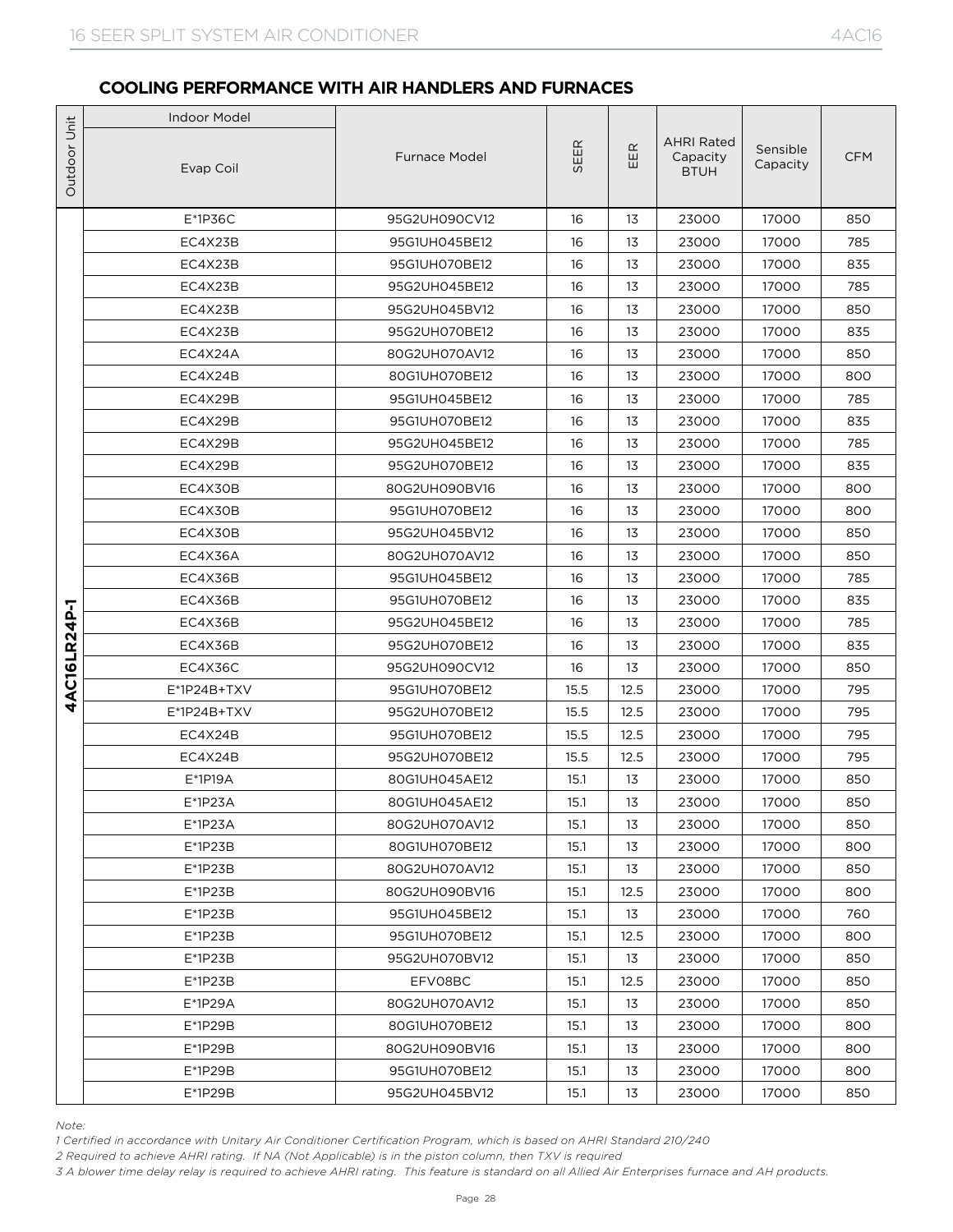## COOLING PERFORMANCE WITH AIR HANDLERS AND FURNACES

| Outdoor Unit | Indoor Model | | SEER | EER | AHRI Rated Capacity BTUH | Sensible Capacity | CFM |
|---|---|---|---|---|---|---|---|
| | Evap Coil | Furnace Model | | | | | |
| 4AC16LR24P-1 | E*1P36C | 95G2UH090CV12 | 16 | 13 | 23000 | 17000 | 850 |
| | EC4X23B | 95G1UH045BE12 | 16 | 13 | 23000 | 17000 | 785 |
| | EC4X23B | 95G1UH070BE12 | 16 | 13 | 23000 | 17000 | 835 |
| | EC4X23B | 95G2UH045BE12 | 16 | 13 | 23000 | 17000 | 785 |
| | EC4X23B | 95G2UH045BV12 | 16 | 13 | 23000 | 17000 | 850 |
| | EC4X23B | 95G2UH070BE12 | 16 | 13 | 23000 | 17000 | 835 |
| | EC4X24A | 80G2UH070AV12 | 16 | 13 | 23000 | 17000 | 850 |
| | EC4X24B | 80G1UH070BE12 | 16 | 13 | 23000 | 17000 | 800 |
| | EC4X29B | 95G1UH045BE12 | 16 | 13 | 23000 | 17000 | 785 |
| | EC4X29B | 95G1UH070BE12 | 16 | 13 | 23000 | 17000 | 835 |
| | EC4X29B | 95G2UH045BE12 | 16 | 13 | 23000 | 17000 | 785 |
| | EC4X29B | 95G2UH070BE12 | 16 | 13 | 23000 | 17000 | 835 |
| | EC4X30B | 80G2UH090BV16 | 16 | 13 | 23000 | 17000 | 800 |
| | EC4X30B | 95G1UH070BE12 | 16 | 13 | 23000 | 17000 | 800 |
| | EC4X30B | 95G2UH045BV12 | 16 | 13 | 23000 | 17000 | 850 |
| | EC4X36A | 80G2UH070AV12 | 16 | 13 | 23000 | 17000 | 850 |
| | EC4X36B | 95G1UH045BE12 | 16 | 13 | 23000 | 17000 | 785 |
| | EC4X36B | 95G1UH070BE12 | 16 | 13 | 23000 | 17000 | 835 |
| | EC4X36B | 95G2UH045BE12 | 16 | 13 | 23000 | 17000 | 785 |
| | EC4X36B | 95G2UH070BE12 | 16 | 13 | 23000 | 17000 | 835 |
| | EC4X36C | 95G2UH090CV12 | 16 | 13 | 23000 | 17000 | 850 |
| | E*1P24B+TXV | 95G1UH070BE12 | 15.5 | 12.5 | 23000 | 17000 | 795 |
| | E*1P24B+TXV | 95G2UH070BE12 | 15.5 | 12.5 | 23000 | 17000 | 795 |
| | EC4X24B | 95G1UH070BE12 | 15.5 | 12.5 | 23000 | 17000 | 795 |
| | EC4X24B | 95G2UH070BE12 | 15.5 | 12.5 | 23000 | 17000 | 795 |
| | E*1P19A | 80G1UH045AE12 | 15.1 | 13 | 23000 | 17000 | 850 |
| | E*1P23A | 80G1UH045AE12 | 15.1 | 13 | 23000 | 17000 | 850 |
| | E*1P23A | 80G2UH070AV12 | 15.1 | 13 | 23000 | 17000 | 850 |
| | E*1P23B | 80G1UH070BE12 | 15.1 | 13 | 23000 | 17000 | 800 |
| | E*1P23B | 80G2UH070AV12 | 15.1 | 13 | 23000 | 17000 | 850 |
| | E*1P23B | 80G2UH090BV16 | 15.1 | 12.5 | 23000 | 17000 | 800 |
| | E*1P23B | 95G1UH045BE12 | 15.1 | 13 | 23000 | 17000 | 760 |
| | E*1P23B | 95G1UH070BE12 | 15.1 | 12.5 | 23000 | 17000 | 800 |
| | E*1P23B | 95G2UH070BV12 | 15.1 | 13 | 23000 | 17000 | 850 |
| | E*1P23B | EFV08BC | 15.1 | 12.5 | 23000 | 17000 | 850 |
| | E*1P29A | 80G2UH070AV12 | 15.1 | 13 | 23000 | 17000 | 850 |
| | E*1P29B | 80G1UH070BE12 | 15.1 | 13 | 23000 | 17000 | 800 |
| | E*1P29B | 80G2UH090BV16 | 15.1 | 13 | 23000 | 17000 | 800 |
| | E*1P29B | 95G1UH070BE12 | 15.1 | 13 | 23000 | 17000 | 800 |
| | E*1P29B | 95G2UH045BV12 | 15.1 | 13 | 23000 | 17000 | 850 |

*Note:*

*1 Certified in accordance with Unitary Air Conditioner Certification Program, which is based on AHRI Standard 210/240*

*2 Required to achieve AHRI rating. If NA (Not Applicable) is in the piston column, then TXV is required*

*3 A blower time delay relay is required to achieve AHRI rating. This feature is standard on all Allied Air Enterprises furnace and AH products.*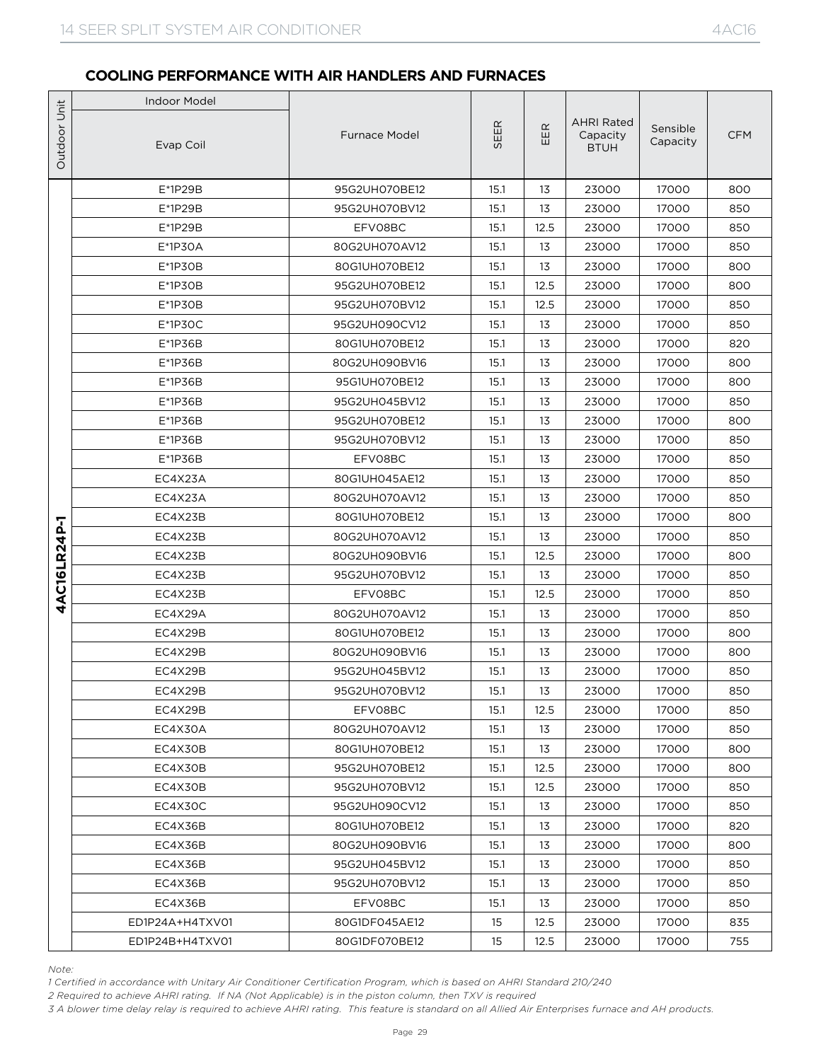## COOLING PERFORMANCE WITH AIR HANDLERS AND FURNACES

| Outdoor Unit | Indoor Model Evap Coil | Furnace Model | SEER | EER | AHRI Rated Capacity BTUH | Sensible Capacity | CFM |
|---|---|---|---|---|---|---|---|
| 4AC16LR24P-1 | E*1P29B | 95G2UH070BE12 | 15.1 | 13 | 23000 | 17000 | 800 |
| | E*1P29B | 95G2UH070BV12 | 15.1 | 13 | 23000 | 17000 | 850 |
| | E*1P29B | EFV08BC | 15.1 | 12.5 | 23000 | 17000 | 850 |
| | E*1P30A | 80G2UH070AV12 | 15.1 | 13 | 23000 | 17000 | 850 |
| | E*1P30B | 80G1UH070BE12 | 15.1 | 13 | 23000 | 17000 | 800 |
| | E*1P30B | 95G2UH070BE12 | 15.1 | 12.5 | 23000 | 17000 | 800 |
| | E*1P30B | 95G2UH070BV12 | 15.1 | 12.5 | 23000 | 17000 | 850 |
| | E*1P30C | 95G2UH090CV12 | 15.1 | 13 | 23000 | 17000 | 850 |
| | E*1P36B | 80G1UH070BE12 | 15.1 | 13 | 23000 | 17000 | 820 |
| | E*1P36B | 80G2UH090BV16 | 15.1 | 13 | 23000 | 17000 | 800 |
| | E*1P36B | 95G1UH070BE12 | 15.1 | 13 | 23000 | 17000 | 800 |
| | E*1P36B | 95G2UH045BV12 | 15.1 | 13 | 23000 | 17000 | 850 |
| | E*1P36B | 95G2UH070BE12 | 15.1 | 13 | 23000 | 17000 | 800 |
| | E*1P36B | 95G2UH070BV12 | 15.1 | 13 | 23000 | 17000 | 850 |
| | E*1P36B | EFV08BC | 15.1 | 13 | 23000 | 17000 | 850 |
| | EC4X23A | 80G1UH045AE12 | 15.1 | 13 | 23000 | 17000 | 850 |
| | EC4X23A | 80G2UH070AV12 | 15.1 | 13 | 23000 | 17000 | 850 |
| | EC4X23B | 80G1UH070BE12 | 15.1 | 13 | 23000 | 17000 | 800 |
| | EC4X23B | 80G2UH070AV12 | 15.1 | 13 | 23000 | 17000 | 850 |
| | EC4X23B | 80G2UH090BV16 | 15.1 | 12.5 | 23000 | 17000 | 800 |
| | EC4X23B | 95G2UH070BV12 | 15.1 | 13 | 23000 | 17000 | 850 |
| | EC4X23B | EFV08BC | 15.1 | 12.5 | 23000 | 17000 | 850 |
| | EC4X29A | 80G2UH070AV12 | 15.1 | 13 | 23000 | 17000 | 850 |
| | EC4X29B | 80G1UH070BE12 | 15.1 | 13 | 23000 | 17000 | 800 |
| | EC4X29B | 80G2UH090BV16 | 15.1 | 13 | 23000 | 17000 | 800 |
| | EC4X29B | 95G2UH045BV12 | 15.1 | 13 | 23000 | 17000 | 850 |
| | EC4X29B | 95G2UH070BV12 | 15.1 | 13 | 23000 | 17000 | 850 |
| | EC4X29B | EFV08BC | 15.1 | 12.5 | 23000 | 17000 | 850 |
| | EC4X30A | 80G2UH070AV12 | 15.1 | 13 | 23000 | 17000 | 850 |
| | EC4X30B | 80G1UH070BE12 | 15.1 | 13 | 23000 | 17000 | 800 |
| | EC4X30B | 95G2UH070BE12 | 15.1 | 12.5 | 23000 | 17000 | 800 |
| | EC4X30B | 95G2UH070BV12 | 15.1 | 12.5 | 23000 | 17000 | 850 |
| | EC4X30C | 95G2UH090CV12 | 15.1 | 13 | 23000 | 17000 | 850 |
| | EC4X36B | 80G1UH070BE12 | 15.1 | 13 | 23000 | 17000 | 820 |
| | EC4X36B | 80G2UH090BV16 | 15.1 | 13 | 23000 | 17000 | 800 |
| | EC4X36B | 95G2UH045BV12 | 15.1 | 13 | 23000 | 17000 | 850 |
| | EC4X36B | 95G2UH070BV12 | 15.1 | 13 | 23000 | 17000 | 850 |
| | EC4X36B | EFV08BC | 15.1 | 13 | 23000 | 17000 | 850 |
| | ED1P24A+H4TXV01 | 80G1DF045AE12 | 15 | 12.5 | 23000 | 17000 | 835 |
| | ED1P24B+H4TXV01 | 80G1DF070BE12 | 15 | 12.5 | 23000 | 17000 | 755 |

*Note:*

*1 Certified in accordance with Unitary Air Conditioner Certification Program, which is based on AHRI Standard 210/240*

*2 Required to achieve AHRI rating. If NA (Not Applicable) is in the piston column, then TXV is required*

*3 A blower time delay relay is required to achieve AHRI rating. This feature is standard on all Allied Air Enterprises furnace and AH products.*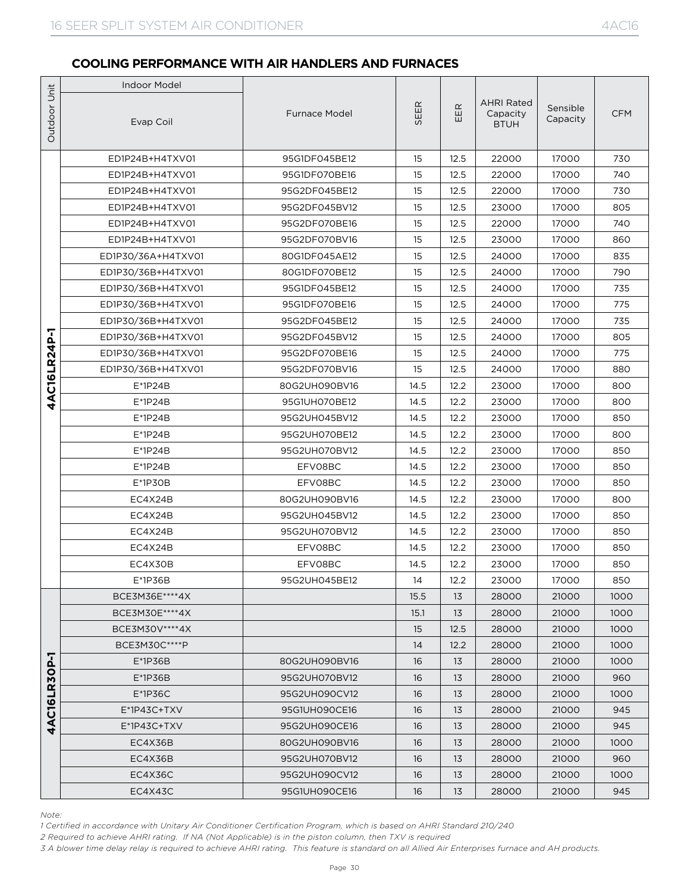## COOLING PERFORMANCE WITH AIR HANDLERS AND FURNACES

| Outdoor Unit | Indoor Model | | SEER | EER | AHRI Rated Capacity BTUH | Sensible Capacity | CFM |
|---|---|---|---|---|---|---|---|
| | Evap Coil | Furnace Model | | | | | |
| 4AC16LR24P-1 | ED1P24B+H4TXV01 | 95G1DF045BE12 | 15 | 12.5 | 22000 | 17000 | 730 |
| | ED1P24B+H4TXV01 | 95G1DF070BE16 | 15 | 12.5 | 22000 | 17000 | 740 |
| | ED1P24B+H4TXV01 | 95G2DF045BE12 | 15 | 12.5 | 22000 | 17000 | 730 |
| | ED1P24B+H4TXV01 | 95G2DF045BV12 | 15 | 12.5 | 23000 | 17000 | 805 |
| | ED1P24B+H4TXV01 | 95G2DF070BE16 | 15 | 12.5 | 22000 | 17000 | 740 |
| | ED1P24B+H4TXV01 | 95G2DF070BV16 | 15 | 12.5 | 23000 | 17000 | 860 |
| | ED1P30/36A+H4TXV01 | 80G1DF045AE12 | 15 | 12.5 | 24000 | 17000 | 835 |
| | ED1P30/36B+H4TXV01 | 80G1DF070BE12 | 15 | 12.5 | 24000 | 17000 | 790 |
| | ED1P30/36B+H4TXV01 | 95G1DF045BE12 | 15 | 12.5 | 24000 | 17000 | 735 |
| | ED1P30/36B+H4TXV01 | 95G1DF070BE16 | 15 | 12.5 | 24000 | 17000 | 775 |
| | ED1P30/36B+H4TXV01 | 95G2DF045BE12 | 15 | 12.5 | 24000 | 17000 | 735 |
| | ED1P30/36B+H4TXV01 | 95G2DF045BV12 | 15 | 12.5 | 24000 | 17000 | 805 |
| | ED1P30/36B+H4TXV01 | 95G2DF070BE16 | 15 | 12.5 | 24000 | 17000 | 775 |
| | ED1P30/36B+H4TXV01 | 95G2DF070BV16 | 15 | 12.5 | 24000 | 17000 | 880 |
| | E*1P24B | 80G2UH090BV16 | 14.5 | 12.2 | 23000 | 17000 | 800 |
| | E*1P24B | 95G1UH070BE12 | 14.5 | 12.2 | 23000 | 17000 | 800 |
| | E*1P24B | 95G2UH045BV12 | 14.5 | 12.2 | 23000 | 17000 | 850 |
| | E*1P24B | 95G2UH070BE12 | 14.5 | 12.2 | 23000 | 17000 | 800 |
| | E*1P24B | 95G2UH070BV12 | 14.5 | 12.2 | 23000 | 17000 | 850 |
| | E*1P24B | EFV08BC | 14.5 | 12.2 | 23000 | 17000 | 850 |
| | E*1P30B | EFV08BC | 14.5 | 12.2 | 23000 | 17000 | 850 |
| | EC4X24B | 80G2UH090BV16 | 14.5 | 12.2 | 23000 | 17000 | 800 |
| | EC4X24B | 95G2UH045BV12 | 14.5 | 12.2 | 23000 | 17000 | 850 |
| | EC4X24B | 95G2UH070BV12 | 14.5 | 12.2 | 23000 | 17000 | 850 |
| | EC4X24B | EFV08BC | 14.5 | 12.2 | 23000 | 17000 | 850 |
| | EC4X30B | EFV08BC | 14.5 | 12.2 | 23000 | 17000 | 850 |
| | E*1P36B | 95G2UH045BE12 | 14 | 12.2 | 23000 | 17000 | 850 |
| 4AC16LR30P-1 | BCE3M36E****4X | | 15.5 | 13 | 28000 | 21000 | 1000 |
| | BCE3M30E****4X | | 15.1 | 13 | 28000 | 21000 | 1000 |
| | BCE3M30V****4X | | 15 | 12.5 | 28000 | 21000 | 1000 |
| | BCE3M30C****P | | 14 | 12.2 | 28000 | 21000 | 1000 |
| | E*1P36B | 80G2UH090BV16 | 16 | 13 | 28000 | 21000 | 1000 |
| | E*1P36B | 95G2UH070BV12 | 16 | 13 | 28000 | 21000 | 960 |
| | E*1P36C | 95G2UH090CV12 | 16 | 13 | 28000 | 21000 | 1000 |
| | E*1P43C+TXV | 95G1UH090CE16 | 16 | 13 | 28000 | 21000 | 945 |
| | E*1P43C+TXV | 95G2UH090CE16 | 16 | 13 | 28000 | 21000 | 945 |
| | EC4X36B | 80G2UH090BV16 | 16 | 13 | 28000 | 21000 | 1000 |
| | EC4X36B | 95G2UH070BV12 | 16 | 13 | 28000 | 21000 | 960 |
| | EC4X36C | 95G2UH090CV12 | 16 | 13 | 28000 | 21000 | 1000 |
| | EC4X43C | 95G1UH090CE16 | 16 | 13 | 28000 | 21000 | 945 |

*Note:*

*1 Certified in accordance with Unitary Air Conditioner Certification Program, which is based on AHRI Standard 210/240*

*2 Required to achieve AHRI rating. If NA (Not Applicable) is in the piston column, then TXV is required*

*3 A blower time delay relay is required to achieve AHRI rating. This feature is standard on all Allied Air Enterprises furnace and AH products.*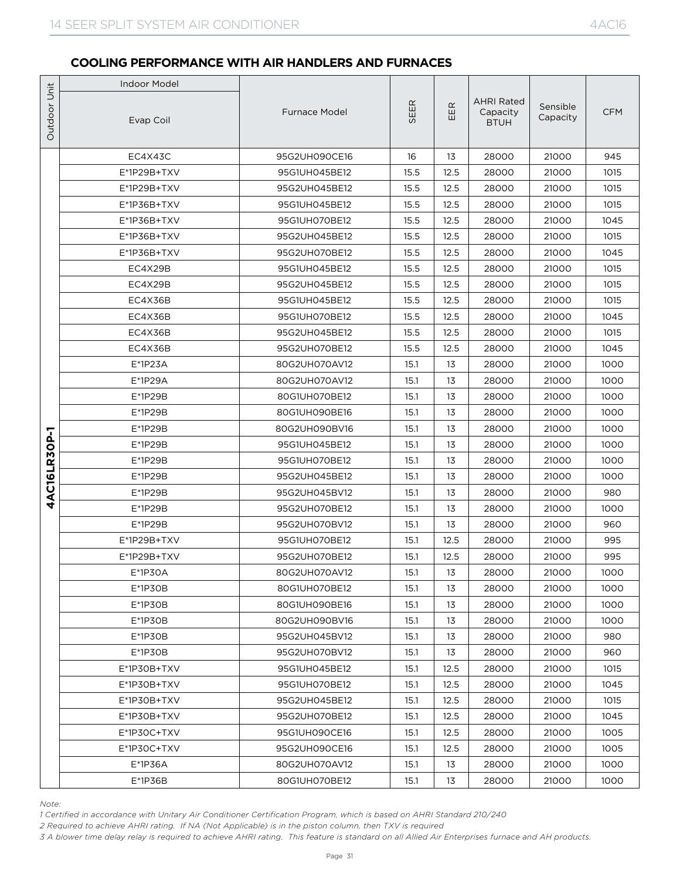## COOLING PERFORMANCE WITH AIR HANDLERS AND FURNACES

| Outdoor Unit | Indoor Model | | SEER | EER | AHRI Rated Capacity BTUH | Sensible Capacity | CFM |
|---|---|---|---|---|---|---|---|
| | Evap Coil | Furnace Model | | | | | |
| 4AC16LR30P-1 | EC4X43C | 95G2UH090CE16 | 16 | 13 | 28000 | 21000 | 945 |
| | E*1P29B+TXV | 95G1UH045BE12 | 15.5 | 12.5 | 28000 | 21000 | 1015 |
| | E*1P29B+TXV | 95G2UH045BE12 | 15.5 | 12.5 | 28000 | 21000 | 1015 |
| | E*1P36B+TXV | 95G1UH045BE12 | 15.5 | 12.5 | 28000 | 21000 | 1015 |
| | E*1P36B+TXV | 95G1UH070BE12 | 15.5 | 12.5 | 28000 | 21000 | 1045 |
| | E*1P36B+TXV | 95G2UH045BE12 | 15.5 | 12.5 | 28000 | 21000 | 1015 |
| | E*1P36B+TXV | 95G2UH070BE12 | 15.5 | 12.5 | 28000 | 21000 | 1045 |
| | EC4X29B | 95G1UH045BE12 | 15.5 | 12.5 | 28000 | 21000 | 1015 |
| | EC4X29B | 95G2UH045BE12 | 15.5 | 12.5 | 28000 | 21000 | 1015 |
| | EC4X36B | 95G1UH045BE12 | 15.5 | 12.5 | 28000 | 21000 | 1015 |
| | EC4X36B | 95G1UH070BE12 | 15.5 | 12.5 | 28000 | 21000 | 1045 |
| | EC4X36B | 95G2UH045BE12 | 15.5 | 12.5 | 28000 | 21000 | 1015 |
| | EC4X36B | 95G2UH070BE12 | 15.5 | 12.5 | 28000 | 21000 | 1045 |
| | E*1P23A | 80G2UH070AV12 | 15.1 | 13 | 28000 | 21000 | 1000 |
| | E*1P29A | 80G2UH070AV12 | 15.1 | 13 | 28000 | 21000 | 1000 |
| | E*1P29B | 80G1UH070BE12 | 15.1 | 13 | 28000 | 21000 | 1000 |
| | E*1P29B | 80G1UH090BE16 | 15.1 | 13 | 28000 | 21000 | 1000 |
| | E*1P29B | 80G2UH090BV16 | 15.1 | 13 | 28000 | 21000 | 1000 |
| | E*1P29B | 95G1UH045BE12 | 15.1 | 13 | 28000 | 21000 | 1000 |
| | E*1P29B | 95G1UH070BE12 | 15.1 | 13 | 28000 | 21000 | 1000 |
| | E*1P29B | 95G2UH045BE12 | 15.1 | 13 | 28000 | 21000 | 1000 |
| | E*1P29B | 95G2UH045BV12 | 15.1 | 13 | 28000 | 21000 | 980 |
| | E*1P29B | 95G2UH070BE12 | 15.1 | 13 | 28000 | 21000 | 1000 |
| | E*1P29B | 95G2UH070BV12 | 15.1 | 13 | 28000 | 21000 | 960 |
| | E*1P29B+TXV | 95G1UH070BE12 | 15.1 | 12.5 | 28000 | 21000 | 995 |
| | E*1P29B+TXV | 95G2UH070BE12 | 15.1 | 12.5 | 28000 | 21000 | 995 |
| | E*1P30A | 80G2UH070AV12 | 15.1 | 13 | 28000 | 21000 | 1000 |
| | E*1P30B | 80G1UH070BE12 | 15.1 | 13 | 28000 | 21000 | 1000 |
| | E*1P30B | 80G1UH090BE16 | 15.1 | 13 | 28000 | 21000 | 1000 |
| | E*1P30B | 80G2UH090BV16 | 15.1 | 13 | 28000 | 21000 | 1000 |
| | E*1P30B | 95G2UH045BV12 | 15.1 | 13 | 28000 | 21000 | 980 |
| | E*1P30B | 95G2UH070BV12 | 15.1 | 13 | 28000 | 21000 | 960 |
| | E*1P30B+TXV | 95G1UH045BE12 | 15.1 | 12.5 | 28000 | 21000 | 1015 |
| | E*1P30B+TXV | 95G1UH070BE12 | 15.1 | 12.5 | 28000 | 21000 | 1045 |
| | E*1P30B+TXV | 95G2UH045BE12 | 15.1 | 12.5 | 28000 | 21000 | 1015 |
| | E*1P30B+TXV | 95G2UH070BE12 | 15.1 | 12.5 | 28000 | 21000 | 1045 |
| | E*1P30C+TXV | 95G1UH090CE16 | 15.1 | 12.5 | 28000 | 21000 | 1005 |
| | E*1P30C+TXV | 95G2UH090CE16 | 15.1 | 12.5 | 28000 | 21000 | 1005 |
| | E*1P36A | 80G2UH070AV12 | 15.1 | 13 | 28000 | 21000 | 1000 |
| | E*1P36B | 80G1UH070BE12 | 15.1 | 13 | 28000 | 21000 | 1000 |

*Note:*

*1 Certified in accordance with Unitary Air Conditioner Certification Program, which is based on AHRI Standard 210/240*

*2 Required to achieve AHRI rating. If NA (Not Applicable) is in the piston column, then TXV is required*

*3 A blower time delay relay is required to achieve AHRI rating. This feature is standard on all Allied Air Enterprises furnace and AH products.*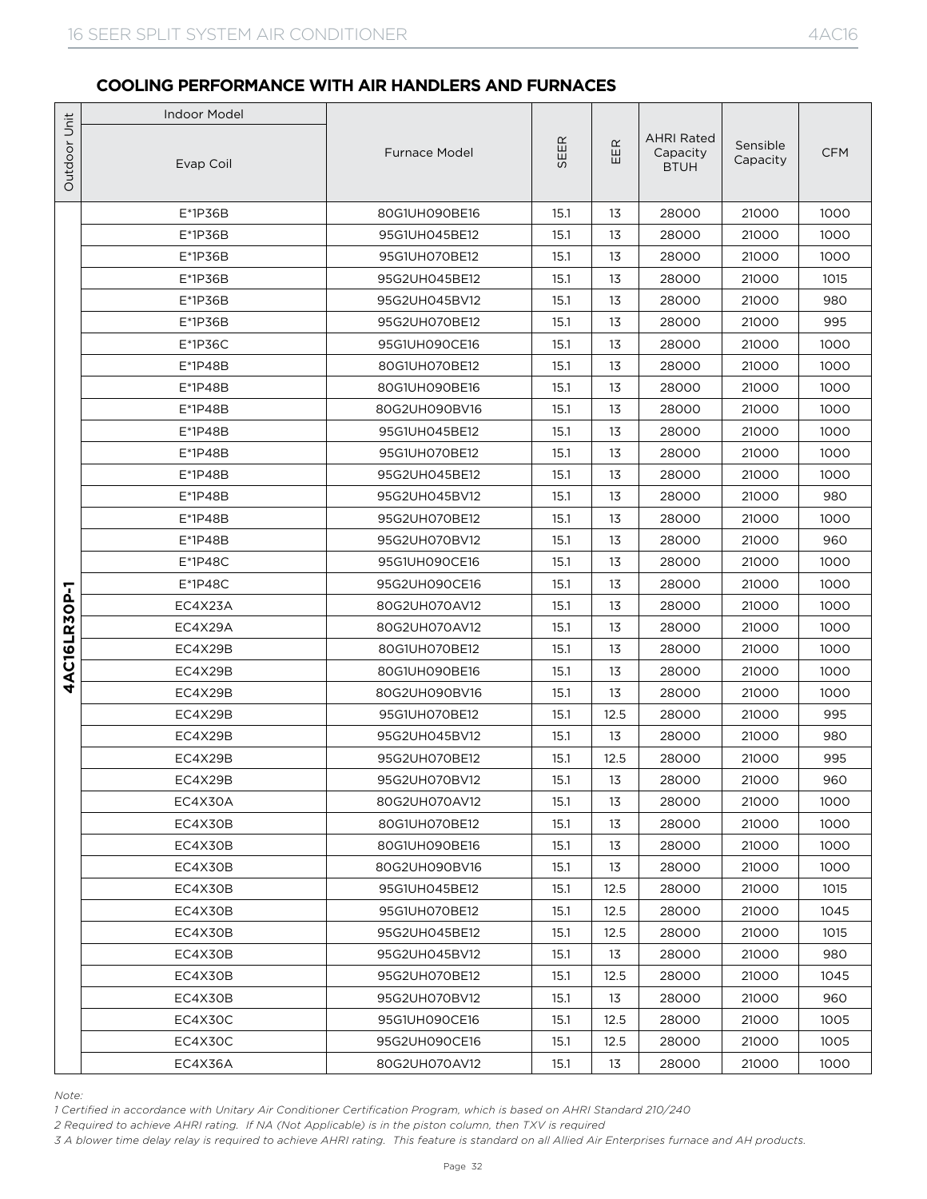### COOLING PERFORMANCE WITH AIR HANDLERS AND FURNACES

| Outdoor Unit | Indoor Model | | SEER | EER | AHRI Rated Capacity BTUH | Sensible Capacity | CFM |
|---|---|---|---|---|---|---|---|
| | Evap Coil | Furnace Model | | | | | |
| 4AC16LR30P-1 | E*1P36B | 80G1UH090BE16 | 15.1 | 13 | 28000 | 21000 | 1000 |
| | E*1P36B | 95G1UH045BE12 | 15.1 | 13 | 28000 | 21000 | 1000 |
| | E*1P36B | 95G1UH070BE12 | 15.1 | 13 | 28000 | 21000 | 1000 |
| | E*1P36B | 95G2UH045BE12 | 15.1 | 13 | 28000 | 21000 | 1015 |
| | E*1P36B | 95G2UH045BV12 | 15.1 | 13 | 28000 | 21000 | 980 |
| | E*1P36B | 95G2UH070BE12 | 15.1 | 13 | 28000 | 21000 | 995 |
| | E*1P36C | 95G1UH090CE16 | 15.1 | 13 | 28000 | 21000 | 1000 |
| | E*1P48B | 80G1UH070BE12 | 15.1 | 13 | 28000 | 21000 | 1000 |
| | E*1P48B | 80G1UH090BE16 | 15.1 | 13 | 28000 | 21000 | 1000 |
| | E*1P48B | 80G2UH090BV16 | 15.1 | 13 | 28000 | 21000 | 1000 |
| | E*1P48B | 95G1UH045BE12 | 15.1 | 13 | 28000 | 21000 | 1000 |
| | E*1P48B | 95G1UH070BE12 | 15.1 | 13 | 28000 | 21000 | 1000 |
| | E*1P48B | 95G2UH045BE12 | 15.1 | 13 | 28000 | 21000 | 1000 |
| | E*1P48B | 95G2UH045BV12 | 15.1 | 13 | 28000 | 21000 | 980 |
| | E*1P48B | 95G2UH070BE12 | 15.1 | 13 | 28000 | 21000 | 1000 |
| | E*1P48B | 95G2UH070BV12 | 15.1 | 13 | 28000 | 21000 | 960 |
| | E*1P48C | 95G1UH090CE16 | 15.1 | 13 | 28000 | 21000 | 1000 |
| | E*1P48C | 95G2UH090CE16 | 15.1 | 13 | 28000 | 21000 | 1000 |
| | EC4X23A | 80G2UH070AV12 | 15.1 | 13 | 28000 | 21000 | 1000 |
| | EC4X29A | 80G2UH070AV12 | 15.1 | 13 | 28000 | 21000 | 1000 |
| | EC4X29B | 80G1UH070BE12 | 15.1 | 13 | 28000 | 21000 | 1000 |
| | EC4X29B | 80G1UH090BE16 | 15.1 | 13 | 28000 | 21000 | 1000 |
| | EC4X29B | 80G2UH090BV16 | 15.1 | 13 | 28000 | 21000 | 1000 |
| | EC4X29B | 95G1UH070BE12 | 15.1 | 12.5 | 28000 | 21000 | 995 |
| | EC4X29B | 95G2UH045BV12 | 15.1 | 13 | 28000 | 21000 | 980 |
| | EC4X29B | 95G2UH070BE12 | 15.1 | 12.5 | 28000 | 21000 | 995 |
| | EC4X29B | 95G2UH070BV12 | 15.1 | 13 | 28000 | 21000 | 960 |
| | EC4X30A | 80G2UH070AV12 | 15.1 | 13 | 28000 | 21000 | 1000 |
| | EC4X30B | 80G1UH070BE12 | 15.1 | 13 | 28000 | 21000 | 1000 |
| | EC4X30B | 80G1UH090BE16 | 15.1 | 13 | 28000 | 21000 | 1000 |
| | EC4X30B | 80G2UH090BV16 | 15.1 | 13 | 28000 | 21000 | 1000 |
| | EC4X30B | 95G1UH045BE12 | 15.1 | 12.5 | 28000 | 21000 | 1015 |
| | EC4X30B | 95G1UH070BE12 | 15.1 | 12.5 | 28000 | 21000 | 1045 |
| | EC4X30B | 95G2UH045BE12 | 15.1 | 12.5 | 28000 | 21000 | 1015 |
| | EC4X30B | 95G2UH045BV12 | 15.1 | 13 | 28000 | 21000 | 980 |
| | EC4X30B | 95G2UH070BE12 | 15.1 | 12.5 | 28000 | 21000 | 1045 |
| | EC4X30B | 95G2UH070BV12 | 15.1 | 13 | 28000 | 21000 | 960 |
| | EC4X30C | 95G1UH090CE16 | 15.1 | 12.5 | 28000 | 21000 | 1005 |
| | EC4X30C | 95G2UH090CE16 | 15.1 | 12.5 | 28000 | 21000 | 1005 |
| | EC4X36A | 80G2UH070AV12 | 15.1 | 13 | 28000 | 21000 | 1000 |

*Note:*

*1 Certified in accordance with Unitary Air Conditioner Certification Program, which is based on AHRI Standard 210/240*

*2 Required to achieve AHRI rating. If NA (Not Applicable) is in the piston column, then TXV is required*

*3 A blower time delay relay is required to achieve AHRI rating. This feature is standard on all Allied Air Enterprises furnace and AH products.*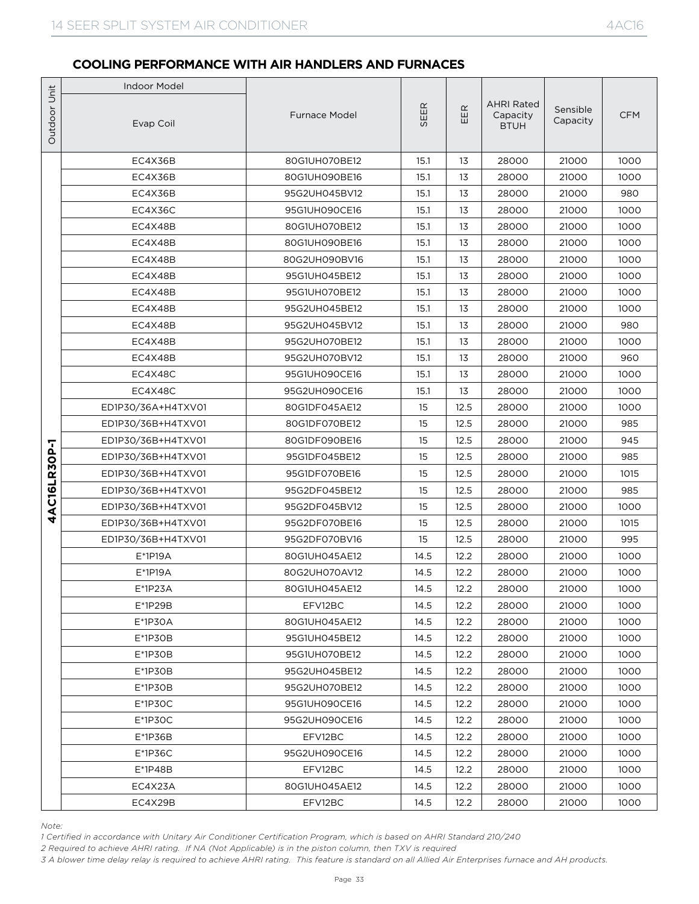## COOLING PERFORMANCE WITH AIR HANDLERS AND FURNACES

| Outdoor Unit | Indoor Model Evap Coil | Furnace Model | SEER | EER | AHRI Rated Capacity BTUH | Sensible Capacity | CFM |
|---|---|---|---|---|---|---|---|
| **4AC16LR30P-1** | EC4X36B | 80G1UH070BE12 | 15.1 | 13 | 28000 | 21000 | 1000 |
| | EC4X36B | 80G1UH090BE16 | 15.1 | 13 | 28000 | 21000 | 1000 |
| | EC4X36B | 95G2UH045BV12 | 15.1 | 13 | 28000 | 21000 | 980 |
| | EC4X36C | 95G1UH090CE16 | 15.1 | 13 | 28000 | 21000 | 1000 |
| | EC4X48B | 80G1UH070BE12 | 15.1 | 13 | 28000 | 21000 | 1000 |
| | EC4X48B | 80G1UH090BE16 | 15.1 | 13 | 28000 | 21000 | 1000 |
| | EC4X48B | 80G2UH090BV16 | 15.1 | 13 | 28000 | 21000 | 1000 |
| | EC4X48B | 95G1UH045BE12 | 15.1 | 13 | 28000 | 21000 | 1000 |
| | EC4X48B | 95G1UH070BE12 | 15.1 | 13 | 28000 | 21000 | 1000 |
| | EC4X48B | 95G2UH045BE12 | 15.1 | 13 | 28000 | 21000 | 1000 |
| | EC4X48B | 95G2UH045BV12 | 15.1 | 13 | 28000 | 21000 | 980 |
| | EC4X48B | 95G2UH070BE12 | 15.1 | 13 | 28000 | 21000 | 1000 |
| | EC4X48B | 95G2UH070BV12 | 15.1 | 13 | 28000 | 21000 | 960 |
| | EC4X48C | 95G1UH090CE16 | 15.1 | 13 | 28000 | 21000 | 1000 |
| | EC4X48C | 95G2UH090CE16 | 15.1 | 13 | 28000 | 21000 | 1000 |
| | ED1P30/36A+H4TXV01 | 80G1DF045AE12 | 15 | 12.5 | 28000 | 21000 | 1000 |
| | ED1P30/36B+H4TXV01 | 80G1DF070BE12 | 15 | 12.5 | 28000 | 21000 | 985 |
| | ED1P30/36B+H4TXV01 | 80G1DF090BE16 | 15 | 12.5 | 28000 | 21000 | 945 |
| | ED1P30/36B+H4TXV01 | 95G1DF045BE12 | 15 | 12.5 | 28000 | 21000 | 985 |
| | ED1P30/36B+H4TXV01 | 95G1DF070BE16 | 15 | 12.5 | 28000 | 21000 | 1015 |
| | ED1P30/36B+H4TXV01 | 95G2DF045BE12 | 15 | 12.5 | 28000 | 21000 | 985 |
| | ED1P30/36B+H4TXV01 | 95G2DF045BV12 | 15 | 12.5 | 28000 | 21000 | 1000 |
| | ED1P30/36B+H4TXV01 | 95G2DF070BE16 | 15 | 12.5 | 28000 | 21000 | 1015 |
| | ED1P30/36B+H4TXV01 | 95G2DF070BV16 | 15 | 12.5 | 28000 | 21000 | 995 |
| | E*1P19A | 80G1UH045AE12 | 14.5 | 12.2 | 28000 | 21000 | 1000 |
| | E*1P19A | 80G2UH070AV12 | 14.5 | 12.2 | 28000 | 21000 | 1000 |
| | E*1P23A | 80G1UH045AE12 | 14.5 | 12.2 | 28000 | 21000 | 1000 |
| | E*1P29B | EFV12BC | 14.5 | 12.2 | 28000 | 21000 | 1000 |
| | E*1P30A | 80G1UH045AE12 | 14.5 | 12.2 | 28000 | 21000 | 1000 |
| | E*1P30B | 95G1UH045BE12 | 14.5 | 12.2 | 28000 | 21000 | 1000 |
| | E*1P30B | 95G1UH070BE12 | 14.5 | 12.2 | 28000 | 21000 | 1000 |
| | E*1P30B | 95G2UH045BE12 | 14.5 | 12.2 | 28000 | 21000 | 1000 |
| | E*1P30B | 95G2UH070BE12 | 14.5 | 12.2 | 28000 | 21000 | 1000 |
| | E*1P30C | 95G1UH090CE16 | 14.5 | 12.2 | 28000 | 21000 | 1000 |
| | E*1P30C | 95G2UH090CE16 | 14.5 | 12.2 | 28000 | 21000 | 1000 |
| | E*1P36B | EFV12BC | 14.5 | 12.2 | 28000 | 21000 | 1000 |
| | E*1P36C | 95G2UH090CE16 | 14.5 | 12.2 | 28000 | 21000 | 1000 |
| | E*1P48B | EFV12BC | 14.5 | 12.2 | 28000 | 21000 | 1000 |
| | EC4X23A | 80G1UH045AE12 | 14.5 | 12.2 | 28000 | 21000 | 1000 |
| | EC4X29B | EFV12BC | 14.5 | 12.2 | 28000 | 21000 | 1000 |

*Note:*

*1 Certified in accordance with Unitary Air Conditioner Certification Program, which is based on AHRI Standard 210/240*

*2 Required to achieve AHRI rating. If NA (Not Applicable) is in the piston column, then TXV is required*

*3 A blower time delay relay is required to achieve AHRI rating. This feature is standard on all Allied Air Enterprises furnace and AH products.*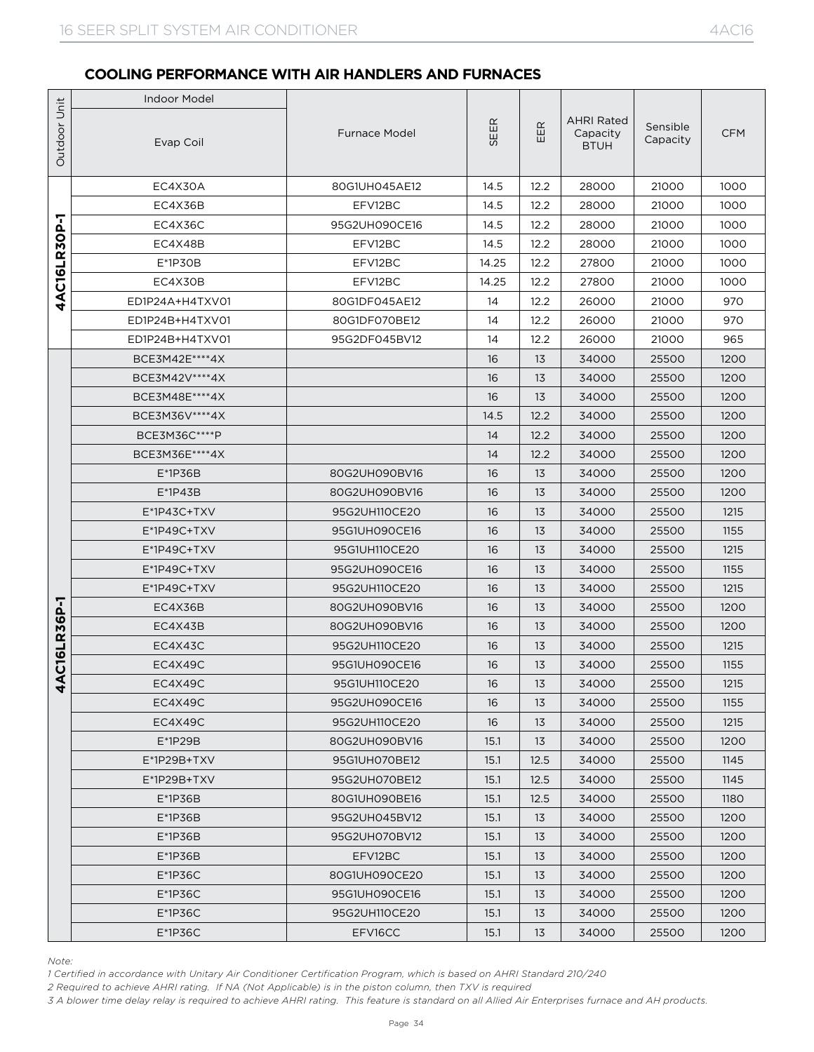## COOLING PERFORMANCE WITH AIR HANDLERS AND FURNACES

| Outdoor Unit | Indoor Model | | SEER | EER | AHRI Rated Capacity BTUH | Sensible Capacity | CFM |
|---|---|---|---|---|---|---|---|
| | Evap Coil | Furnace Model | | | | | |
| 4AC16LR30P-1 | EC4X30A | 80G1UH045AE12 | 14.5 | 12.2 | 28000 | 21000 | 1000 |
| | EC4X36B | EFV12BC | 14.5 | 12.2 | 28000 | 21000 | 1000 |
| | EC4X36C | 95G2UH090CE16 | 14.5 | 12.2 | 28000 | 21000 | 1000 |
| | EC4X48B | EFV12BC | 14.5 | 12.2 | 28000 | 21000 | 1000 |
| | E*1P30B | EFV12BC | 14.25 | 12.2 | 27800 | 21000 | 1000 |
| | EC4X30B | EFV12BC | 14.25 | 12.2 | 27800 | 21000 | 1000 |
| | ED1P24A+H4TXV01 | 80G1DF045AE12 | 14 | 12.2 | 26000 | 21000 | 970 |
| | ED1P24B+H4TXV01 | 80G1DF070BE12 | 14 | 12.2 | 26000 | 21000 | 970 |
| | ED1P24B+H4TXV01 | 95G2DF045BV12 | 14 | 12.2 | 26000 | 21000 | 965 |
| 4AC16LR36P-1 | BCE3M42E****4X | | 16 | 13 | 34000 | 25500 | 1200 |
| | BCE3M42V****4X | | 16 | 13 | 34000 | 25500 | 1200 |
| | BCE3M48E****4X | | 16 | 13 | 34000 | 25500 | 1200 |
| | BCE3M36V****4X | | 14.5 | 12.2 | 34000 | 25500 | 1200 |
| | BCE3M36C****P | | 14 | 12.2 | 34000 | 25500 | 1200 |
| | BCE3M36E****4X | | 14 | 12.2 | 34000 | 25500 | 1200 |
| | E*1P36B | 80G2UH090BV16 | 16 | 13 | 34000 | 25500 | 1200 |
| | E*1P43B | 80G2UH090BV16 | 16 | 13 | 34000 | 25500 | 1200 |
| | E*1P43C+TXV | 95G2UH110CE20 | 16 | 13 | 34000 | 25500 | 1215 |
| | E*1P49C+TXV | 95G1UH090CE16 | 16 | 13 | 34000 | 25500 | 1155 |
| | E*1P49C+TXV | 95G1UH110CE20 | 16 | 13 | 34000 | 25500 | 1215 |
| | E*1P49C+TXV | 95G2UH090CE16 | 16 | 13 | 34000 | 25500 | 1155 |
| | E*1P49C+TXV | 95G2UH110CE20 | 16 | 13 | 34000 | 25500 | 1215 |
| | EC4X36B | 80G2UH090BV16 | 16 | 13 | 34000 | 25500 | 1200 |
| | EC4X43B | 80G2UH090BV16 | 16 | 13 | 34000 | 25500 | 1200 |
| | EC4X43C | 95G2UH110CE20 | 16 | 13 | 34000 | 25500 | 1215 |
| | EC4X49C | 95G1UH090CE16 | 16 | 13 | 34000 | 25500 | 1155 |
| | EC4X49C | 95G1UH110CE20 | 16 | 13 | 34000 | 25500 | 1215 |
| | EC4X49C | 95G2UH090CE16 | 16 | 13 | 34000 | 25500 | 1155 |
| | EC4X49C | 95G2UH110CE20 | 16 | 13 | 34000 | 25500 | 1215 |
| | E*1P29B | 80G2UH090BV16 | 15.1 | 13 | 34000 | 25500 | 1200 |
| | E*1P29B+TXV | 95G1UH070BE12 | 15.1 | 12.5 | 34000 | 25500 | 1145 |
| | E*1P29B+TXV | 95G2UH070BE12 | 15.1 | 12.5 | 34000 | 25500 | 1145 |
| | E*1P36B | 80G1UH090BE16 | 15.1 | 12.5 | 34000 | 25500 | 1180 |
| | E*1P36B | 95G2UH045BV12 | 15.1 | 13 | 34000 | 25500 | 1200 |
| | E*1P36B | 95G2UH070BV12 | 15.1 | 13 | 34000 | 25500 | 1200 |
| | E*1P36B | EFV12BC | 15.1 | 13 | 34000 | 25500 | 1200 |
| | E*1P36C | 80G1UH090CE20 | 15.1 | 13 | 34000 | 25500 | 1200 |
| | E*1P36C | 95G1UH090CE16 | 15.1 | 13 | 34000 | 25500 | 1200 |
| | E*1P36C | 95G2UH110CE20 | 15.1 | 13 | 34000 | 25500 | 1200 |
| | E*1P36C | EFV16CC | 15.1 | 13 | 34000 | 25500 | 1200 |

*Note:*

*1 Certified in accordance with Unitary Air Conditioner Certification Program, which is based on AHRI Standard 210/240*

*2 Required to achieve AHRI rating. If NA (Not Applicable) is in the piston column, then TXV is required*

*3 A blower time delay relay is required to achieve AHRI rating. This feature is standard on all Allied Air Enterprises furnace and AH products.*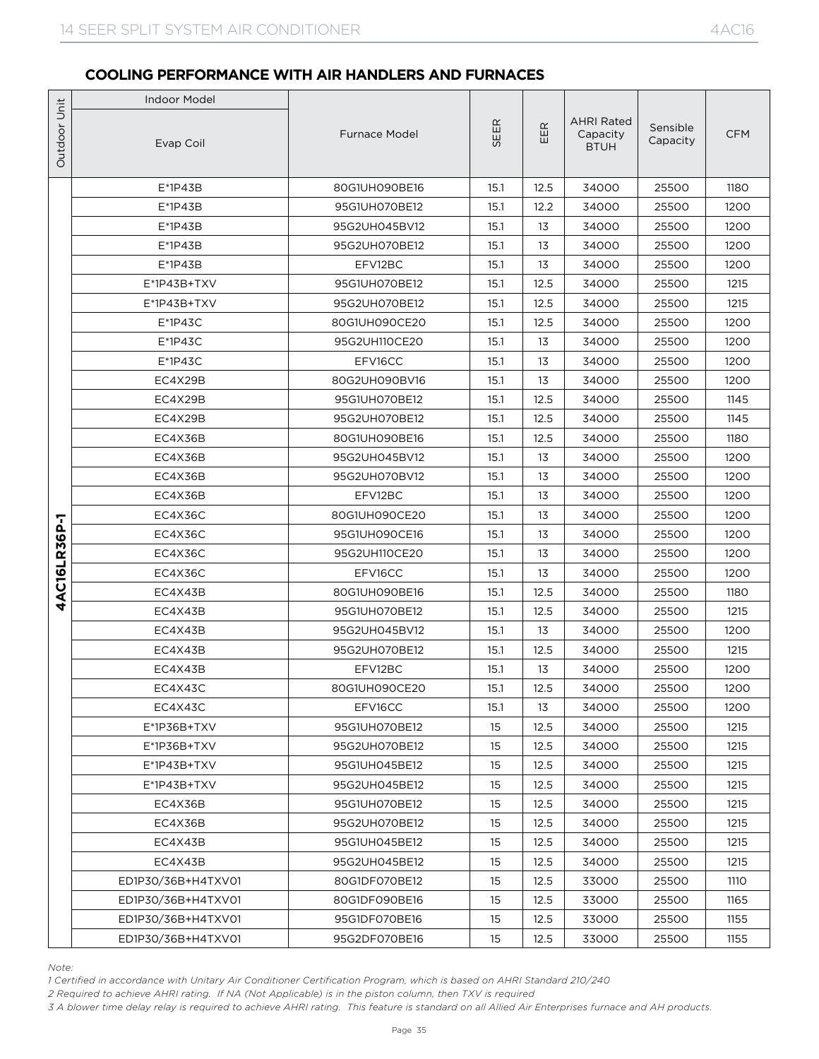## COOLING PERFORMANCE WITH AIR HANDLERS AND FURNACES

| Outdoor Unit | Indoor Model | | SEER | EER | AHRI Rated Capacity BTUH | Sensible Capacity | CFM |
|---|---|---|---|---|---|---|---|
| | Evap Coil | Furnace Model | | | | | |
| 4AC16LR36P-1 | E*1P43B | 80G1UH090BE16 | 15.1 | 12.5 | 34000 | 25500 | 1180 |
| | E*1P43B | 95G1UH070BE12 | 15.1 | 12.2 | 34000 | 25500 | 1200 |
| | E*1P43B | 95G2UH045BV12 | 15.1 | 13 | 34000 | 25500 | 1200 |
| | E*1P43B | 95G2UH070BE12 | 15.1 | 13 | 34000 | 25500 | 1200 |
| | E*1P43B | EFV12BC | 15.1 | 13 | 34000 | 25500 | 1200 |
| | E*1P43B+TXV | 95G1UH070BE12 | 15.1 | 12.5 | 34000 | 25500 | 1215 |
| | E*1P43B+TXV | 95G2UH070BE12 | 15.1 | 12.5 | 34000 | 25500 | 1215 |
| | E*1P43C | 80G1UH090CE20 | 15.1 | 12.5 | 34000 | 25500 | 1200 |
| | E*1P43C | 95G2UH110CE20 | 15.1 | 13 | 34000 | 25500 | 1200 |
| | E*1P43C | EFV16CC | 15.1 | 13 | 34000 | 25500 | 1200 |
| | EC4X29B | 80G2UH090BV16 | 15.1 | 13 | 34000 | 25500 | 1200 |
| | EC4X29B | 95G1UH070BE12 | 15.1 | 12.5 | 34000 | 25500 | 1145 |
| | EC4X29B | 95G2UH070BE12 | 15.1 | 12.5 | 34000 | 25500 | 1145 |
| | EC4X36B | 80G1UH090BE16 | 15.1 | 12.5 | 34000 | 25500 | 1180 |
| | EC4X36B | 95G2UH045BV12 | 15.1 | 13 | 34000 | 25500 | 1200 |
| | EC4X36B | 95G2UH070BV12 | 15.1 | 13 | 34000 | 25500 | 1200 |
| | EC4X36B | EFV12BC | 15.1 | 13 | 34000 | 25500 | 1200 |
| | EC4X36C | 80G1UH090CE20 | 15.1 | 13 | 34000 | 25500 | 1200 |
| | EC4X36C | 95G1UH090CE16 | 15.1 | 13 | 34000 | 25500 | 1200 |
| | EC4X36C | 95G2UH110CE20 | 15.1 | 13 | 34000 | 25500 | 1200 |
| | EC4X36C | EFV16CC | 15.1 | 13 | 34000 | 25500 | 1200 |
| | EC4X43B | 80G1UH090BE16 | 15.1 | 12.5 | 34000 | 25500 | 1180 |
| | EC4X43B | 95G1UH070BE12 | 15.1 | 12.5 | 34000 | 25500 | 1215 |
| | EC4X43B | 95G2UH045BV12 | 15.1 | 13 | 34000 | 25500 | 1200 |
| | EC4X43B | 95G2UH070BE12 | 15.1 | 12.5 | 34000 | 25500 | 1215 |
| | EC4X43B | EFV12BC | 15.1 | 13 | 34000 | 25500 | 1200 |
| | EC4X43C | 80G1UH090CE20 | 15.1 | 12.5 | 34000 | 25500 | 1200 |
| | EC4X43C | EFV16CC | 15.1 | 13 | 34000 | 25500 | 1200 |
| | E*1P36B+TXV | 95G1UH070BE12 | 15 | 12.5 | 34000 | 25500 | 1215 |
| | E*1P36B+TXV | 95G2UH070BE12 | 15 | 12.5 | 34000 | 25500 | 1215 |
| | E*1P43B+TXV | 95G1UH045BE12 | 15 | 12.5 | 34000 | 25500 | 1215 |
| | E*1P43B+TXV | 95G2UH045BE12 | 15 | 12.5 | 34000 | 25500 | 1215 |
| | EC4X36B | 95G1UH070BE12 | 15 | 12.5 | 34000 | 25500 | 1215 |
| | EC4X36B | 95G2UH070BE12 | 15 | 12.5 | 34000 | 25500 | 1215 |
| | EC4X43B | 95G1UH045BE12 | 15 | 12.5 | 34000 | 25500 | 1215 |
| | EC4X43B | 95G2UH045BE12 | 15 | 12.5 | 34000 | 25500 | 1215 |
| | ED1P30/36B+H4TXV01 | 80G1DF070BE12 | 15 | 12.5 | 33000 | 25500 | 1110 |
| | ED1P30/36B+H4TXV01 | 80G1DF090BE16 | 15 | 12.5 | 33000 | 25500 | 1165 |
| | ED1P30/36B+H4TXV01 | 95G1DF070BE16 | 15 | 12.5 | 33000 | 25500 | 1155 |
| | ED1P30/36B+H4TXV01 | 95G2DF070BE16 | 15 | 12.5 | 33000 | 25500 | 1155 |

*Note:*

*1 Certified in accordance with Unitary Air Conditioner Certification Program, which is based on AHRI Standard 210/240*

*2 Required to achieve AHRI rating. If NA (Not Applicable) is in the piston column, then TXV is required*

*3 A blower time delay relay is required to achieve AHRI rating. This feature is standard on all Allied Air Enterprises furnace and AH products.*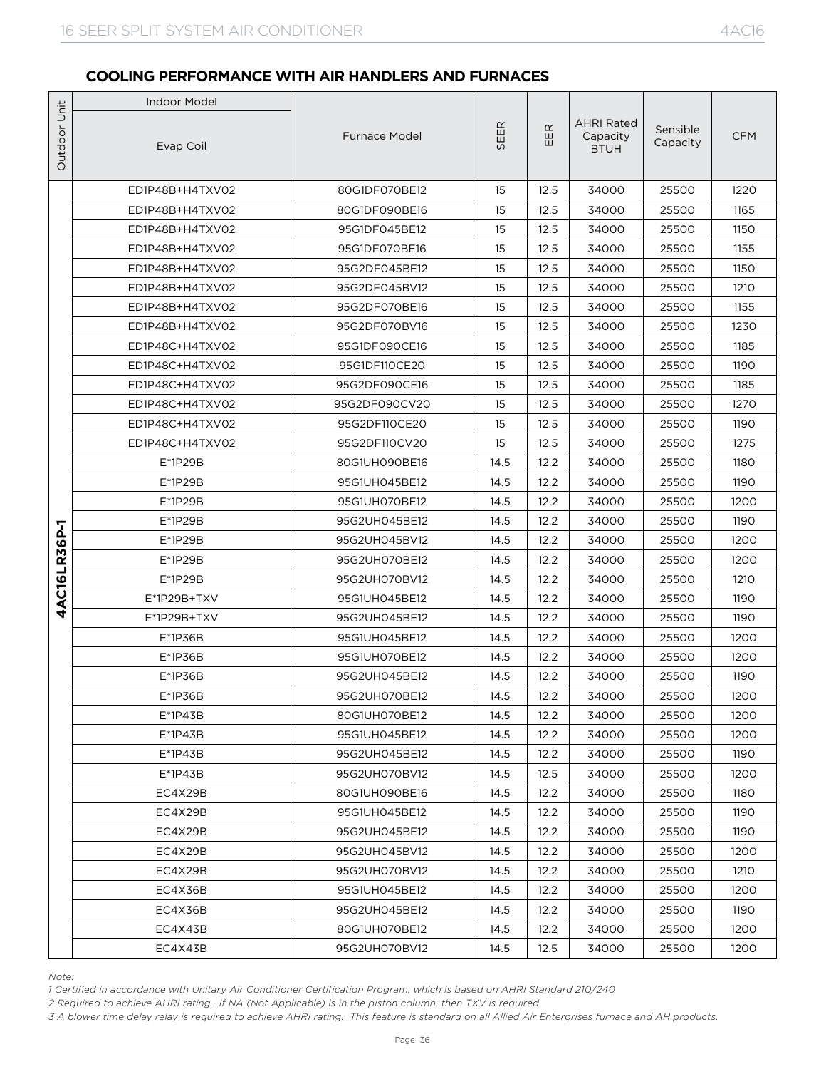## COOLING PERFORMANCE WITH AIR HANDLERS AND FURNACES

| Outdoor Unit | Indoor Model | | SEER | EER | AHRI Rated Capacity BTUH | Sensible Capacity | CFM |
|---|---|---|---|---|---|---|---|
| | Evap Coil | Furnace Model | | | | | |
| 4AC16LR36P-1 | ED1P48B+H4TXV02 | 80G1DF070BE12 | 15 | 12.5 | 34000 | 25500 | 1220 |
| | ED1P48B+H4TXV02 | 80G1DF090BE16 | 15 | 12.5 | 34000 | 25500 | 1165 |
| | ED1P48B+H4TXV02 | 95G1DF045BE12 | 15 | 12.5 | 34000 | 25500 | 1150 |
| | ED1P48B+H4TXV02 | 95G1DF070BE16 | 15 | 12.5 | 34000 | 25500 | 1155 |
| | ED1P48B+H4TXV02 | 95G2DF045BE12 | 15 | 12.5 | 34000 | 25500 | 1150 |
| | ED1P48B+H4TXV02 | 95G2DF045BV12 | 15 | 12.5 | 34000 | 25500 | 1210 |
| | ED1P48B+H4TXV02 | 95G2DF070BE16 | 15 | 12.5 | 34000 | 25500 | 1155 |
| | ED1P48B+H4TXV02 | 95G2DF070BV16 | 15 | 12.5 | 34000 | 25500 | 1230 |
| | ED1P48C+H4TXV02 | 95G1DF090CE16 | 15 | 12.5 | 34000 | 25500 | 1185 |
| | ED1P48C+H4TXV02 | 95G1DF110CE20 | 15 | 12.5 | 34000 | 25500 | 1190 |
| | ED1P48C+H4TXV02 | 95G2DF090CE16 | 15 | 12.5 | 34000 | 25500 | 1185 |
| | ED1P48C+H4TXV02 | 95G2DF090CV20 | 15 | 12.5 | 34000 | 25500 | 1270 |
| | ED1P48C+H4TXV02 | 95G2DF110CE20 | 15 | 12.5 | 34000 | 25500 | 1190 |
| | ED1P48C+H4TXV02 | 95G2DF110CV20 | 15 | 12.5 | 34000 | 25500 | 1275 |
| | E*1P29B | 80G1UH090BE16 | 14.5 | 12.2 | 34000 | 25500 | 1180 |
| | E*1P29B | 95G1UH045BE12 | 14.5 | 12.2 | 34000 | 25500 | 1190 |
| | E*1P29B | 95G1UH070BE12 | 14.5 | 12.2 | 34000 | 25500 | 1200 |
| | E*1P29B | 95G2UH045BE12 | 14.5 | 12.2 | 34000 | 25500 | 1190 |
| | E*1P29B | 95G2UH045BV12 | 14.5 | 12.2 | 34000 | 25500 | 1200 |
| | E*1P29B | 95G2UH070BE12 | 14.5 | 12.2 | 34000 | 25500 | 1200 |
| | E*1P29B | 95G2UH070BV12 | 14.5 | 12.2 | 34000 | 25500 | 1210 |
| | E*1P29B+TXV | 95G1UH045BE12 | 14.5 | 12.2 | 34000 | 25500 | 1190 |
| | E*1P29B+TXV | 95G2UH045BE12 | 14.5 | 12.2 | 34000 | 25500 | 1190 |
| | E*1P36B | 95G1UH045BE12 | 14.5 | 12.2 | 34000 | 25500 | 1200 |
| | E*1P36B | 95G1UH070BE12 | 14.5 | 12.2 | 34000 | 25500 | 1200 |
| | E*1P36B | 95G2UH045BE12 | 14.5 | 12.2 | 34000 | 25500 | 1190 |
| | E*1P36B | 95G2UH070BE12 | 14.5 | 12.2 | 34000 | 25500 | 1200 |
| | E*1P43B | 80G1UH070BE12 | 14.5 | 12.2 | 34000 | 25500 | 1200 |
| | E*1P43B | 95G1UH045BE12 | 14.5 | 12.2 | 34000 | 25500 | 1200 |
| | E*1P43B | 95G2UH045BE12 | 14.5 | 12.2 | 34000 | 25500 | 1190 |
| | E*1P43B | 95G2UH070BV12 | 14.5 | 12.5 | 34000 | 25500 | 1200 |
| | EC4X29B | 80G1UH090BE16 | 14.5 | 12.2 | 34000 | 25500 | 1180 |
| | EC4X29B | 95G1UH045BE12 | 14.5 | 12.2 | 34000 | 25500 | 1190 |
| | EC4X29B | 95G2UH045BE12 | 14.5 | 12.2 | 34000 | 25500 | 1190 |
| | EC4X29B | 95G2UH045BV12 | 14.5 | 12.2 | 34000 | 25500 | 1200 |
| | EC4X29B | 95G2UH070BV12 | 14.5 | 12.2 | 34000 | 25500 | 1210 |
| | EC4X36B | 95G1UH045BE12 | 14.5 | 12.2 | 34000 | 25500 | 1200 |
| | EC4X36B | 95G2UH045BE12 | 14.5 | 12.2 | 34000 | 25500 | 1190 |
| | EC4X43B | 80G1UH070BE12 | 14.5 | 12.2 | 34000 | 25500 | 1200 |
| | EC4X43B | 95G2UH070BV12 | 14.5 | 12.5 | 34000 | 25500 | 1200 |

*Note:*

*1 Certified in accordance with Unitary Air Conditioner Certification Program, which is based on AHRI Standard 210/240*

*2 Required to achieve AHRI rating. If NA (Not Applicable) is in the piston column, then TXV is required*

*3 A blower time delay relay is required to achieve AHRI rating. This feature is standard on all Allied Air Enterprises furnace and AH products.*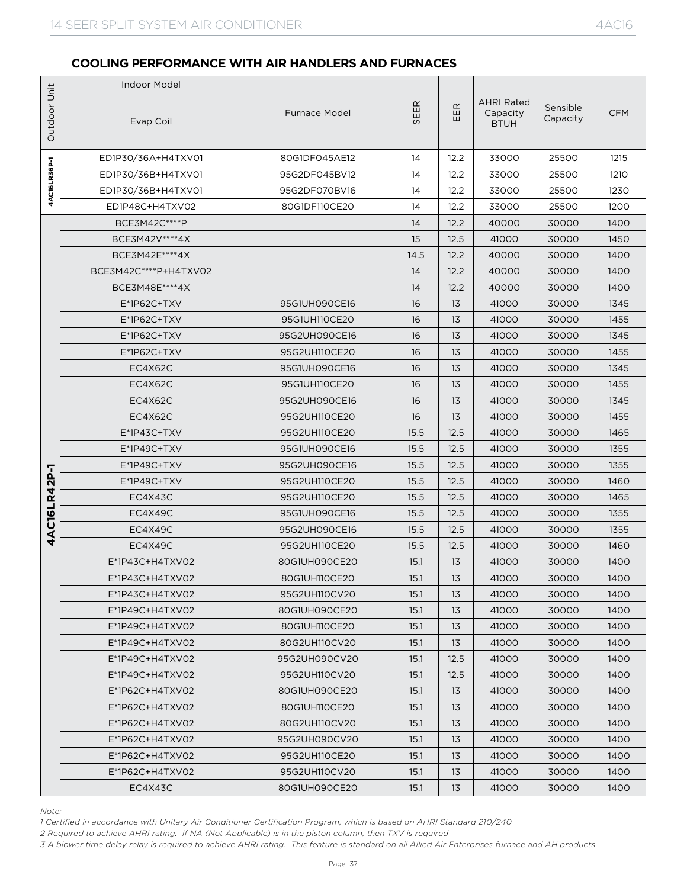## COOLING PERFORMANCE WITH AIR HANDLERS AND FURNACES

| Outdoor Unit | Indoor Model | | SEER | EER | AHRI Rated Capacity BTUH | Sensible Capacity | CFM |
|---|---|---|---|---|---|---|---|
| | Evap Coil | Furnace Model | | | | | |
| 4AC16LR36P-1 | ED1P30/36A+H4TXV01 | 80G1DF045AE12 | 14 | 12.2 | 33000 | 25500 | 1215 |
| | ED1P30/36B+H4TXV01 | 95G2DF045BV12 | 14 | 12.2 | 33000 | 25500 | 1210 |
| | ED1P30/36B+H4TXV01 | 95G2DF070BV16 | 14 | 12.2 | 33000 | 25500 | 1230 |
| | ED1P48C+H4TXV02 | 80G1DF110CE20 | 14 | 12.2 | 33000 | 25500 | 1200 |
| 4AC16LR42P-1 | BCE3M42C****P | | 14 | 12.2 | 40000 | 30000 | 1400 |
| | BCE3M42V****4X | | 15 | 12.5 | 41000 | 30000 | 1450 |
| | BCE3M42E****4X | | 14.5 | 12.2 | 40000 | 30000 | 1400 |
| | BCE3M42C****P+H4TXV02 | | 14 | 12.2 | 40000 | 30000 | 1400 |
| | BCE3M48E****4X | | 14 | 12.2 | 40000 | 30000 | 1400 |
| | E*1P62C+TXV | 95G1UH090CE16 | 16 | 13 | 41000 | 30000 | 1345 |
| | E*1P62C+TXV | 95G1UH110CE20 | 16 | 13 | 41000 | 30000 | 1455 |
| | E*1P62C+TXV | 95G2UH090CE16 | 16 | 13 | 41000 | 30000 | 1345 |
| | E*1P62C+TXV | 95G2UH110CE20 | 16 | 13 | 41000 | 30000 | 1455 |
| | EC4X62C | 95G1UH090CE16 | 16 | 13 | 41000 | 30000 | 1345 |
| | EC4X62C | 95G1UH110CE20 | 16 | 13 | 41000 | 30000 | 1455 |
| | EC4X62C | 95G2UH090CE16 | 16 | 13 | 41000 | 30000 | 1345 |
| | EC4X62C | 95G2UH110CE20 | 16 | 13 | 41000 | 30000 | 1455 |
| | E*1P43C+TXV | 95G2UH110CE20 | 15.5 | 12.5 | 41000 | 30000 | 1465 |
| | E*1P49C+TXV | 95G1UH090CE16 | 15.5 | 12.5 | 41000 | 30000 | 1355 |
| | E*1P49C+TXV | 95G2UH090CE16 | 15.5 | 12.5 | 41000 | 30000 | 1355 |
| | E*1P49C+TXV | 95G2UH110CE20 | 15.5 | 12.5 | 41000 | 30000 | 1460 |
| | EC4X43C | 95G2UH110CE20 | 15.5 | 12.5 | 41000 | 30000 | 1465 |
| | EC4X49C | 95G1UH090CE16 | 15.5 | 12.5 | 41000 | 30000 | 1355 |
| | EC4X49C | 95G2UH090CE16 | 15.5 | 12.5 | 41000 | 30000 | 1355 |
| | EC4X49C | 95G2UH110CE20 | 15.5 | 12.5 | 41000 | 30000 | 1460 |
| | E*1P43C+H4TXV02 | 80G1UH090CE20 | 15.1 | 13 | 41000 | 30000 | 1400 |
| | E*1P43C+H4TXV02 | 80G1UH110CE20 | 15.1 | 13 | 41000 | 30000 | 1400 |
| | E*1P43C+H4TXV02 | 95G2UH110CV20 | 15.1 | 13 | 41000 | 30000 | 1400 |
| | E*1P49C+H4TXV02 | 80G1UH090CE20 | 15.1 | 13 | 41000 | 30000 | 1400 |
| | E*1P49C+H4TXV02 | 80G1UH110CE20 | 15.1 | 13 | 41000 | 30000 | 1400 |
| | E*1P49C+H4TXV02 | 80G2UH110CV20 | 15.1 | 13 | 41000 | 30000 | 1400 |
| | E*1P49C+H4TXV02 | 95G2UH090CV20 | 15.1 | 12.5 | 41000 | 30000 | 1400 |
| | E*1P49C+H4TXV02 | 95G2UH110CV20 | 15.1 | 12.5 | 41000 | 30000 | 1400 |
| | E*1P62C+H4TXV02 | 80G1UH090CE20 | 15.1 | 13 | 41000 | 30000 | 1400 |
| | E*1P62C+H4TXV02 | 80G1UH110CE20 | 15.1 | 13 | 41000 | 30000 | 1400 |
| | E*1P62C+H4TXV02 | 80G2UH110CV20 | 15.1 | 13 | 41000 | 30000 | 1400 |
| | E*1P62C+H4TXV02 | 95G2UH090CV20 | 15.1 | 13 | 41000 | 30000 | 1400 |
| | E*1P62C+H4TXV02 | 95G2UH110CE20 | 15.1 | 13 | 41000 | 30000 | 1400 |
| | E*1P62C+H4TXV02 | 95G2UH110CV20 | 15.1 | 13 | 41000 | 30000 | 1400 |
| | EC4X43C | 80G1UH090CE20 | 15.1 | 13 | 41000 | 30000 | 1400 |

*Note:*

*1 Certified in accordance with Unitary Air Conditioner Certification Program, which is based on AHRI Standard 210/240*

*2 Required to achieve AHRI rating. If NA (Not Applicable) is in the piston column, then TXV is required*

*3 A blower time delay relay is required to achieve AHRI rating. This feature is standard on all Allied Air Enterprises furnace and AH products.*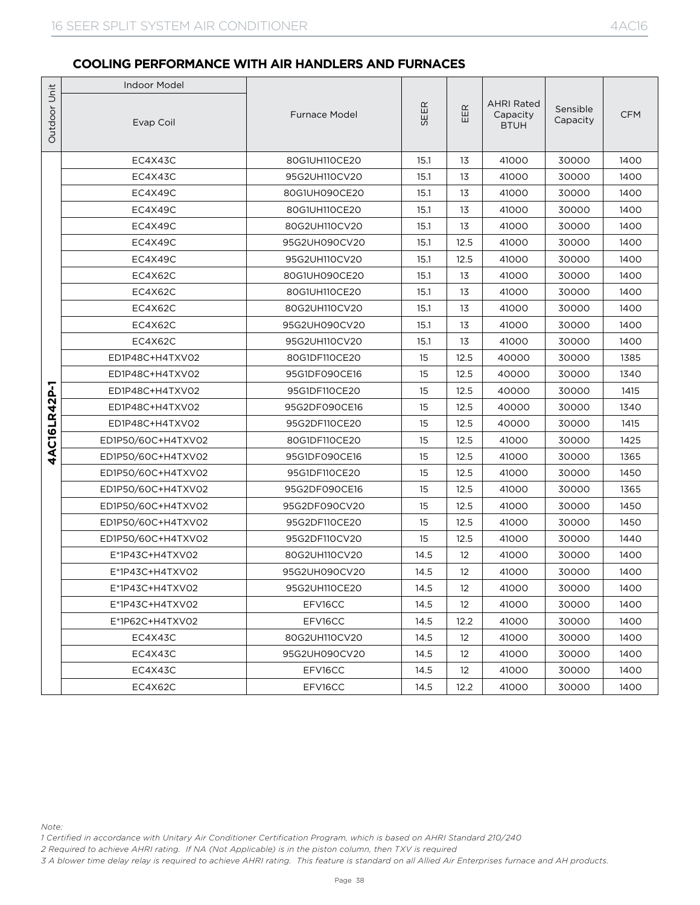## COOLING PERFORMANCE WITH AIR HANDLERS AND FURNACES

| Outdoor Unit | Indoor Model | | SEER | EER | AHRI Rated Capacity BTUH | Sensible Capacity | CFM |
|---|---|---|---|---|---|---|---|
| | Evap Coil | Furnace Model | | | | | |
| 4AC16LR42P-1 | EC4X43C | 80G1UH110CE20 | 15.1 | 13 | 41000 | 30000 | 1400 |
| | EC4X43C | 95G2UH110CV20 | 15.1 | 13 | 41000 | 30000 | 1400 |
| | EC4X49C | 80G1UH090CE20 | 15.1 | 13 | 41000 | 30000 | 1400 |
| | EC4X49C | 80G1UH110CE20 | 15.1 | 13 | 41000 | 30000 | 1400 |
| | EC4X49C | 80G2UH110CV20 | 15.1 | 13 | 41000 | 30000 | 1400 |
| | EC4X49C | 95G2UH090CV20 | 15.1 | 12.5 | 41000 | 30000 | 1400 |
| | EC4X49C | 95G2UH110CV20 | 15.1 | 12.5 | 41000 | 30000 | 1400 |
| | EC4X62C | 80G1UH090CE20 | 15.1 | 13 | 41000 | 30000 | 1400 |
| | EC4X62C | 80G1UH110CE20 | 15.1 | 13 | 41000 | 30000 | 1400 |
| | EC4X62C | 80G2UH110CV20 | 15.1 | 13 | 41000 | 30000 | 1400 |
| | EC4X62C | 95G2UH090CV20 | 15.1 | 13 | 41000 | 30000 | 1400 |
| | EC4X62C | 95G2UH110CV20 | 15.1 | 13 | 41000 | 30000 | 1400 |
| | ED1P48C+H4TXV02 | 80G1DF110CE20 | 15 | 12.5 | 40000 | 30000 | 1385 |
| | ED1P48C+H4TXV02 | 95G1DF090CE16 | 15 | 12.5 | 40000 | 30000 | 1340 |
| | ED1P48C+H4TXV02 | 95G1DF110CE20 | 15 | 12.5 | 40000 | 30000 | 1415 |
| | ED1P48C+H4TXV02 | 95G2DF090CE16 | 15 | 12.5 | 40000 | 30000 | 1340 |
| | ED1P48C+H4TXV02 | 95G2DF110CE20 | 15 | 12.5 | 40000 | 30000 | 1415 |
| | ED1P50/60C+H4TXV02 | 80G1DF110CE20 | 15 | 12.5 | 41000 | 30000 | 1425 |
| | ED1P50/60C+H4TXV02 | 95G1DF090CE16 | 15 | 12.5 | 41000 | 30000 | 1365 |
| | ED1P50/60C+H4TXV02 | 95G1DF110CE20 | 15 | 12.5 | 41000 | 30000 | 1450 |
| | ED1P50/60C+H4TXV02 | 95G2DF090CE16 | 15 | 12.5 | 41000 | 30000 | 1365 |
| | ED1P50/60C+H4TXV02 | 95G2DF090CV20 | 15 | 12.5 | 41000 | 30000 | 1450 |
| | ED1P50/60C+H4TXV02 | 95G2DF110CE20 | 15 | 12.5 | 41000 | 30000 | 1450 |
| | ED1P50/60C+H4TXV02 | 95G2DF110CV20 | 15 | 12.5 | 41000 | 30000 | 1440 |
| | E*1P43C+H4TXV02 | 80G2UH110CV20 | 14.5 | 12 | 41000 | 30000 | 1400 |
| | E*1P43C+H4TXV02 | 95G2UH090CV20 | 14.5 | 12 | 41000 | 30000 | 1400 |
| | E*1P43C+H4TXV02 | 95G2UH110CE20 | 14.5 | 12 | 41000 | 30000 | 1400 |
| | E*1P43C+H4TXV02 | EFV16CC | 14.5 | 12 | 41000 | 30000 | 1400 |
| | E*1P62C+H4TXV02 | EFV16CC | 14.5 | 12.2 | 41000 | 30000 | 1400 |
| | EC4X43C | 80G2UH110CV20 | 14.5 | 12 | 41000 | 30000 | 1400 |
| | EC4X43C | 95G2UH090CV20 | 14.5 | 12 | 41000 | 30000 | 1400 |
| | EC4X43C | EFV16CC | 14.5 | 12 | 41000 | 30000 | 1400 |
| | EC4X62C | EFV16CC | 14.5 | 12.2 | 41000 | 30000 | 1400 |

*Note:*

*1 Certified in accordance with Unitary Air Conditioner Certification Program, which is based on AHRI Standard 210/240*

*2 Required to achieve AHRI rating. If NA (Not Applicable) is in the piston column, then TXV is required*

*3 A blower time delay relay is required to achieve AHRI rating. This feature is standard on all Allied Air Enterprises furnace and AH products.*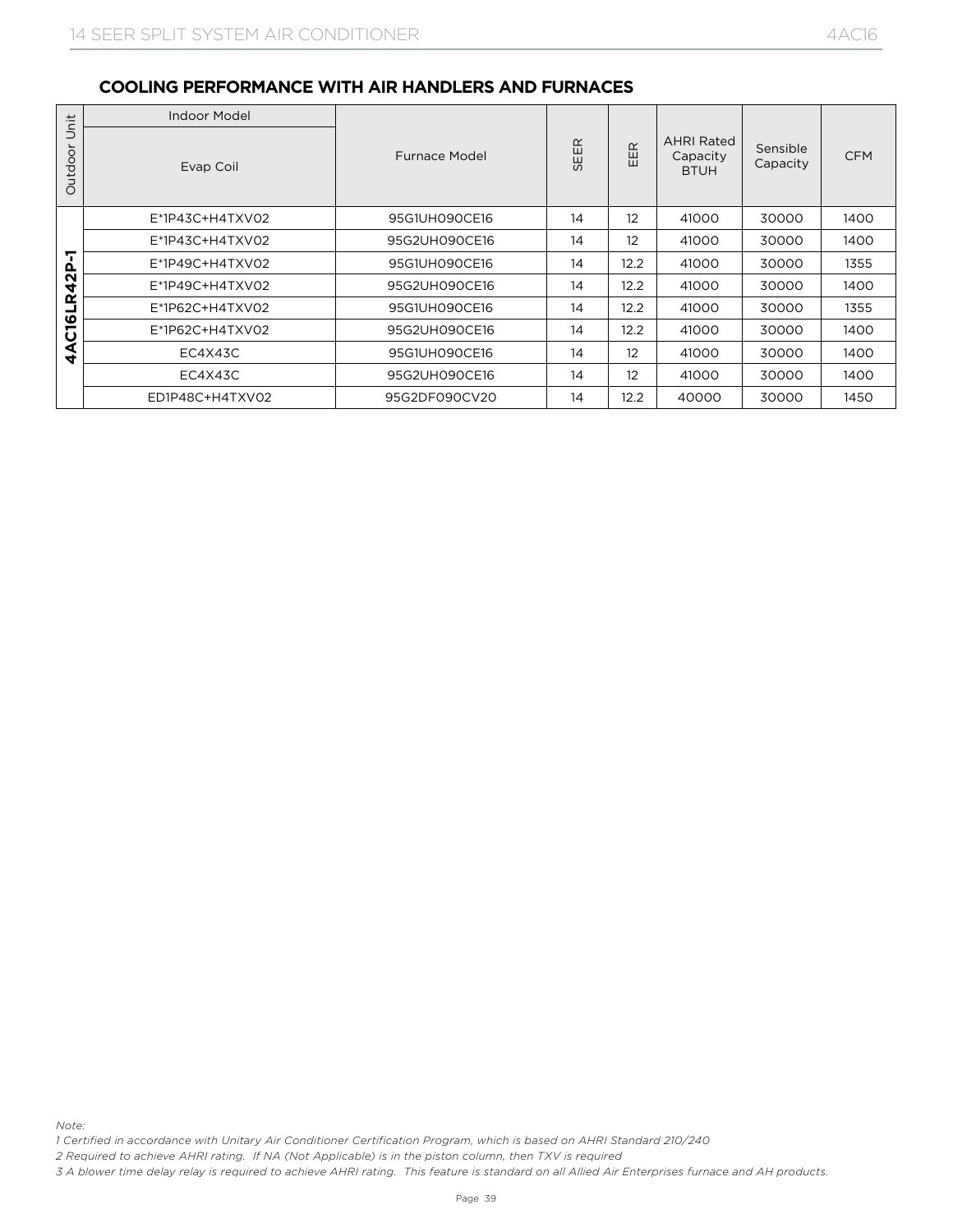## COOLING PERFORMANCE WITH AIR HANDLERS AND FURNACES

| Outdoor Unit | Indoor Model | | | | | | |
|---|---|---|---|---|---|---|---|
| | Evap Coil | Furnace Model | SEER | EER | AHRI Rated Capacity BTUH | Sensible Capacity | CFM |
| 4AC16LR42P-1 | E*1P43C+H4TXV02 | 95G1UH090CE16 | 14 | 12 | 41000 | 30000 | 1400 |
| | E*1P43C+H4TXV02 | 95G2UH090CE16 | 14 | 12 | 41000 | 30000 | 1400 |
| | E*1P49C+H4TXV02 | 95G1UH090CE16 | 14 | 12.2 | 41000 | 30000 | 1355 |
| | E*1P49C+H4TXV02 | 95G2UH090CE16 | 14 | 12.2 | 41000 | 30000 | 1400 |
| | E*1P62C+H4TXV02 | 95G1UH090CE16 | 14 | 12.2 | 41000 | 30000 | 1355 |
| | E*1P62C+H4TXV02 | 95G2UH090CE16 | 14 | 12.2 | 41000 | 30000 | 1400 |
| | EC4X43C | 95G1UH090CE16 | 14 | 12 | 41000 | 30000 | 1400 |
| | EC4X43C | 95G2UH090CE16 | 14 | 12 | 41000 | 30000 | 1400 |
| | ED1P48C+H4TXV02 | 95G2DF090CV20 | 14 | 12.2 | 40000 | 30000 | 1450 |

*Note:*

*1 Certified in accordance with Unitary Air Conditioner Certification Program, which is based on AHRI Standard 210/240*

*2 Required to achieve AHRI rating. If NA (Not Applicable) is in the piston column, then TXV is required*

*3 A blower time delay relay is required to achieve AHRI rating. This feature is standard on all Allied Air Enterprises furnace and AH products.*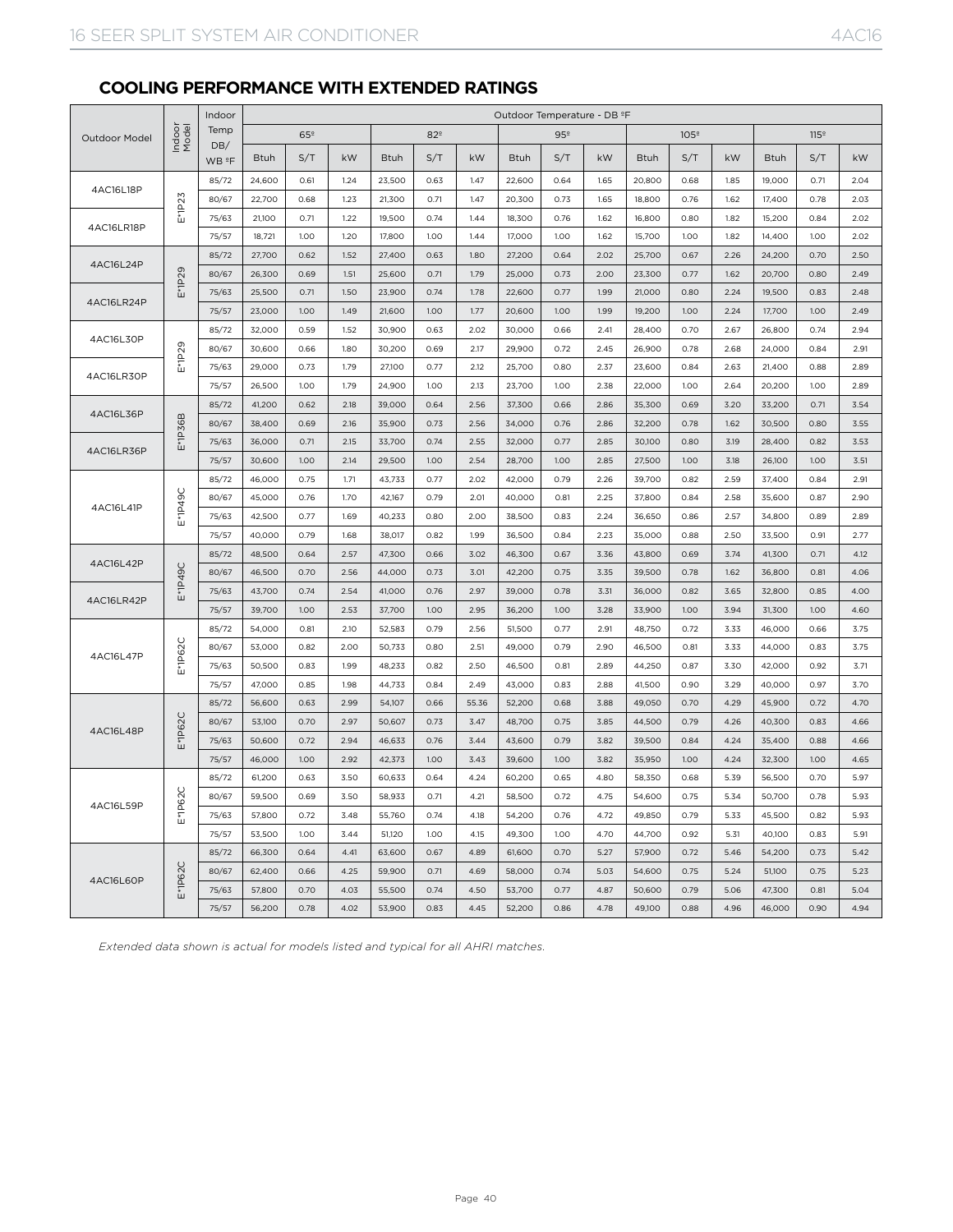## COOLING PERFORMANCE WITH EXTENDED RATINGS

| Outdoor Model | Indoor Model | Indoor Temp DB/ WB ºF | Outdoor Temperature - DB ºF | | | | | | | | | | | | | | |
|---|---|---|---|---|---|---|---|---|---|---|---|---|---|---|---|---|---|
| | | | 65º | | | 82º | | | 95º | | | 105º | | | 115º | | |
| | | | Btuh | S/T | kW | Btuh | S/T | kW | Btuh | S/T | kW | Btuh | S/T | kW | Btuh | S/T | kW |
| 4AC16L18P | E*1P23 | 85/72 | 24,600 | 0.61 | 1.24 | 23,500 | 0.63 | 1.47 | 22,600 | 0.64 | 1.65 | 20,800 | 0.68 | 1.85 | 19,000 | 0.71 | 2.04 |
| | | 80/67 | 22,700 | 0.68 | 1.23 | 21,300 | 0.71 | 1.47 | 20,300 | 0.73 | 1.65 | 18,800 | 0.76 | 1.62 | 17,400 | 0.78 | 2.03 |
| 4AC16LR18P | | 75/63 | 21,100 | 0.71 | 1.22 | 19,500 | 0.74 | 1.44 | 18,300 | 0.76 | 1.62 | 16,800 | 0.80 | 1.82 | 15,200 | 0.84 | 2.02 |
| | | 75/57 | 18,721 | 1.00 | 1.20 | 17,800 | 1.00 | 1.44 | 17,000 | 1.00 | 1.62 | 15,700 | 1.00 | 1.82 | 14,400 | 1.00 | 2.02 |
| 4AC16L24P | E*1P29 | 85/72 | 27,700 | 0.62 | 1.52 | 27,400 | 0.63 | 1.80 | 27,200 | 0.64 | 2.02 | 25,700 | 0.67 | 2.26 | 24,200 | 0.70 | 2.50 |
| | | 80/67 | 26,300 | 0.69 | 1.51 | 25,600 | 0.71 | 1.79 | 25,000 | 0.73 | 2.00 | 23,300 | 0.77 | 1.62 | 20,700 | 0.80 | 2.49 |
| 4AC16LR24P | | 75/63 | 25,500 | 0.71 | 1.50 | 23,900 | 0.74 | 1.78 | 22,600 | 0.77 | 1.99 | 21,000 | 0.80 | 2.24 | 19,500 | 0.83 | 2.48 |
| | | 75/57 | 23,000 | 1.00 | 1.49 | 21,600 | 1.00 | 1.77 | 20,600 | 1.00 | 1.99 | 19,200 | 1.00 | 2.24 | 17,700 | 1.00 | 2.49 |
| 4AC16L30P | E*1P29 | 85/72 | 32,000 | 0.59 | 1.52 | 30,900 | 0.63 | 2.02 | 30,000 | 0.66 | 2.41 | 28,400 | 0.70 | 2.67 | 26,800 | 0.74 | 2.94 |
| | | 80/67 | 30,600 | 0.66 | 1.80 | 30,200 | 0.69 | 2.17 | 29,900 | 0.72 | 2.45 | 26,900 | 0.78 | 2.68 | 24,000 | 0.84 | 2.91 |
| 4AC16LR30P | | 75/63 | 29,000 | 0.73 | 1.79 | 27,100 | 0.77 | 2.12 | 25,700 | 0.80 | 2.37 | 23,600 | 0.84 | 2.63 | 21,400 | 0.88 | 2.89 |
| | | 75/57 | 26,500 | 1.00 | 1.79 | 24,900 | 1.00 | 2.13 | 23,700 | 1.00 | 2.38 | 22,000 | 1.00 | 2.64 | 20,200 | 1.00 | 2.89 |
| 4AC16L36P | E*1P36B | 85/72 | 41,200 | 0.62 | 2.18 | 39,000 | 0.64 | 2.56 | 37,300 | 0.66 | 2.86 | 35,300 | 0.69 | 3.20 | 33,200 | 0.71 | 3.54 |
| | | 80/67 | 38,400 | 0.69 | 2.16 | 35,900 | 0.73 | 2.56 | 34,000 | 0.76 | 2.86 | 32,200 | 0.78 | 1.62 | 30,500 | 0.80 | 3.55 |
| 4AC16LR36P | | 75/63 | 36,000 | 0.71 | 2.15 | 33,700 | 0.74 | 2.55 | 32,000 | 0.77 | 2.85 | 30,100 | 0.80 | 3.19 | 28,400 | 0.82 | 3.53 |
| | | 75/57 | 30,600 | 1.00 | 2.14 | 29,500 | 1.00 | 2.54 | 28,700 | 1.00 | 2.85 | 27,500 | 1.00 | 3.18 | 26,100 | 1.00 | 3.51 |
| 4AC16L41P | E*1P49C | 85/72 | 46,000 | 0.75 | 1.71 | 43,733 | 0.77 | 2.02 | 42,000 | 0.79 | 2.26 | 39,700 | 0.82 | 2.59 | 37,400 | 0.84 | 2.91 |
| | | 80/67 | 45,000 | 0.76 | 1.70 | 42,167 | 0.79 | 2.01 | 40,000 | 0.81 | 2.25 | 37,800 | 0.84 | 2.58 | 35,600 | 0.87 | 2.90 |
| | | 75/63 | 42,500 | 0.77 | 1.69 | 40,233 | 0.80 | 2.00 | 38,500 | 0.83 | 2.24 | 36,650 | 0.86 | 2.57 | 34,800 | 0.89 | 2.89 |
| | | 75/57 | 40,000 | 0.79 | 1.68 | 38,017 | 0.82 | 1.99 | 36,500 | 0.84 | 2.23 | 35,000 | 0.88 | 2.50 | 33,500 | 0.91 | 2.77 |
| 4AC16L42P | E*1P49C | 85/72 | 48,500 | 0.64 | 2.57 | 47,300 | 0.66 | 3.02 | 46,300 | 0.67 | 3.36 | 43,800 | 0.69 | 3.74 | 41,300 | 0.71 | 4.12 |
| | | 80/67 | 46,500 | 0.70 | 2.56 | 44,000 | 0.73 | 3.01 | 42,200 | 0.75 | 3.35 | 39,500 | 0.78 | 1.62 | 36,800 | 0.81 | 4.06 |
| 4AC16LR42P | | 75/63 | 43,700 | 0.74 | 2.54 | 41,000 | 0.76 | 2.97 | 39,000 | 0.78 | 3.31 | 36,000 | 0.82 | 3.65 | 32,800 | 0.85 | 4.00 |
| | | 75/57 | 39,700 | 1.00 | 2.53 | 37,700 | 1.00 | 2.95 | 36,200 | 1.00 | 3.28 | 33,900 | 1.00 | 3.94 | 31,300 | 1.00 | 4.60 |
| 4AC16L47P | E*1P62C | 85/72 | 54,000 | 0.81 | 2.10 | 52,583 | 0.79 | 2.56 | 51,500 | 0.77 | 2.91 | 48,750 | 0.72 | 3.33 | 46,000 | 0.66 | 3.75 |
| | | 80/67 | 53,000 | 0.82 | 2.00 | 50,733 | 0.80 | 2.51 | 49,000 | 0.79 | 2.90 | 46,500 | 0.81 | 3.33 | 44,000 | 0.83 | 3.75 |
| | | 75/63 | 50,500 | 0.83 | 1.99 | 48,233 | 0.82 | 2.50 | 46,500 | 0.81 | 2.89 | 44,250 | 0.87 | 3.30 | 42,000 | 0.92 | 3.71 |
| | | 75/57 | 47,000 | 0.85 | 1.98 | 44,733 | 0.84 | 2.49 | 43,000 | 0.83 | 2.88 | 41,500 | 0.90 | 3.29 | 40,000 | 0.97 | 3.70 |
| 4AC16L48P | E*1P62C | 85/72 | 56,600 | 0.63 | 2.99 | 54,107 | 0.66 | 55.36 | 52,200 | 0.68 | 3.88 | 49,050 | 0.70 | 4.29 | 45,900 | 0.72 | 4.70 |
| | | 80/67 | 53,100 | 0.70 | 2.97 | 50,607 | 0.73 | 3.47 | 48,700 | 0.75 | 3.85 | 44,500 | 0.79 | 4.26 | 40,300 | 0.83 | 4.66 |
| | | 75/63 | 50,600 | 0.72 | 2.94 | 46,633 | 0.76 | 3.44 | 43,600 | 0.79 | 3.82 | 39,500 | 0.84 | 4.24 | 35,400 | 0.88 | 4.66 |
| | | 75/57 | 46,000 | 1.00 | 2.92 | 42,373 | 1.00 | 3.43 | 39,600 | 1.00 | 3.82 | 35,950 | 1.00 | 4.24 | 32,300 | 1.00 | 4.65 |
| 4AC16L59P | E*1P62C | 85/72 | 61,200 | 0.63 | 3.50 | 60,633 | 0.64 | 4.24 | 60,200 | 0.65 | 4.80 | 58,350 | 0.68 | 5.39 | 56,500 | 0.70 | 5.97 |
| | | 80/67 | 59,500 | 0.69 | 3.50 | 58,933 | 0.71 | 4.21 | 58,500 | 0.72 | 4.75 | 54,600 | 0.75 | 5.34 | 50,700 | 0.78 | 5.93 |
| | | 75/63 | 57,800 | 0.72 | 3.48 | 55,760 | 0.74 | 4.18 | 54,200 | 0.76 | 4.72 | 49,850 | 0.79 | 5.33 | 45,500 | 0.82 | 5.93 |
| | | 75/57 | 53,500 | 1.00 | 3.44 | 51,120 | 1.00 | 4.15 | 49,300 | 1.00 | 4.70 | 44,700 | 0.92 | 5.31 | 40,100 | 0.83 | 5.91 |
| 4AC16L60P | E*1P62C | 85/72 | 66,300 | 0.64 | 4.41 | 63,600 | 0.67 | 4.89 | 61,600 | 0.70 | 5.27 | 57,900 | 0.72 | 5.46 | 54,200 | 0.73 | 5.42 |
| | | 80/67 | 62,400 | 0.66 | 4.25 | 59,900 | 0.71 | 4.69 | 58,000 | 0.74 | 5.03 | 54,600 | 0.75 | 5.24 | 51,100 | 0.75 | 5.23 |
| | | 75/63 | 57,800 | 0.70 | 4.03 | 55,500 | 0.74 | 4.50 | 53,700 | 0.77 | 4.87 | 50,600 | 0.79 | 5.06 | 47,300 | 0.81 | 5.04 |
| | | 75/57 | 56,200 | 0.78 | 4.02 | 53,900 | 0.83 | 4.45 | 52,200 | 0.86 | 4.78 | 49,100 | 0.88 | 4.96 | 46,000 | 0.90 | 4.94 |

*Extended data shown is actual for models listed and typical for all AHRI matches.*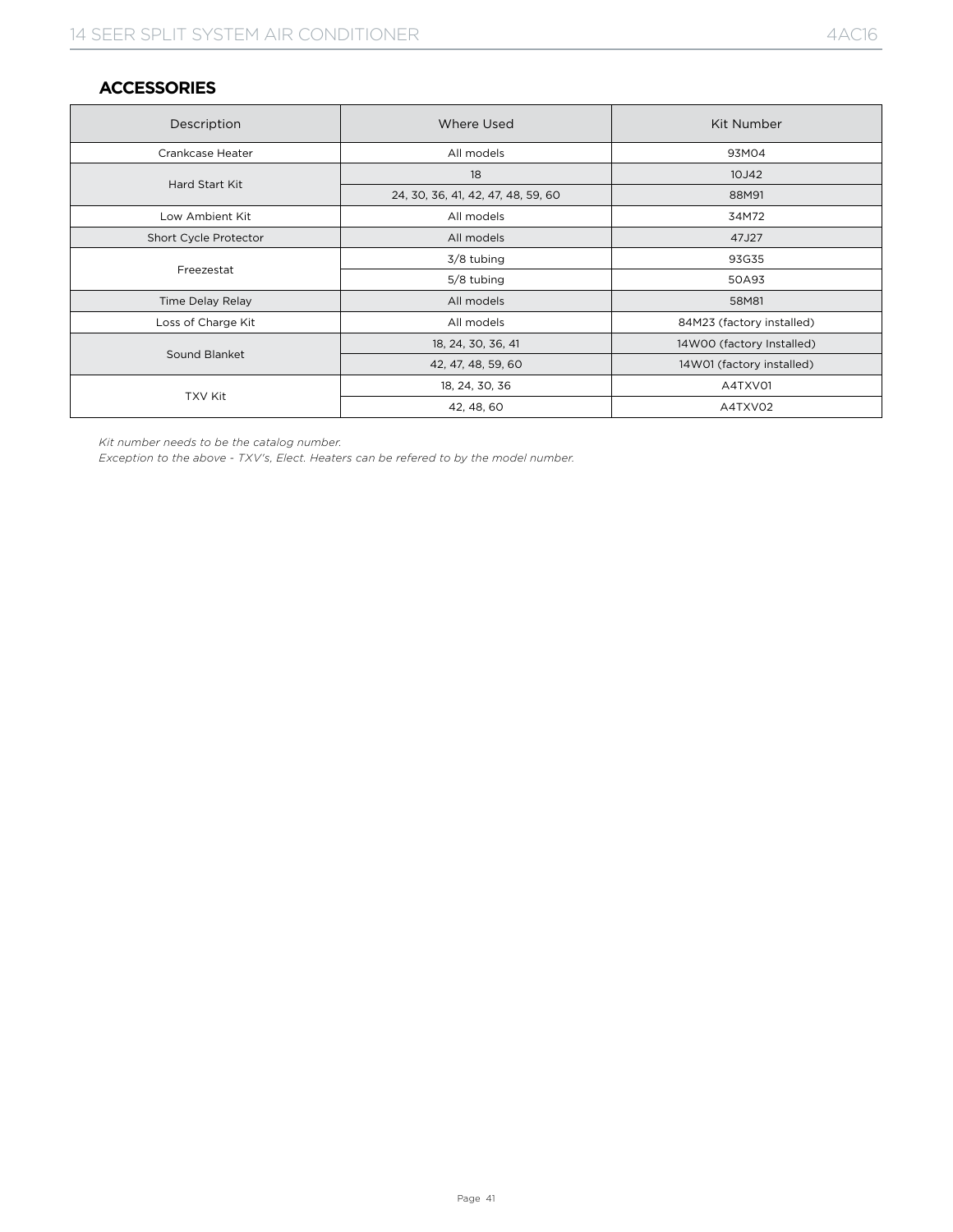## ACCESSORIES

| Description | Where Used | Kit Number |
|---|---|---|
| Crankcase Heater | All models | 93M04 |
| Hard Start Kit | 18 | 10J42 |
| | 24, 30, 36, 41, 42, 47, 48, 59, 60 | 88M91 |
| Low Ambient Kit | All models | 34M72 |
| Short Cycle Protector | All models | 47J27 |
| Freezestat | 3/8 tubing | 93G35 |
| | 5/8 tubing | 50A93 |
| Time Delay Relay | All models | 58M81 |
| Loss of Charge Kit | All models | 84M23 (factory installed) |
| Sound Blanket | 18, 24, 30, 36, 41 | 14W00 (factory Installed) |
| | 42, 47, 48, 59, 60 | 14W01 (factory installed) |
| TXV Kit | 18, 24, 30, 36 | A4TXV01 |
| | 42, 48, 60 | A4TXV02 |

*Kit number needs to be the catalog number.*
*Exception to the above - TXV's, Elect. Heaters can be refered to by the model number.*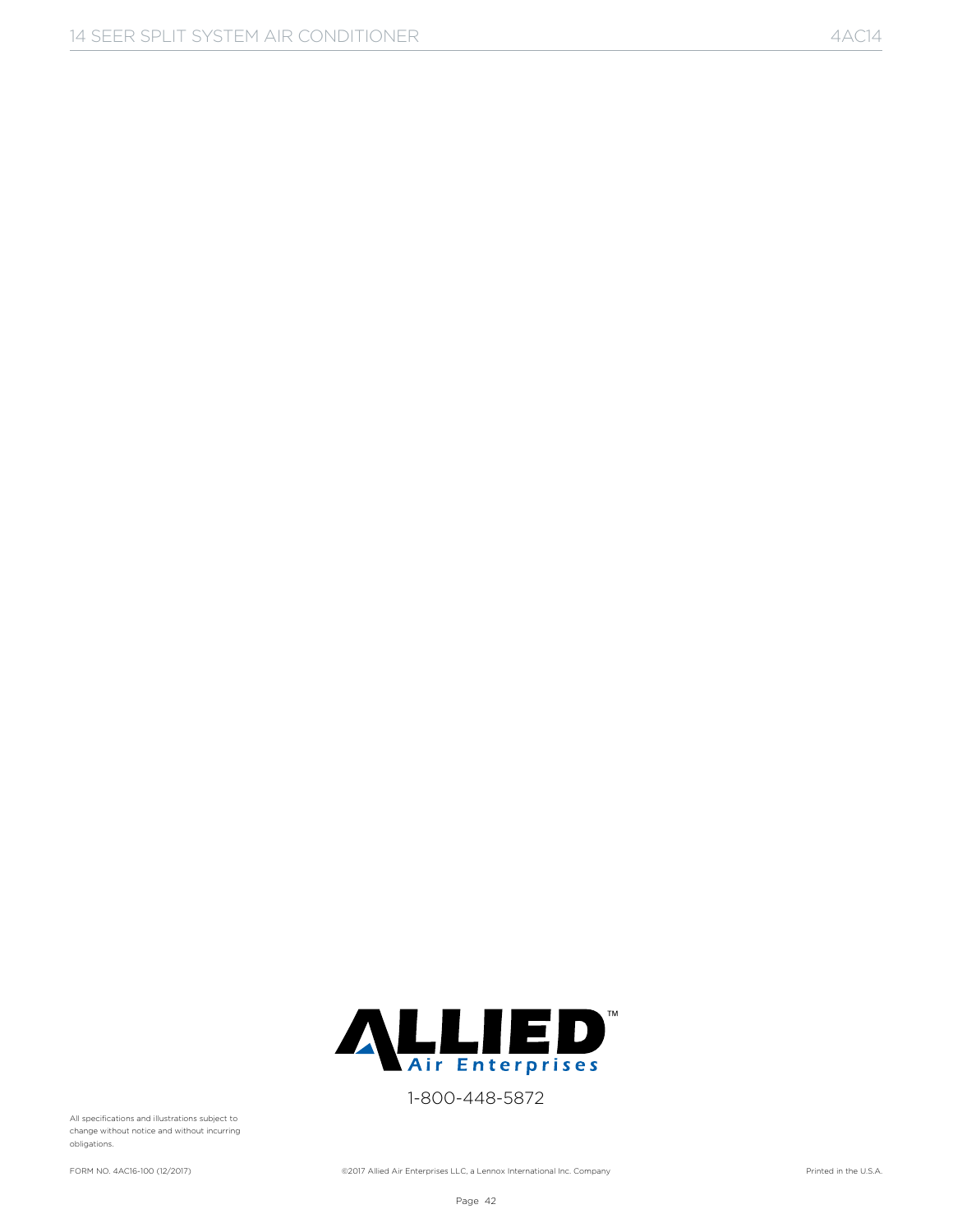ALLIED™
Air Enterprises

1-800-448-5872

All specifications and illustrations subject to change without notice and without incurring obligations.

FORM NO. 4AC16-100 (12/2017)

©2017 Allied Air Enterprises LLC, a Lennox International Inc. Company

Printed in the U.S.A.